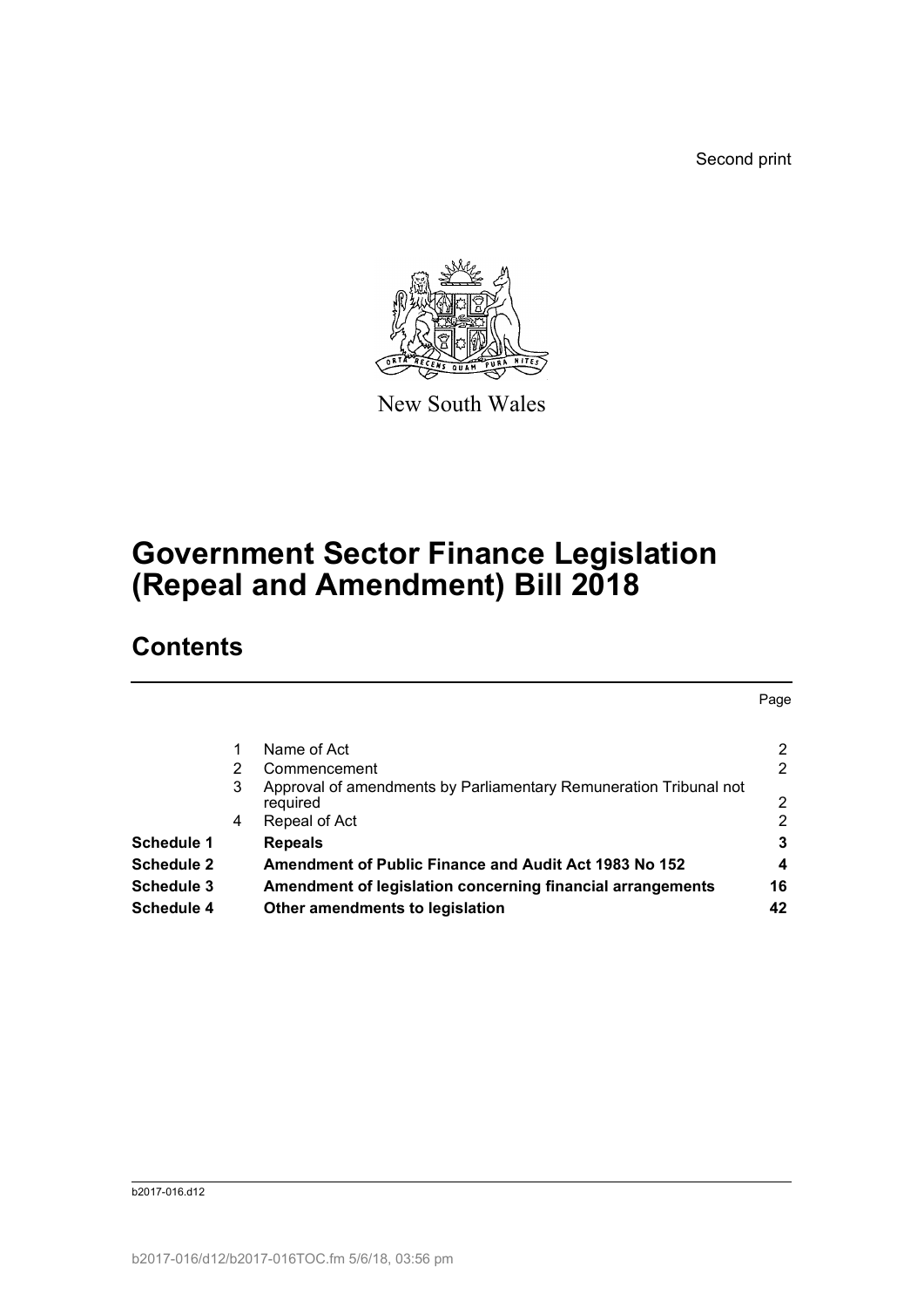Second print

New South Wales

# Government Sector Finance Legislation (Repeal and Amendment) Bill 2018

## Contents

| | | | Page |
|---|---|---|---|
| | 1 | Name of Act | 2 |
| | 2 | Commencement | 2 |
| | 3 | Approval of amendments by Parliamentary Remuneration Tribunal not required | 2 |
| | 4 | Repeal of Act | 2 |
| **Schedule 1** | | **Repeals** | **3** |
| **Schedule 2** | | **Amendment of Public Finance and Audit Act 1983 No 152** | **4** |
| **Schedule 3** | | **Amendment of legislation concerning financial arrangements** | **16** |
| **Schedule 4** | | **Other amendments to legislation** | **42** |

b2017-016.d12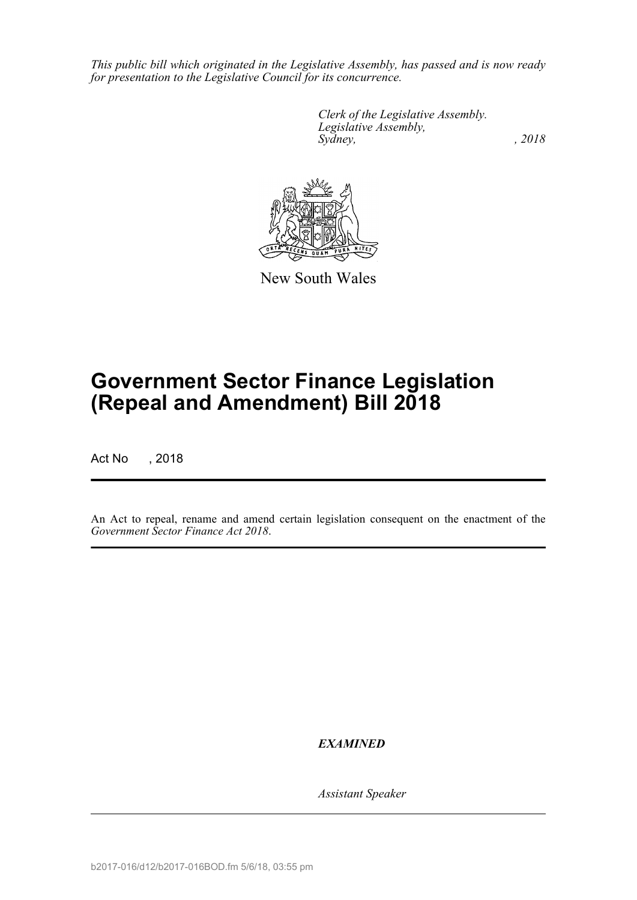*This public bill which originated in the Legislative Assembly, has passed and is now ready for presentation to the Legislative Council for its concurrence.*

*Clerk of the Legislative Assembly.*
*Legislative Assembly,*
*Sydney, , 2018*

New South Wales

# Government Sector Finance Legislation (Repeal and Amendment) Bill 2018

Act No , 2018

An Act to repeal, rename and amend certain legislation consequent on the enactment of the *Government Sector Finance Act 2018*.

***EXAMINED***

*Assistant Speaker*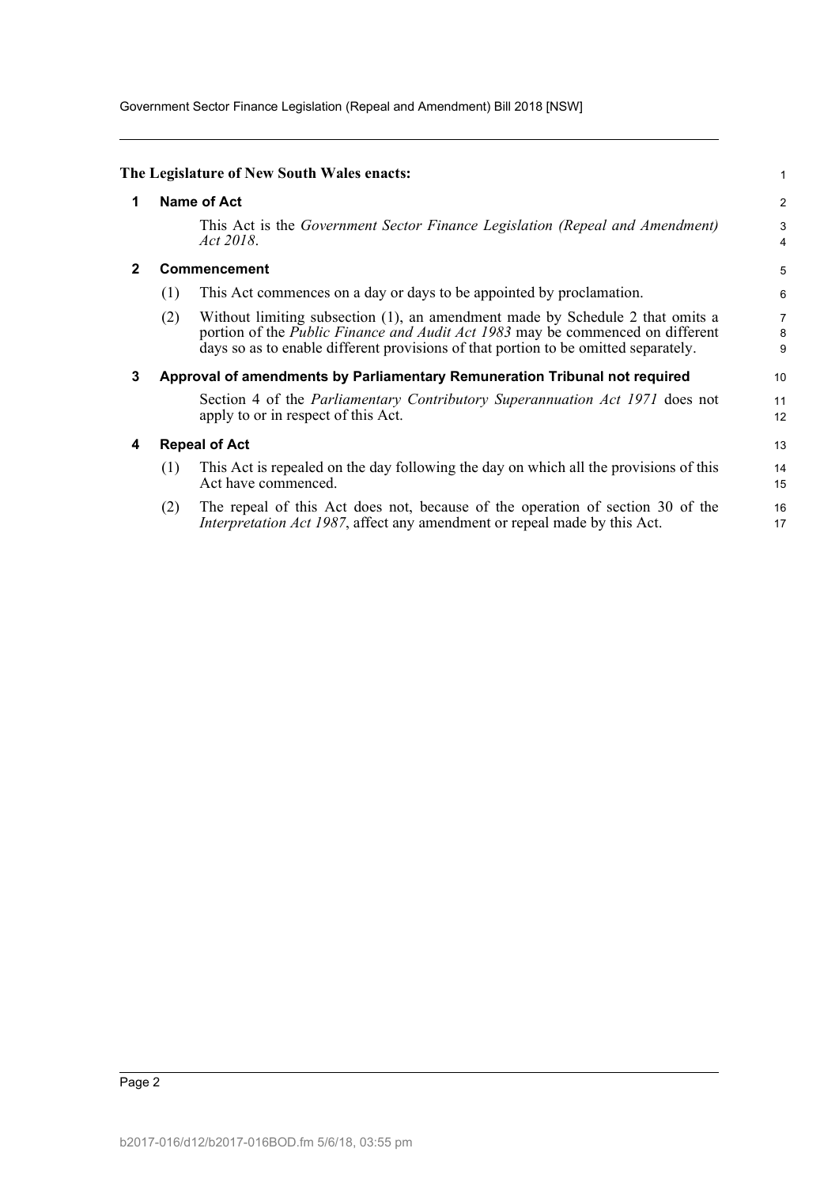**The Legislature of New South Wales enacts:**

## 1 Name of Act

This Act is the *Government Sector Finance Legislation (Repeal and Amendment) Act 2018*.

## 2 Commencement

(1) This Act commences on a day or days to be appointed by proclamation.

(2) Without limiting subsection (1), an amendment made by Schedule 2 that omits a portion of the *Public Finance and Audit Act 1983* may be commenced on different days so as to enable different provisions of that portion to be omitted separately.

## 3 Approval of amendments by Parliamentary Remuneration Tribunal not required

Section 4 of the *Parliamentary Contributory Superannuation Act 1971* does not apply to or in respect of this Act.

## 4 Repeal of Act

(1) This Act is repealed on the day following the day on which all the provisions of this Act have commenced.

(2) The repeal of this Act does not, because of the operation of section 30 of the *Interpretation Act 1987*, affect any amendment or repeal made by this Act.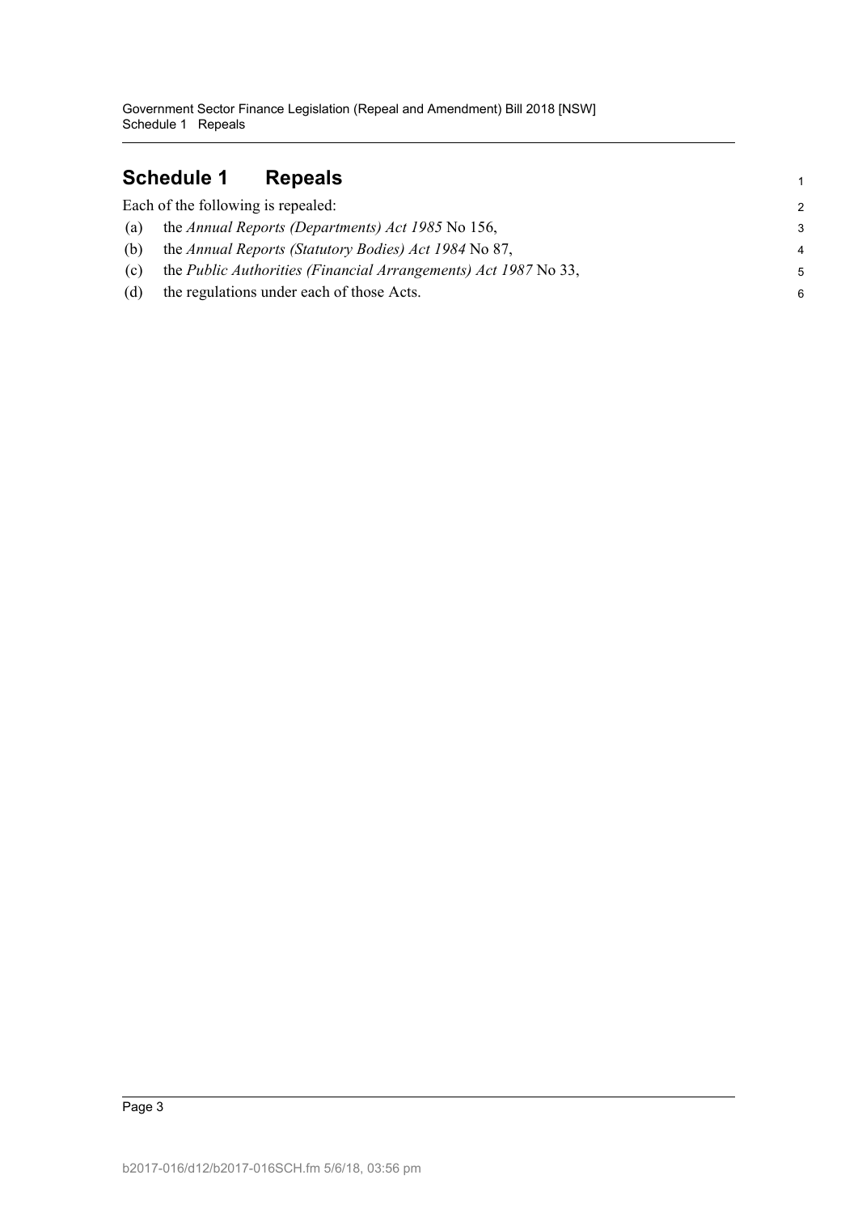# Schedule 1 Repeals

Each of the following is repealed:

(a) the *Annual Reports (Departments) Act 1985* No 156,

(b) the *Annual Reports (Statutory Bodies) Act 1984* No 87,

(c) the *Public Authorities (Financial Arrangements) Act 1987* No 33,

(d) the regulations under each of those Acts.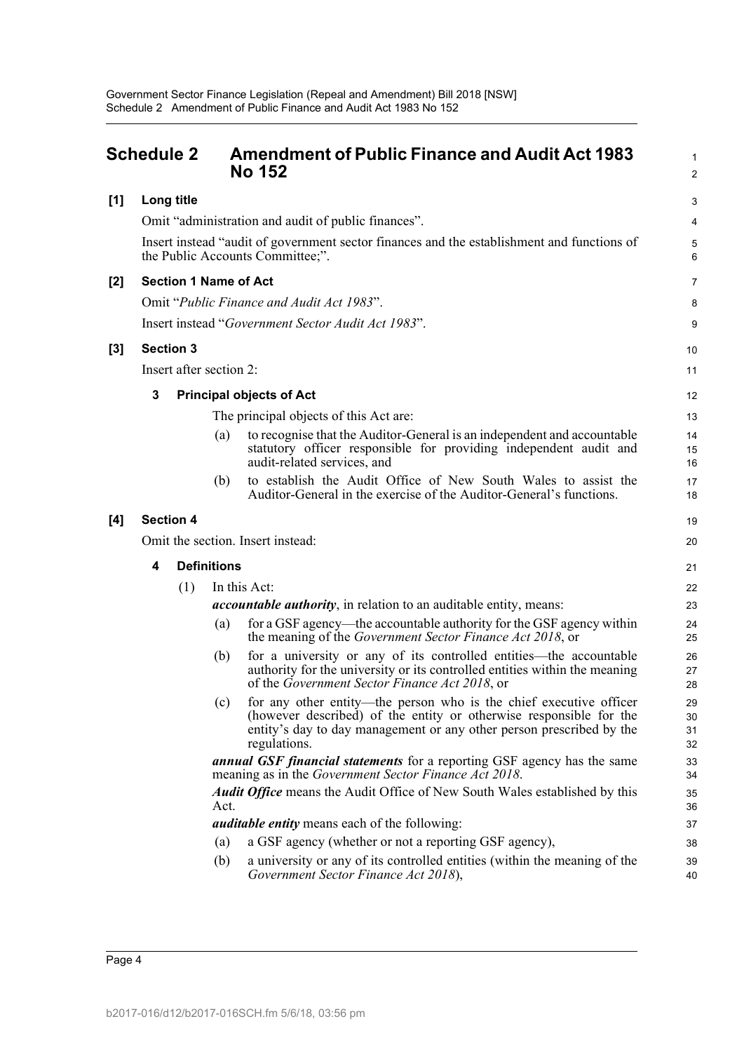# Schedule 2 Amendment of Public Finance and Audit Act 1983 No 152

**[1] Long title**

Omit "administration and audit of public finances".

Insert instead "audit of government sector finances and the establishment and functions of the Public Accounts Committee;".

**[2] Section 1 Name of Act**

Omit "*Public Finance and Audit Act 1983*".

Insert instead "*Government Sector Audit Act 1983*".

**[3] Section 3**

Insert after section 2:

**3 Principal objects of Act**

The principal objects of this Act are:

(a) to recognise that the Auditor-General is an independent and accountable statutory officer responsible for providing independent audit and audit-related services, and

(b) to establish the Audit Office of New South Wales to assist the Auditor-General in the exercise of the Auditor-General's functions.

**[4] Section 4**

Omit the section. Insert instead:

**4 Definitions**

(1) In this Act:

***accountable authority***, in relation to an auditable entity, means:

(a) for a GSF agency—the accountable authority for the GSF agency within the meaning of the *Government Sector Finance Act 2018*, or

(b) for a university or any of its controlled entities—the accountable authority for the university or its controlled entities within the meaning of the *Government Sector Finance Act 2018*, or

(c) for any other entity—the person who is the chief executive officer (however described) of the entity or otherwise responsible for the entity's day to day management or any other person prescribed by the regulations.

***annual GSF financial statements*** for a reporting GSF agency has the same meaning as in the *Government Sector Finance Act 2018*.

***Audit Office*** means the Audit Office of New South Wales established by this Act.

***auditable entity*** means each of the following:

(a) a GSF agency (whether or not a reporting GSF agency),

(b) a university or any of its controlled entities (within the meaning of the *Government Sector Finance Act 2018*),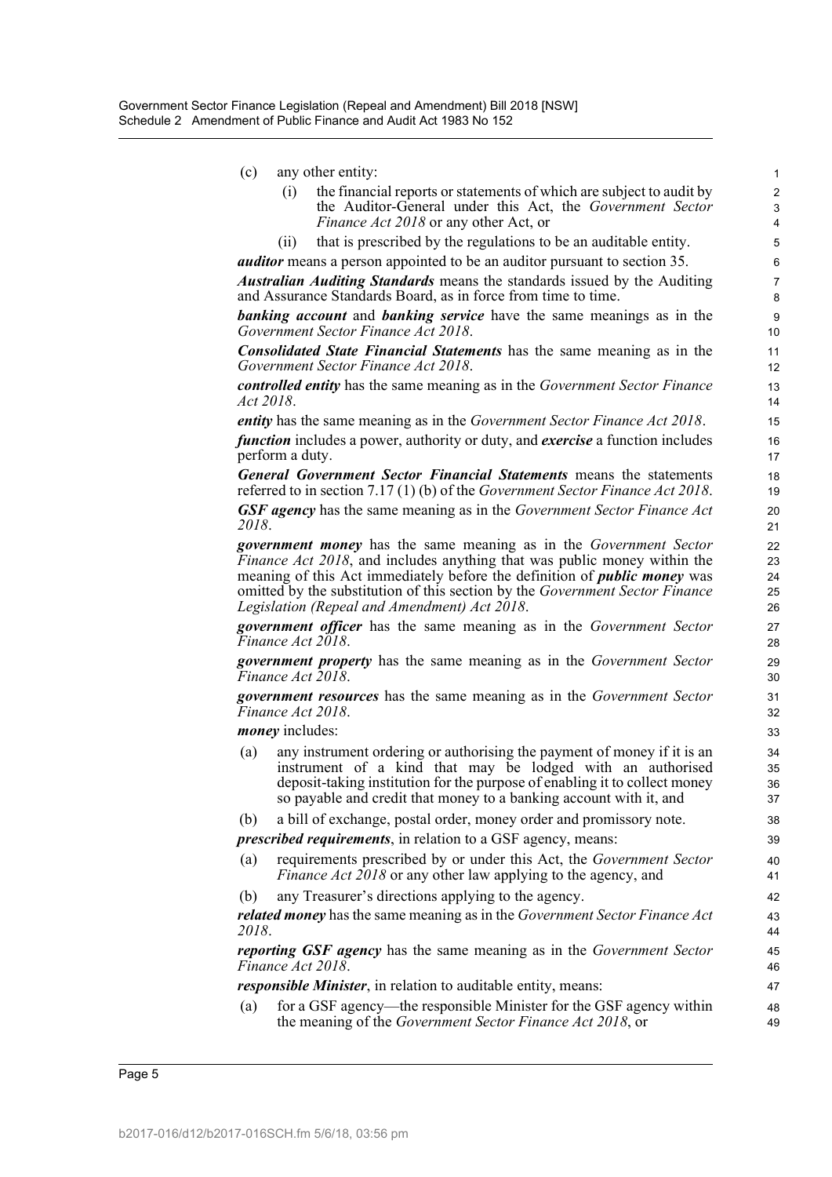(c) any other entity:

   (i) the financial reports or statements of which are subject to audit by the Auditor-General under this Act, the *Government Sector Finance Act 2018* or any other Act, or

   (ii) that is prescribed by the regulations to be an auditable entity.

***auditor*** means a person appointed to be an auditor pursuant to section 35.

***Australian Auditing Standards*** means the standards issued by the Auditing and Assurance Standards Board, as in force from time to time.

***banking account*** and ***banking service*** have the same meanings as in the *Government Sector Finance Act 2018*.

***Consolidated State Financial Statements*** has the same meaning as in the *Government Sector Finance Act 2018*.

***controlled entity*** has the same meaning as in the *Government Sector Finance Act 2018*.

***entity*** has the same meaning as in the *Government Sector Finance Act 2018*.

***function*** includes a power, authority or duty, and ***exercise*** a function includes perform a duty.

***General Government Sector Financial Statements*** means the statements referred to in section 7.17 (1) (b) of the *Government Sector Finance Act 2018*.

***GSF agency*** has the same meaning as in the *Government Sector Finance Act 2018*.

***government money*** has the same meaning as in the *Government Sector Finance Act 2018*, and includes anything that was public money within the meaning of this Act immediately before the definition of ***public money*** was omitted by the substitution of this section by the *Government Sector Finance Legislation (Repeal and Amendment) Act 2018*.

***government officer*** has the same meaning as in the *Government Sector Finance Act 2018*.

***government property*** has the same meaning as in the *Government Sector Finance Act 2018*.

***government resources*** has the same meaning as in the *Government Sector Finance Act 2018*.

***money*** includes:

(a) any instrument ordering or authorising the payment of money if it is an instrument of a kind that may be lodged with an authorised deposit-taking institution for the purpose of enabling it to collect money so payable and credit that money to a banking account with it, and

(b) a bill of exchange, postal order, money order and promissory note.

***prescribed requirements***, in relation to a GSF agency, means:

(a) requirements prescribed by or under this Act, the *Government Sector Finance Act 2018* or any other law applying to the agency, and

(b) any Treasurer's directions applying to the agency.

***related money*** has the same meaning as in the *Government Sector Finance Act 2018*.

***reporting GSF agency*** has the same meaning as in the *Government Sector Finance Act 2018*.

***responsible Minister***, in relation to auditable entity, means:

(a) for a GSF agency—the responsible Minister for the GSF agency within the meaning of the *Government Sector Finance Act 2018*, or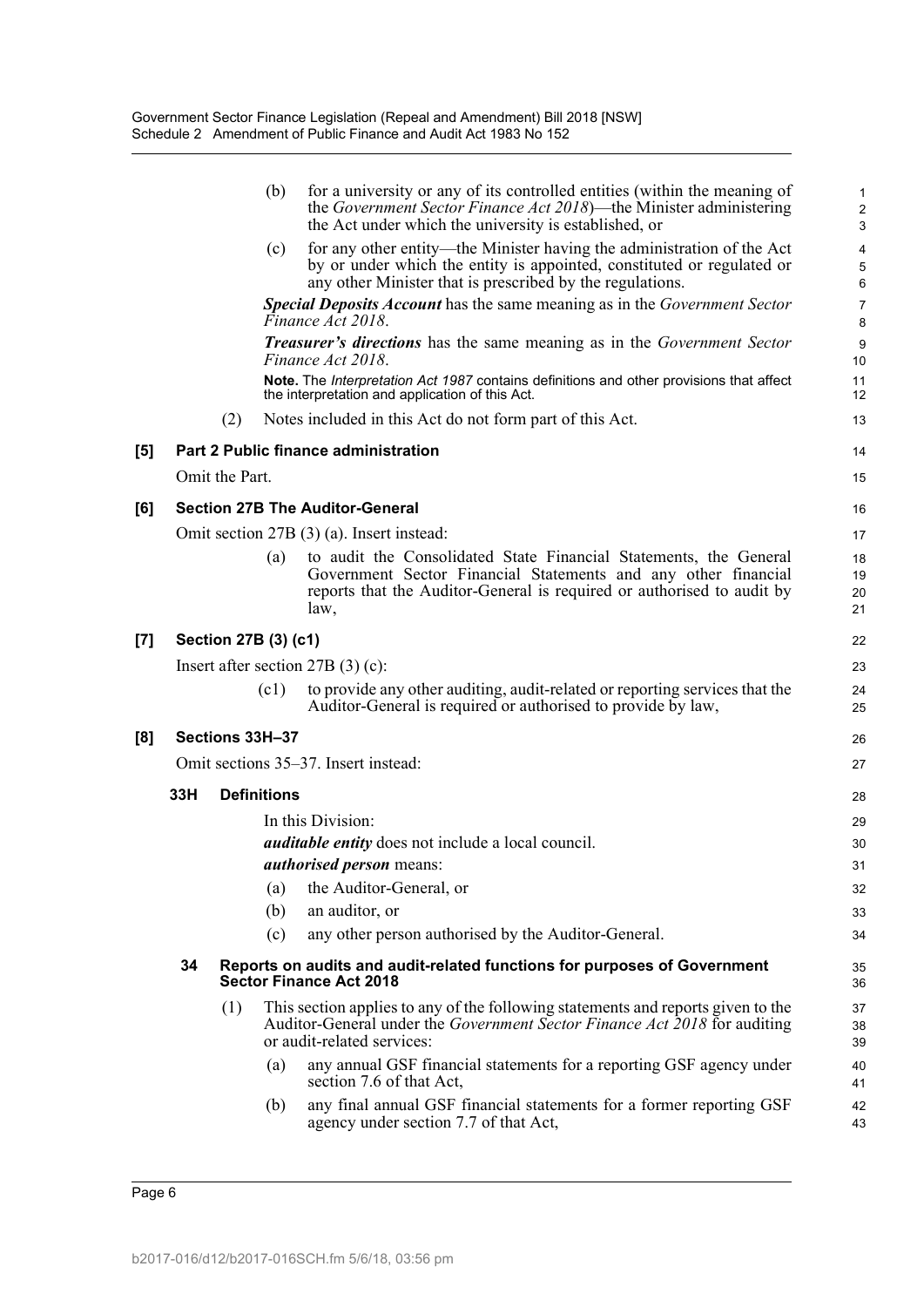(b) for a university or any of its controlled entities (within the meaning of the *Government Sector Finance Act 2018*)—the Minister administering the Act under which the university is established, or

(c) for any other entity—the Minister having the administration of the Act by or under which the entity is appointed, constituted or regulated or any other Minister that is prescribed by the regulations.

***Special Deposits Account*** has the same meaning as in the *Government Sector Finance Act 2018*.

***Treasurer's directions*** has the same meaning as in the *Government Sector Finance Act 2018*.

**Note.** The *Interpretation Act 1987* contains definitions and other provisions that affect the interpretation and application of this Act.

(2) Notes included in this Act do not form part of this Act.

**[5] Part 2 Public finance administration**

Omit the Part.

**[6] Section 27B The Auditor-General**

Omit section 27B (3) (a). Insert instead:

(a) to audit the Consolidated State Financial Statements, the General Government Sector Financial Statements and any other financial reports that the Auditor-General is required or authorised to audit by law,

**[7] Section 27B (3) (c1)**

Insert after section 27B (3) (c):

(c1) to provide any other auditing, audit-related or reporting services that the Auditor-General is required or authorised to provide by law,

**[8] Sections 33H–37**

Omit sections 35–37. Insert instead:

**33H Definitions**

In this Division:

***auditable entity*** does not include a local council.

***authorised person*** means:

(a) the Auditor-General, or

(b) an auditor, or

(c) any other person authorised by the Auditor-General.

**34 Reports on audits and audit-related functions for purposes of Government Sector Finance Act 2018**

(1) This section applies to any of the following statements and reports given to the Auditor-General under the *Government Sector Finance Act 2018* for auditing or audit-related services:

(a) any annual GSF financial statements for a reporting GSF agency under section 7.6 of that Act,

(b) any final annual GSF financial statements for a former reporting GSF agency under section 7.7 of that Act,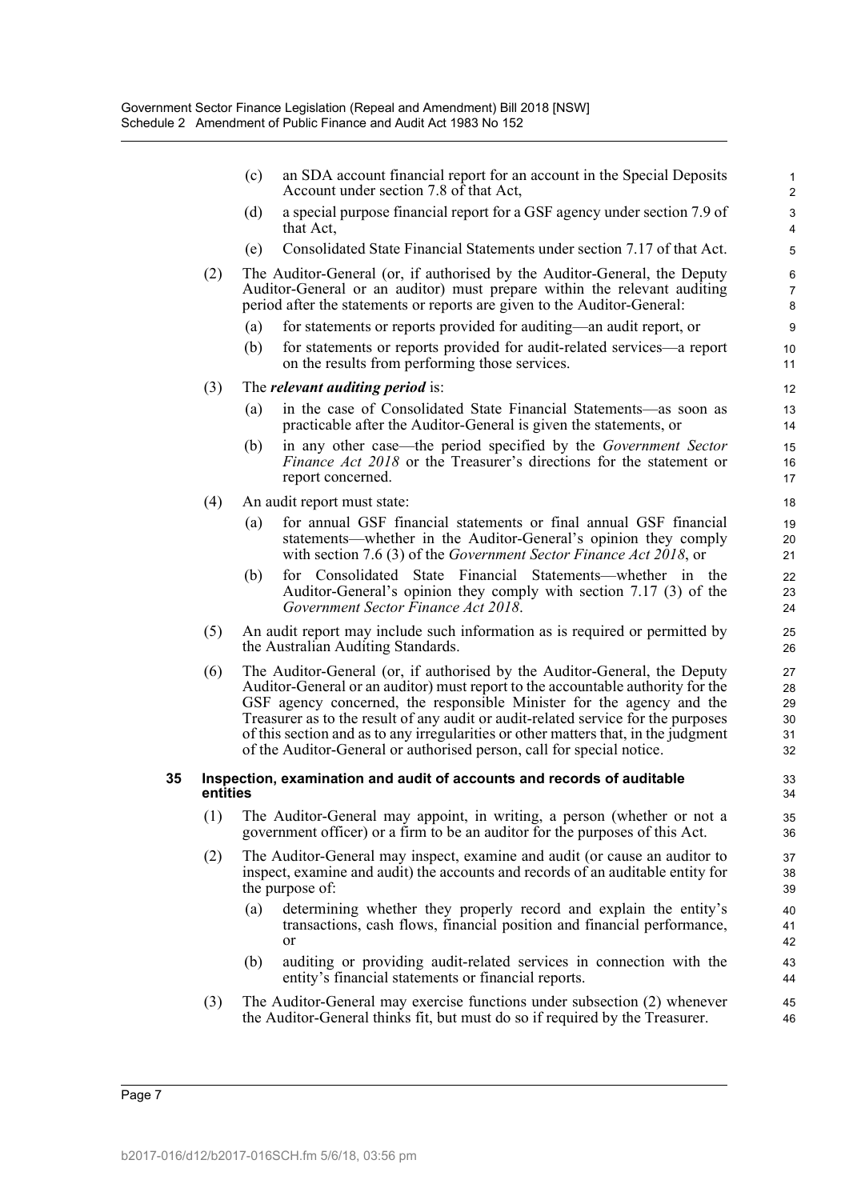(c) an SDA account financial report for an account in the Special Deposits Account under section 7.8 of that Act,

(d) a special purpose financial report for a GSF agency under section 7.9 of that Act,

(e) Consolidated State Financial Statements under section 7.17 of that Act.

(2) The Auditor-General (or, if authorised by the Auditor-General, the Deputy Auditor-General or an auditor) must prepare within the relevant auditing period after the statements or reports are given to the Auditor-General:

(a) for statements or reports provided for auditing—an audit report, or

(b) for statements or reports provided for audit-related services—a report on the results from performing those services.

(3) The ***relevant auditing period*** is:

(a) in the case of Consolidated State Financial Statements—as soon as practicable after the Auditor-General is given the statements, or

(b) in any other case—the period specified by the *Government Sector Finance Act 2018* or the Treasurer's directions for the statement or report concerned.

(4) An audit report must state:

(a) for annual GSF financial statements or final annual GSF financial statements—whether in the Auditor-General's opinion they comply with section 7.6 (3) of the *Government Sector Finance Act 2018*, or

(b) for Consolidated State Financial Statements—whether in the Auditor-General's opinion they comply with section 7.17 (3) of the *Government Sector Finance Act 2018*.

(5) An audit report may include such information as is required or permitted by the Australian Auditing Standards.

(6) The Auditor-General (or, if authorised by the Auditor-General, the Deputy Auditor-General or an auditor) must report to the accountable authority for the GSF agency concerned, the responsible Minister for the agency and the Treasurer as to the result of any audit or audit-related service for the purposes of this section and as to any irregularities or other matters that, in the judgment of the Auditor-General or authorised person, call for special notice.

### 35 Inspection, examination and audit of accounts and records of auditable entities

(1) The Auditor-General may appoint, in writing, a person (whether or not a government officer) or a firm to be an auditor for the purposes of this Act.

(2) The Auditor-General may inspect, examine and audit (or cause an auditor to inspect, examine and audit) the accounts and records of an auditable entity for the purpose of:

(a) determining whether they properly record and explain the entity's transactions, cash flows, financial position and financial performance, or

(b) auditing or providing audit-related services in connection with the entity's financial statements or financial reports.

(3) The Auditor-General may exercise functions under subsection (2) whenever the Auditor-General thinks fit, but must do so if required by the Treasurer.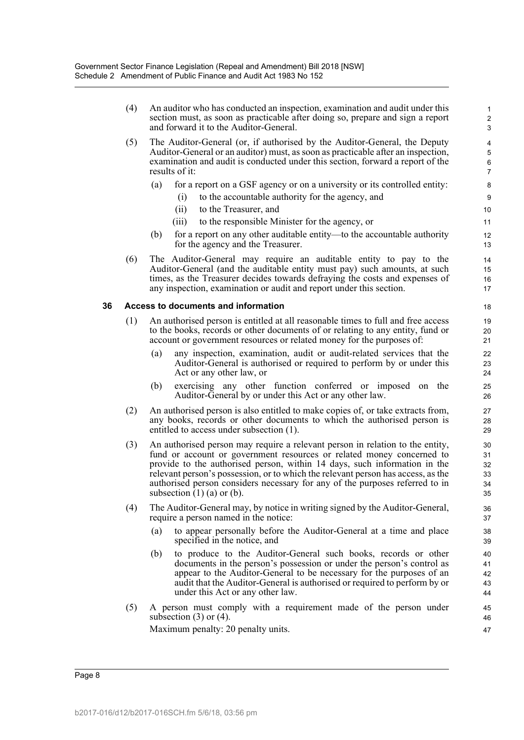(4) An auditor who has conducted an inspection, examination and audit under this section must, as soon as practicable after doing so, prepare and sign a report and forward it to the Auditor-General.

(5) The Auditor-General (or, if authorised by the Auditor-General, the Deputy Auditor-General or an auditor) must, as soon as practicable after an inspection, examination and audit is conducted under this section, forward a report of the results of it:

(a) for a report on a GSF agency or on a university or its controlled entity:

(i) to the accountable authority for the agency, and

(ii) to the Treasurer, and

(iii) to the responsible Minister for the agency, or

(b) for a report on any other auditable entity—to the accountable authority for the agency and the Treasurer.

(6) The Auditor-General may require an auditable entity to pay to the Auditor-General (and the auditable entity must pay) such amounts, at such times, as the Treasurer decides towards defraying the costs and expenses of any inspection, examination or audit and report under this section.

### 36 Access to documents and information

(1) An authorised person is entitled at all reasonable times to full and free access to the books, records or other documents of or relating to any entity, fund or account or government resources or related money for the purposes of:

(a) any inspection, examination, audit or audit-related services that the Auditor-General is authorised or required to perform by or under this Act or any other law, or

(b) exercising any other function conferred or imposed on the Auditor-General by or under this Act or any other law.

(2) An authorised person is also entitled to make copies of, or take extracts from, any books, records or other documents to which the authorised person is entitled to access under subsection (1).

(3) An authorised person may require a relevant person in relation to the entity, fund or account or government resources or related money concerned to provide to the authorised person, within 14 days, such information in the relevant person's possession, or to which the relevant person has access, as the authorised person considers necessary for any of the purposes referred to in subsection (1) (a) or (b).

(4) The Auditor-General may, by notice in writing signed by the Auditor-General, require a person named in the notice:

(a) to appear personally before the Auditor-General at a time and place specified in the notice, and

(b) to produce to the Auditor-General such books, records or other documents in the person's possession or under the person's control as appear to the Auditor-General to be necessary for the purposes of an audit that the Auditor-General is authorised or required to perform by or under this Act or any other law.

(5) A person must comply with a requirement made of the person under subsection (3) or (4).

Maximum penalty: 20 penalty units.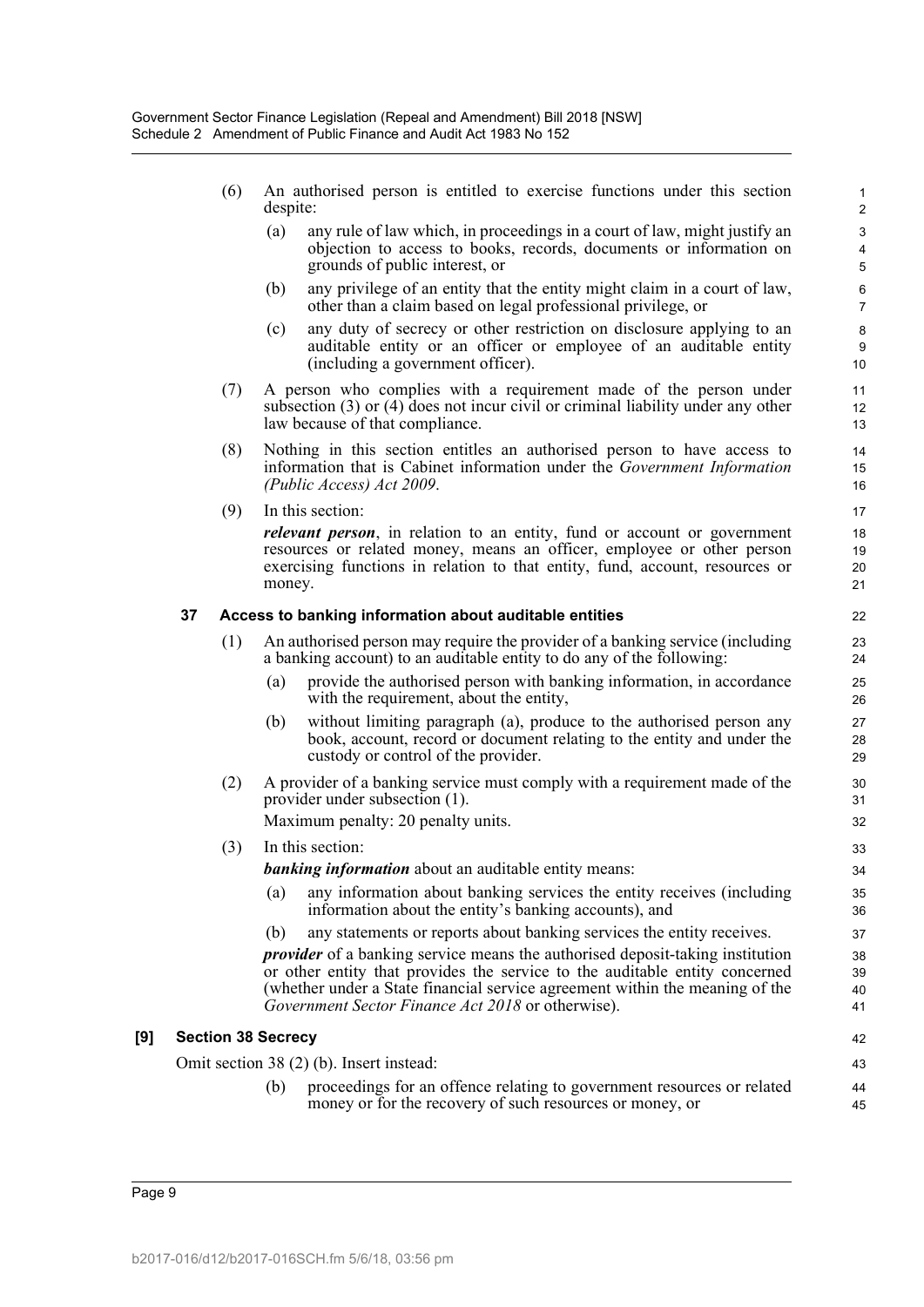(6) An authorised person is entitled to exercise functions under this section despite:

(a) any rule of law which, in proceedings in a court of law, might justify an objection to access to books, records, documents or information on grounds of public interest, or

(b) any privilege of an entity that the entity might claim in a court of law, other than a claim based on legal professional privilege, or

(c) any duty of secrecy or other restriction on disclosure applying to an auditable entity or an officer or employee of an auditable entity (including a government officer).

(7) A person who complies with a requirement made of the person under subsection (3) or (4) does not incur civil or criminal liability under any other law because of that compliance.

(8) Nothing in this section entitles an authorised person to have access to information that is Cabinet information under the *Government Information (Public Access) Act 2009*.

(9) In this section:

***relevant person***, in relation to an entity, fund or account or government resources or related money, means an officer, employee or other person exercising functions in relation to that entity, fund, account, resources or money.

### 37 Access to banking information about auditable entities

(1) An authorised person may require the provider of a banking service (including a banking account) to an auditable entity to do any of the following:

(a) provide the authorised person with banking information, in accordance with the requirement, about the entity,

(b) without limiting paragraph (a), produce to the authorised person any book, account, record or document relating to the entity and under the custody or control of the provider.

(2) A provider of a banking service must comply with a requirement made of the provider under subsection (1).

Maximum penalty: 20 penalty units.

(3) In this section:

***banking information*** about an auditable entity means:

(a) any information about banking services the entity receives (including information about the entity's banking accounts), and

(b) any statements or reports about banking services the entity receives.

***provider*** of a banking service means the authorised deposit-taking institution or other entity that provides the service to the auditable entity concerned (whether under a State financial service agreement within the meaning of the *Government Sector Finance Act 2018* or otherwise).

## [9] Section 38 Secrecy

Omit section 38 (2) (b). Insert instead:

(b) proceedings for an offence relating to government resources or related money or for the recovery of such resources or money, or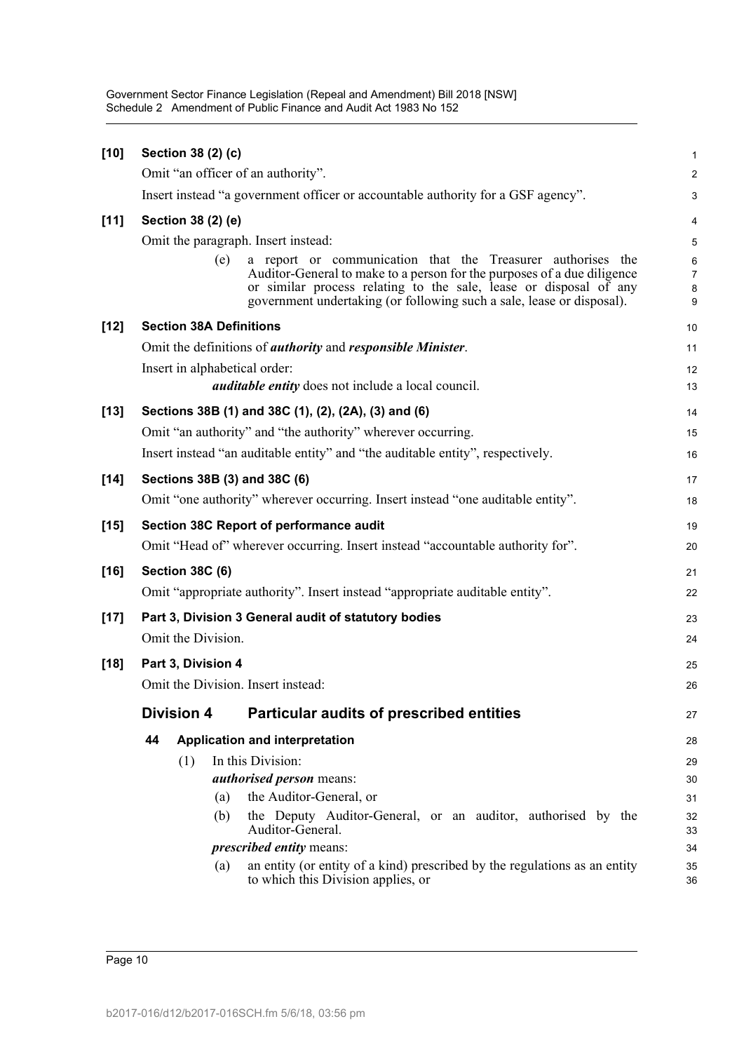**[10] Section 38 (2) (c)**

Omit "an officer of an authority".

Insert instead "a government officer or accountable authority for a GSF agency".

**[11] Section 38 (2) (e)**

Omit the paragraph. Insert instead:

> (e) a report or communication that the Treasurer authorises the Auditor-General to make to a person for the purposes of a due diligence or similar process relating to the sale, lease or disposal of any government undertaking (or following such a sale, lease or disposal).

**[12] Section 38A Definitions**

Omit the definitions of ***authority*** and ***responsible Minister***.

Insert in alphabetical order:

> ***auditable entity*** does not include a local council.

**[13] Sections 38B (1) and 38C (1), (2), (2A), (3) and (6)**

Omit "an authority" and "the authority" wherever occurring.

Insert instead "an auditable entity" and "the auditable entity", respectively.

**[14] Sections 38B (3) and 38C (6)**

Omit "one authority" wherever occurring. Insert instead "one auditable entity".

**[15] Section 38C Report of performance audit**

Omit "Head of" wherever occurring. Insert instead "accountable authority for".

**[16] Section 38C (6)**

Omit "appropriate authority". Insert instead "appropriate auditable entity".

**[17] Part 3, Division 3 General audit of statutory bodies**

Omit the Division.

**[18] Part 3, Division 4**

Omit the Division. Insert instead:

## Division 4 Particular audits of prescribed entities

### 44 Application and interpretation

(1) In this Division:

***authorised person*** means:

(a) the Auditor-General, or

(b) the Deputy Auditor-General, or an auditor, authorised by the Auditor-General.

***prescribed entity*** means:

(a) an entity (or entity of a kind) prescribed by the regulations as an entity to which this Division applies, or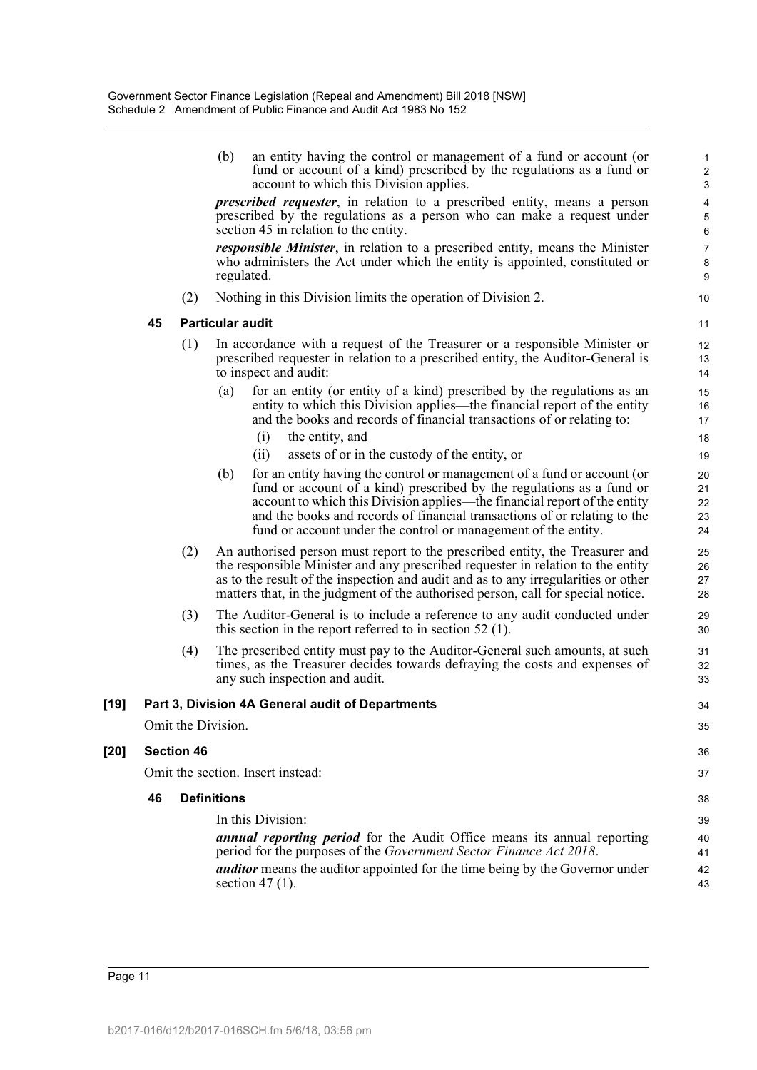(b) an entity having the control or management of a fund or account (or fund or account of a kind) prescribed by the regulations as a fund or account to which this Division applies.

***prescribed requester***, in relation to a prescribed entity, means a person prescribed by the regulations as a person who can make a request under section 45 in relation to the entity.

***responsible Minister***, in relation to a prescribed entity, means the Minister who administers the Act under which the entity is appointed, constituted or regulated.

(2) Nothing in this Division limits the operation of Division 2.

**45 Particular audit**

(1) In accordance with a request of the Treasurer or a responsible Minister or prescribed requester in relation to a prescribed entity, the Auditor-General is to inspect and audit:

(a) for an entity (or entity of a kind) prescribed by the regulations as an entity to which this Division applies—the financial report of the entity and the books and records of financial transactions of or relating to:

(i) the entity, and

(ii) assets of or in the custody of the entity, or

(b) for an entity having the control or management of a fund or account (or fund or account of a kind) prescribed by the regulations as a fund or account to which this Division applies—the financial report of the entity and the books and records of financial transactions of or relating to the fund or account under the control or management of the entity.

(2) An authorised person must report to the prescribed entity, the Treasurer and the responsible Minister and any prescribed requester in relation to the entity as to the result of the inspection and audit and as to any irregularities or other matters that, in the judgment of the authorised person, call for special notice.

(3) The Auditor-General is to include a reference to any audit conducted under this section in the report referred to in section 52 (1).

(4) The prescribed entity must pay to the Auditor-General such amounts, at such times, as the Treasurer decides towards defraying the costs and expenses of any such inspection and audit.

**[19] Part 3, Division 4A General audit of Departments**

Omit the Division.

**[20] Section 46**

Omit the section. Insert instead:

**46 Definitions**

In this Division:

***annual reporting period*** for the Audit Office means its annual reporting period for the purposes of the *Government Sector Finance Act 2018*.

***auditor*** means the auditor appointed for the time being by the Governor under section 47 (1).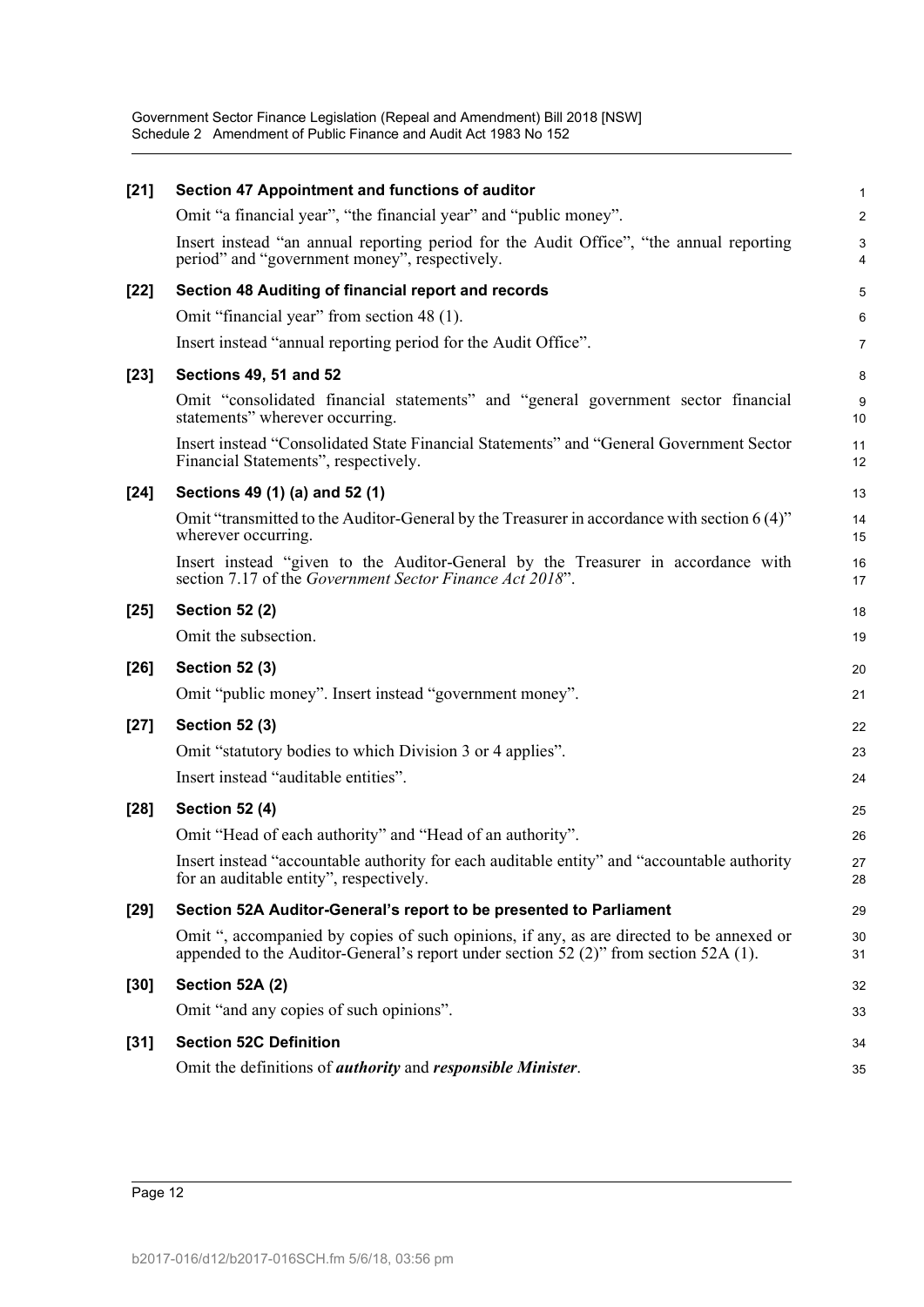**[21] Section 47 Appointment and functions of auditor**

Omit "a financial year", "the financial year" and "public money".

Insert instead "an annual reporting period for the Audit Office", "the annual reporting period" and "government money", respectively.

**[22] Section 48 Auditing of financial report and records**

Omit "financial year" from section 48 (1).

Insert instead "annual reporting period for the Audit Office".

**[23] Sections 49, 51 and 52**

Omit "consolidated financial statements" and "general government sector financial statements" wherever occurring.

Insert instead "Consolidated State Financial Statements" and "General Government Sector Financial Statements", respectively.

**[24] Sections 49 (1) (a) and 52 (1)**

Omit "transmitted to the Auditor-General by the Treasurer in accordance with section 6 (4)" wherever occurring.

Insert instead "given to the Auditor-General by the Treasurer in accordance with section 7.17 of the *Government Sector Finance Act 2018*".

**[25] Section 52 (2)**

Omit the subsection.

**[26] Section 52 (3)**

Omit "public money". Insert instead "government money".

**[27] Section 52 (3)**

Omit "statutory bodies to which Division 3 or 4 applies".

Insert instead "auditable entities".

**[28] Section 52 (4)**

Omit "Head of each authority" and "Head of an authority".

Insert instead "accountable authority for each auditable entity" and "accountable authority for an auditable entity", respectively.

**[29] Section 52A Auditor-General's report to be presented to Parliament**

Omit ", accompanied by copies of such opinions, if any, as are directed to be annexed or appended to the Auditor-General's report under section 52 (2)" from section 52A (1).

**[30] Section 52A (2)**

Omit "and any copies of such opinions".

**[31] Section 52C Definition**

Omit the definitions of ***authority*** and ***responsible Minister***.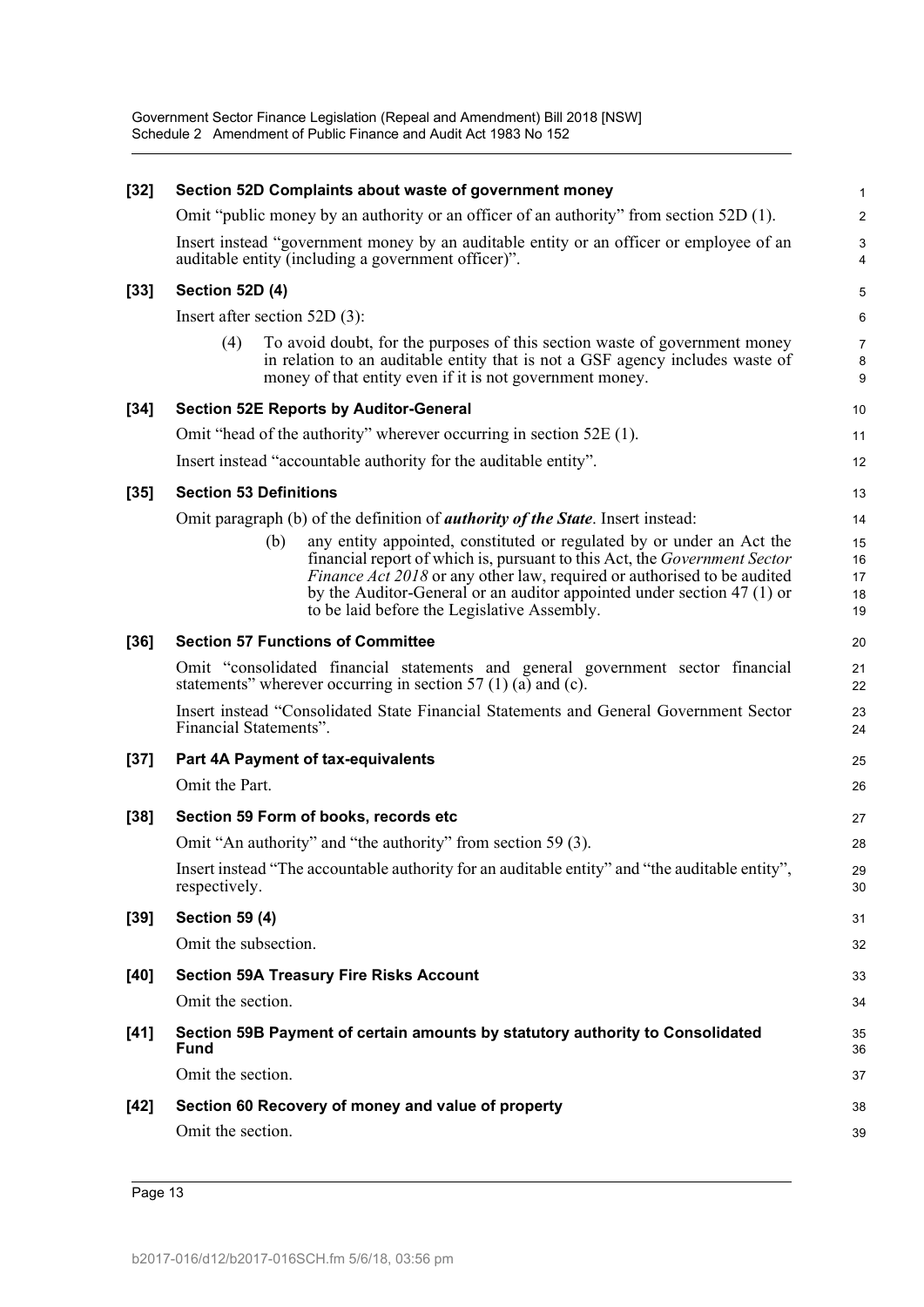**[32] Section 52D Complaints about waste of government money**

Omit "public money by an authority or an officer of an authority" from section 52D (1).

Insert instead "government money by an auditable entity or an officer or employee of an auditable entity (including a government officer)".

**[33] Section 52D (4)**

Insert after section 52D (3):

> (4) To avoid doubt, for the purposes of this section waste of government money in relation to an auditable entity that is not a GSF agency includes waste of money of that entity even if it is not government money.

**[34] Section 52E Reports by Auditor-General**

Omit "head of the authority" wherever occurring in section 52E (1).

Insert instead "accountable authority for the auditable entity".

**[35] Section 53 Definitions**

Omit paragraph (b) of the definition of ***authority of the State***. Insert instead:

> (b) any entity appointed, constituted or regulated by or under an Act the financial report of which is, pursuant to this Act, the *Government Sector Finance Act 2018* or any other law, required or authorised to be audited by the Auditor-General or an auditor appointed under section 47 (1) or to be laid before the Legislative Assembly.

**[36] Section 57 Functions of Committee**

Omit "consolidated financial statements and general government sector financial statements" wherever occurring in section 57 (1) (a) and (c).

Insert instead "Consolidated State Financial Statements and General Government Sector Financial Statements".

**[37] Part 4A Payment of tax-equivalents**

Omit the Part.

**[38] Section 59 Form of books, records etc**

Omit "An authority" and "the authority" from section 59 (3).

Insert instead "The accountable authority for an auditable entity" and "the auditable entity", respectively.

**[39] Section 59 (4)**

Omit the subsection.

**[40] Section 59A Treasury Fire Risks Account**

Omit the section.

**[41] Section 59B Payment of certain amounts by statutory authority to Consolidated Fund**

Omit the section.

**[42] Section 60 Recovery of money and value of property**

Omit the section.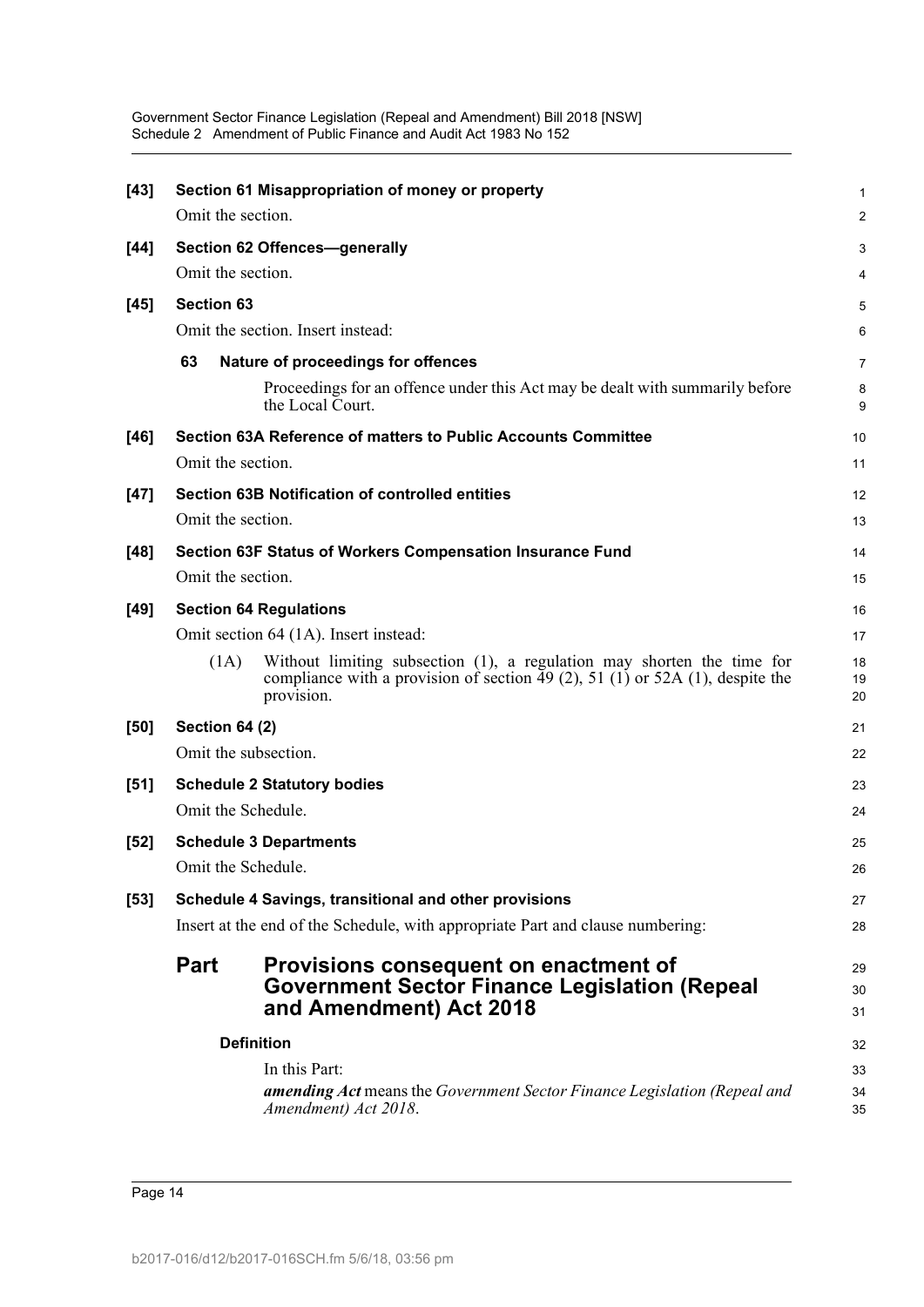**[43] Section 61 Misappropriation of money or property**

Omit the section.

**[44] Section 62 Offences—generally**

Omit the section.

**[45] Section 63**

Omit the section. Insert instead:

**63 Nature of proceedings for offences**

Proceedings for an offence under this Act may be dealt with summarily before the Local Court.

**[46] Section 63A Reference of matters to Public Accounts Committee**

Omit the section.

**[47] Section 63B Notification of controlled entities**

Omit the section.

**[48] Section 63F Status of Workers Compensation Insurance Fund**

Omit the section.

**[49] Section 64 Regulations**

Omit section 64 (1A). Insert instead:

(1A) Without limiting subsection (1), a regulation may shorten the time for compliance with a provision of section 49 (2), 51 (1) or 52A (1), despite the provision.

**[50] Section 64 (2)**

Omit the subsection.

**[51] Schedule 2 Statutory bodies**

Omit the Schedule.

**[52] Schedule 3 Departments**

Omit the Schedule.

**[53] Schedule 4 Savings, transitional and other provisions**

Insert at the end of the Schedule, with appropriate Part and clause numbering:

## Part Provisions consequent on enactment of Government Sector Finance Legislation (Repeal and Amendment) Act 2018

**Definition**

In this Part:

***amending Act*** means the *Government Sector Finance Legislation (Repeal and Amendment) Act 2018*.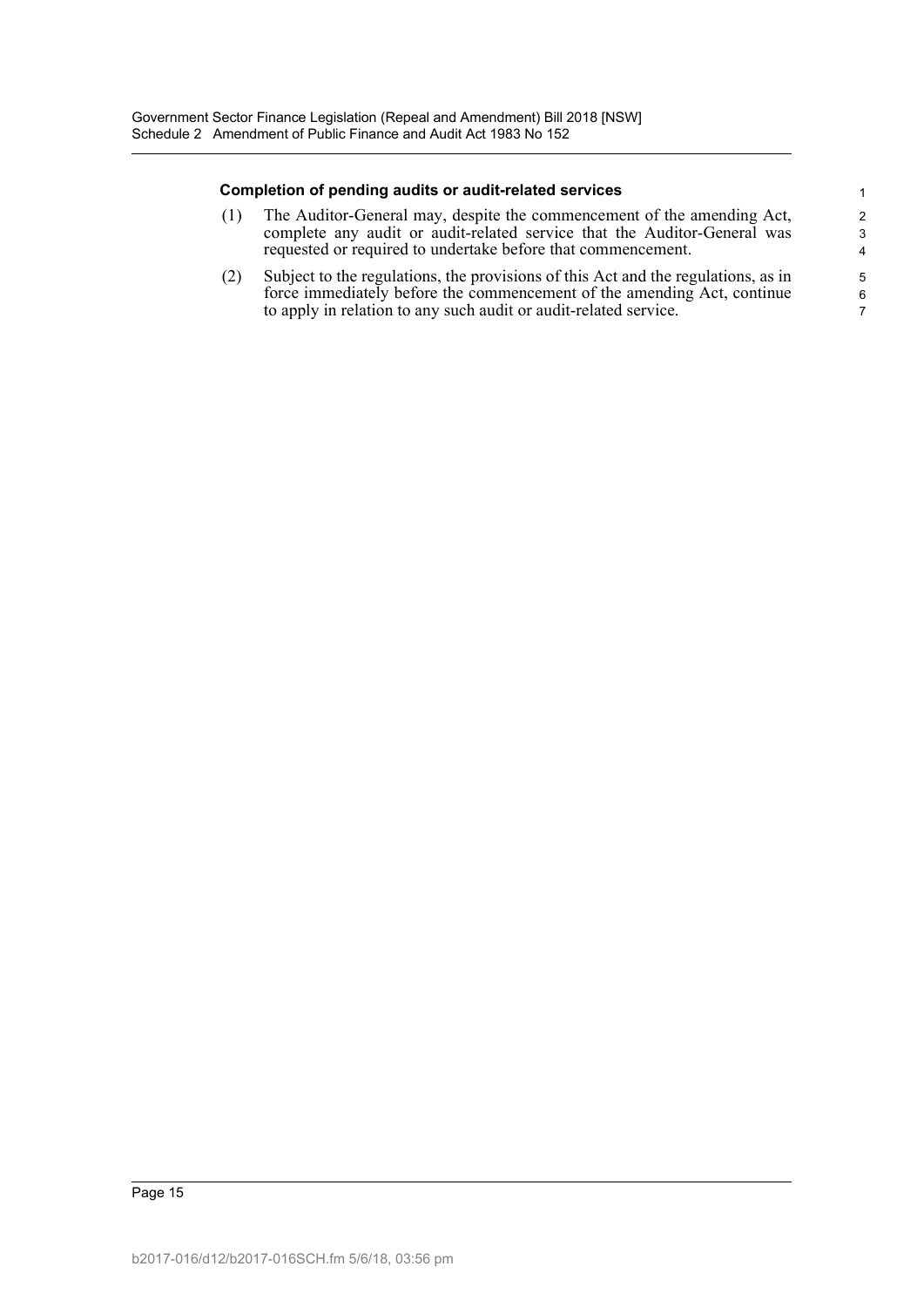**Completion of pending audits or audit-related services**

(1) The Auditor-General may, despite the commencement of the amending Act, complete any audit or audit-related service that the Auditor-General was requested or required to undertake before that commencement.

(2) Subject to the regulations, the provisions of this Act and the regulations, as in force immediately before the commencement of the amending Act, continue to apply in relation to any such audit or audit-related service.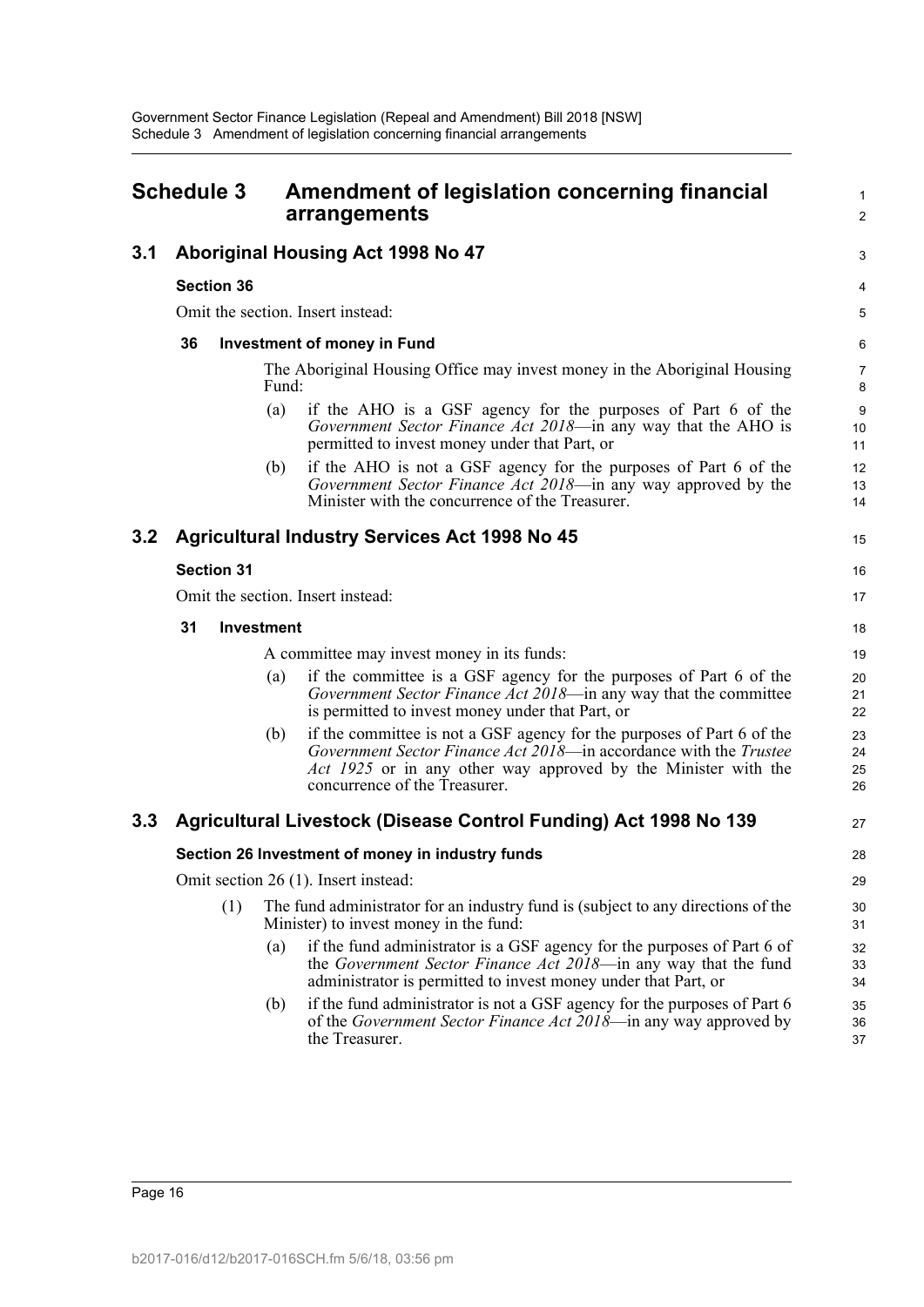# Schedule 3 Amendment of legislation concerning financial arrangements

## 3.1 Aboriginal Housing Act 1998 No 47

### Section 36

Omit the section. Insert instead:

**36 Investment of money in Fund**

The Aboriginal Housing Office may invest money in the Aboriginal Housing Fund:

(a) if the AHO is a GSF agency for the purposes of Part 6 of the *Government Sector Finance Act 2018*—in any way that the AHO is permitted to invest money under that Part, or

(b) if the AHO is not a GSF agency for the purposes of Part 6 of the *Government Sector Finance Act 2018*—in any way approved by the Minister with the concurrence of the Treasurer.

## 3.2 Agricultural Industry Services Act 1998 No 45

### Section 31

Omit the section. Insert instead:

**31 Investment**

A committee may invest money in its funds:

(a) if the committee is a GSF agency for the purposes of Part 6 of the *Government Sector Finance Act 2018*—in any way that the committee is permitted to invest money under that Part, or

(b) if the committee is not a GSF agency for the purposes of Part 6 of the *Government Sector Finance Act 2018*—in accordance with the *Trustee Act 1925* or in any other way approved by the Minister with the concurrence of the Treasurer.

## 3.3 Agricultural Livestock (Disease Control Funding) Act 1998 No 139

### Section 26 Investment of money in industry funds

Omit section 26 (1). Insert instead:

(1) The fund administrator for an industry fund is (subject to any directions of the Minister) to invest money in the fund:

(a) if the fund administrator is a GSF agency for the purposes of Part 6 of the *Government Sector Finance Act 2018*—in any way that the fund administrator is permitted to invest money under that Part, or

(b) if the fund administrator is not a GSF agency for the purposes of Part 6 of the *Government Sector Finance Act 2018*—in any way approved by the Treasurer.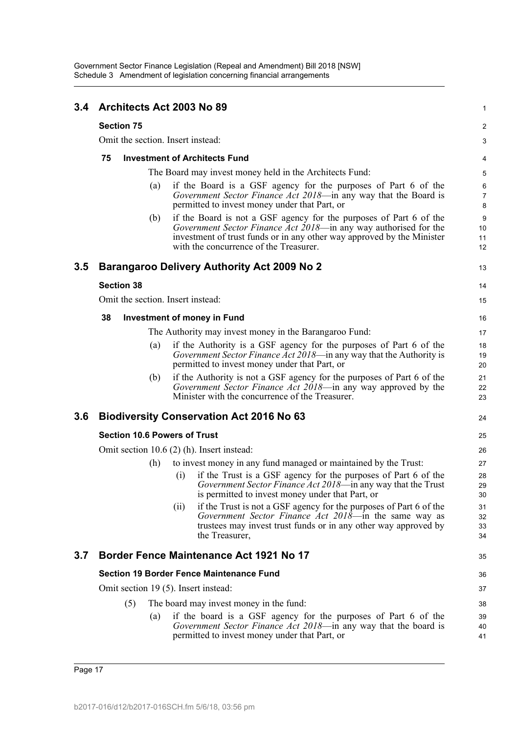## 3.4 Architects Act 2003 No 89

### Section 75

Omit the section. Insert instead:

#### 75 Investment of Architects Fund

The Board may invest money held in the Architects Fund:

(a) if the Board is a GSF agency for the purposes of Part 6 of the *Government Sector Finance Act 2018*—in any way that the Board is permitted to invest money under that Part, or

(b) if the Board is not a GSF agency for the purposes of Part 6 of the *Government Sector Finance Act 2018*—in any way authorised for the investment of trust funds or in any other way approved by the Minister with the concurrence of the Treasurer.

## 3.5 Barangaroo Delivery Authority Act 2009 No 2

### Section 38

Omit the section. Insert instead:

#### 38 Investment of money in Fund

The Authority may invest money in the Barangaroo Fund:

(a) if the Authority is a GSF agency for the purposes of Part 6 of the *Government Sector Finance Act 2018*—in any way that the Authority is permitted to invest money under that Part, or

(b) if the Authority is not a GSF agency for the purposes of Part 6 of the *Government Sector Finance Act 2018*—in any way approved by the Minister with the concurrence of the Treasurer.

## 3.6 Biodiversity Conservation Act 2016 No 63

### Section 10.6 Powers of Trust

Omit section 10.6 (2) (h). Insert instead:

(h) to invest money in any fund managed or maintained by the Trust:

(i) if the Trust is a GSF agency for the purposes of Part 6 of the *Government Sector Finance Act 2018*—in any way that the Trust is permitted to invest money under that Part, or

(ii) if the Trust is not a GSF agency for the purposes of Part 6 of the *Government Sector Finance Act 2018*—in the same way as trustees may invest trust funds or in any other way approved by the Treasurer,

## 3.7 Border Fence Maintenance Act 1921 No 17

### Section 19 Border Fence Maintenance Fund

Omit section 19 (5). Insert instead:

(5) The board may invest money in the fund:

(a) if the board is a GSF agency for the purposes of Part 6 of the *Government Sector Finance Act 2018*—in any way that the board is permitted to invest money under that Part, or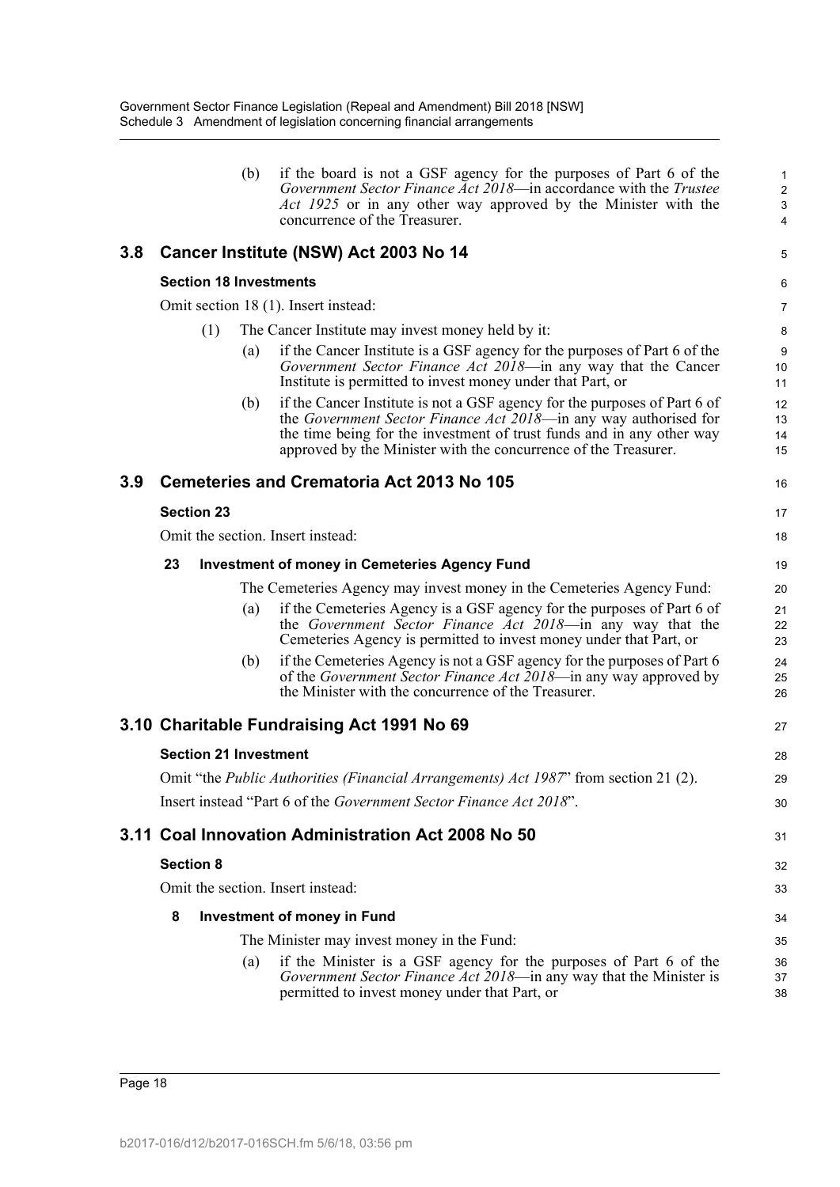(b) if the board is not a GSF agency for the purposes of Part 6 of the *Government Sector Finance Act 2018*—in accordance with the *Trustee Act 1925* or in any other way approved by the Minister with the concurrence of the Treasurer.

## 3.8 Cancer Institute (NSW) Act 2003 No 14

### Section 18 Investments

Omit section 18 (1). Insert instead:

(1) The Cancer Institute may invest money held by it:

(a) if the Cancer Institute is a GSF agency for the purposes of Part 6 of the *Government Sector Finance Act 2018*—in any way that the Cancer Institute is permitted to invest money under that Part, or

(b) if the Cancer Institute is not a GSF agency for the purposes of Part 6 of the *Government Sector Finance Act 2018*—in any way authorised for the time being for the investment of trust funds and in any other way approved by the Minister with the concurrence of the Treasurer.

## 3.9 Cemeteries and Crematoria Act 2013 No 105

### Section 23

Omit the section. Insert instead:

**23 Investment of money in Cemeteries Agency Fund**

The Cemeteries Agency may invest money in the Cemeteries Agency Fund:

(a) if the Cemeteries Agency is a GSF agency for the purposes of Part 6 of the *Government Sector Finance Act 2018*—in any way that the Cemeteries Agency is permitted to invest money under that Part, or

(b) if the Cemeteries Agency is not a GSF agency for the purposes of Part 6 of the *Government Sector Finance Act 2018*—in any way approved by the Minister with the concurrence of the Treasurer.

## 3.10 Charitable Fundraising Act 1991 No 69

### Section 21 Investment

Omit "the *Public Authorities (Financial Arrangements) Act 1987*" from section 21 (2).

Insert instead "Part 6 of the *Government Sector Finance Act 2018*".

## 3.11 Coal Innovation Administration Act 2008 No 50

### Section 8

Omit the section. Insert instead:

**8 Investment of money in Fund**

The Minister may invest money in the Fund:

(a) if the Minister is a GSF agency for the purposes of Part 6 of the *Government Sector Finance Act 2018*—in any way that the Minister is permitted to invest money under that Part, or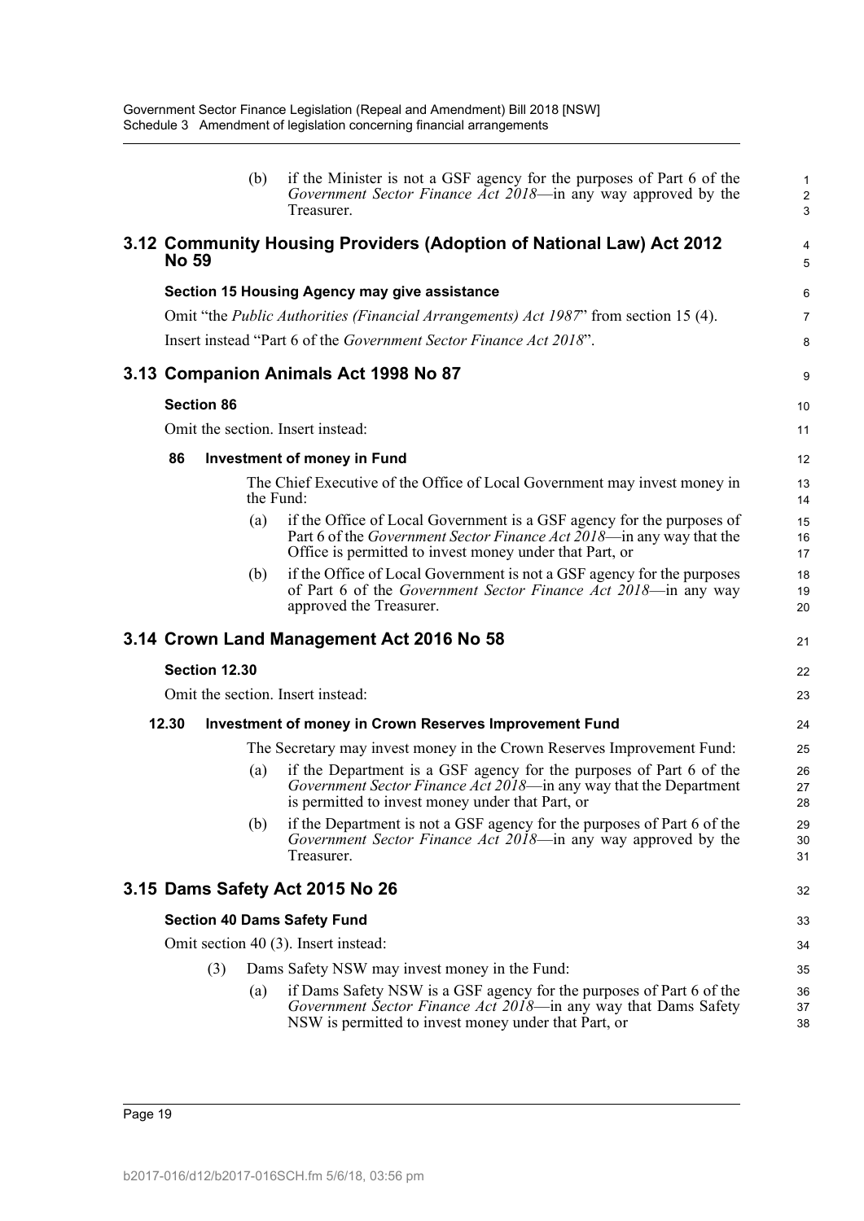(b) if the Minister is not a GSF agency for the purposes of Part 6 of the *Government Sector Finance Act 2018*—in any way approved by the Treasurer.

## 3.12 Community Housing Providers (Adoption of National Law) Act 2012 No 59

### Section 15 Housing Agency may give assistance

Omit "the *Public Authorities (Financial Arrangements) Act 1987*" from section 15 (4).

Insert instead "Part 6 of the *Government Sector Finance Act 2018*".

## 3.13 Companion Animals Act 1998 No 87

### Section 86

Omit the section. Insert instead:

**86 Investment of money in Fund**

The Chief Executive of the Office of Local Government may invest money in the Fund:

(a) if the Office of Local Government is a GSF agency for the purposes of Part 6 of the *Government Sector Finance Act 2018*—in any way that the Office is permitted to invest money under that Part, or

(b) if the Office of Local Government is not a GSF agency for the purposes of Part 6 of the *Government Sector Finance Act 2018*—in any way approved the Treasurer.

## 3.14 Crown Land Management Act 2016 No 58

### Section 12.30

Omit the section. Insert instead:

**12.30 Investment of money in Crown Reserves Improvement Fund**

The Secretary may invest money in the Crown Reserves Improvement Fund:

(a) if the Department is a GSF agency for the purposes of Part 6 of the *Government Sector Finance Act 2018*—in any way that the Department is permitted to invest money under that Part, or

(b) if the Department is not a GSF agency for the purposes of Part 6 of the *Government Sector Finance Act 2018*—in any way approved by the Treasurer.

## 3.15 Dams Safety Act 2015 No 26

### Section 40 Dams Safety Fund

Omit section 40 (3). Insert instead:

(3) Dams Safety NSW may invest money in the Fund:

(a) if Dams Safety NSW is a GSF agency for the purposes of Part 6 of the *Government Sector Finance Act 2018*—in any way that Dams Safety NSW is permitted to invest money under that Part, or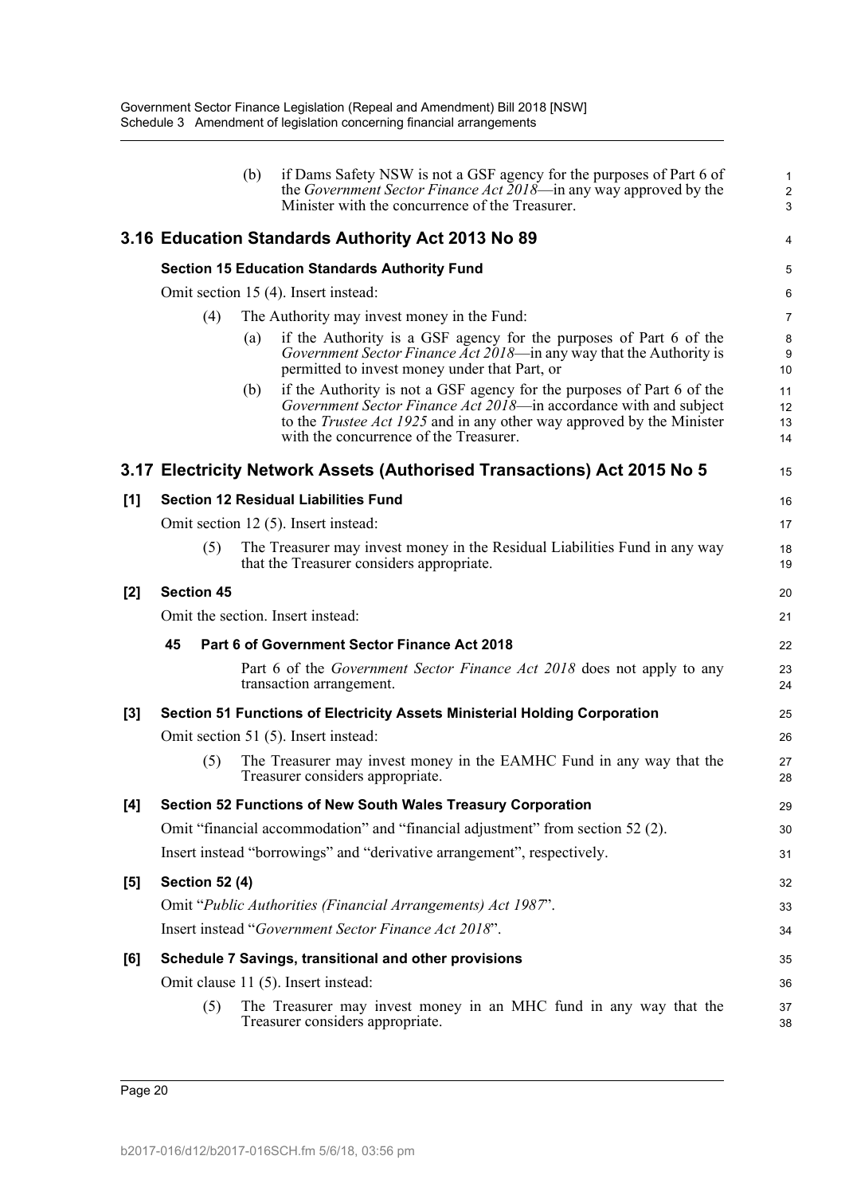(b) if Dams Safety NSW is not a GSF agency for the purposes of Part 6 of the *Government Sector Finance Act 2018*—in any way approved by the Minister with the concurrence of the Treasurer.

## 3.16 Education Standards Authority Act 2013 No 89

**Section 15 Education Standards Authority Fund**

Omit section 15 (4). Insert instead:

(4) The Authority may invest money in the Fund:

(a) if the Authority is a GSF agency for the purposes of Part 6 of the *Government Sector Finance Act 2018*—in any way that the Authority is permitted to invest money under that Part, or

(b) if the Authority is not a GSF agency for the purposes of Part 6 of the *Government Sector Finance Act 2018*—in accordance with and subject to the *Trustee Act 1925* and in any other way approved by the Minister with the concurrence of the Treasurer.

## 3.17 Electricity Network Assets (Authorised Transactions) Act 2015 No 5

**[1] Section 12 Residual Liabilities Fund**

Omit section 12 (5). Insert instead:

(5) The Treasurer may invest money in the Residual Liabilities Fund in any way that the Treasurer considers appropriate.

**[2] Section 45**

Omit the section. Insert instead:

**45 Part 6 of Government Sector Finance Act 2018**

Part 6 of the *Government Sector Finance Act 2018* does not apply to any transaction arrangement.

**[3] Section 51 Functions of Electricity Assets Ministerial Holding Corporation**

Omit section 51 (5). Insert instead:

(5) The Treasurer may invest money in the EAMHC Fund in any way that the Treasurer considers appropriate.

**[4] Section 52 Functions of New South Wales Treasury Corporation**

Omit "financial accommodation" and "financial adjustment" from section 52 (2).

Insert instead "borrowings" and "derivative arrangement", respectively.

**[5] Section 52 (4)**

Omit "*Public Authorities (Financial Arrangements) Act 1987*".

Insert instead "*Government Sector Finance Act 2018*".

**[6] Schedule 7 Savings, transitional and other provisions**

Omit clause 11 (5). Insert instead:

(5) The Treasurer may invest money in an MHC fund in any way that the Treasurer considers appropriate.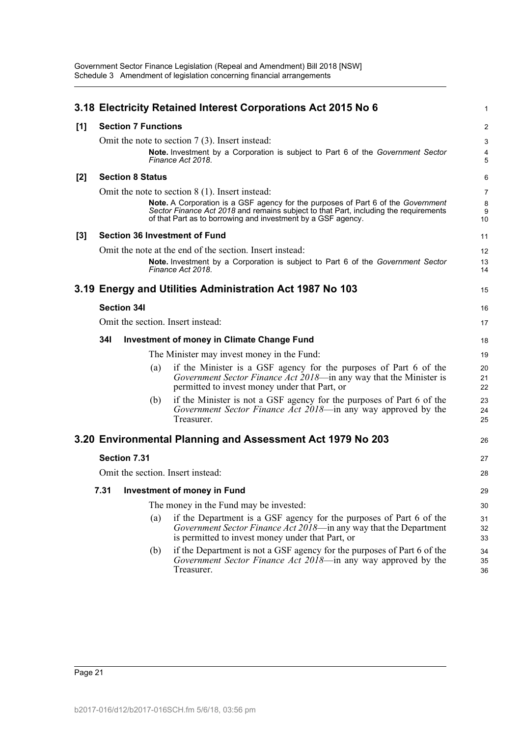## 3.18 Electricity Retained Interest Corporations Act 2015 No 6

**[1] Section 7 Functions**

Omit the note to section 7 (3). Insert instead:

> **Note.** Investment by a Corporation is subject to Part 6 of the *Government Sector Finance Act 2018*.

**[2] Section 8 Status**

Omit the note to section 8 (1). Insert instead:

> **Note.** A Corporation is a GSF agency for the purposes of Part 6 of the *Government Sector Finance Act 2018* and remains subject to that Part, including the requirements of that Part as to borrowing and investment by a GSF agency.

**[3] Section 36 Investment of Fund**

Omit the note at the end of the section. Insert instead:

> **Note.** Investment by a Corporation is subject to Part 6 of the *Government Sector Finance Act 2018*.

## 3.19 Energy and Utilities Administration Act 1987 No 103

**Section 34I**

Omit the section. Insert instead:

**34I Investment of money in Climate Change Fund**

The Minister may invest money in the Fund:

(a) if the Minister is a GSF agency for the purposes of Part 6 of the *Government Sector Finance Act 2018*—in any way that the Minister is permitted to invest money under that Part, or

(b) if the Minister is not a GSF agency for the purposes of Part 6 of the *Government Sector Finance Act 2018*—in any way approved by the Treasurer.

## 3.20 Environmental Planning and Assessment Act 1979 No 203

**Section 7.31**

Omit the section. Insert instead:

**7.31 Investment of money in Fund**

The money in the Fund may be invested:

(a) if the Department is a GSF agency for the purposes of Part 6 of the *Government Sector Finance Act 2018*—in any way that the Department is permitted to invest money under that Part, or

(b) if the Department is not a GSF agency for the purposes of Part 6 of the *Government Sector Finance Act 2018*—in any way approved by the Treasurer.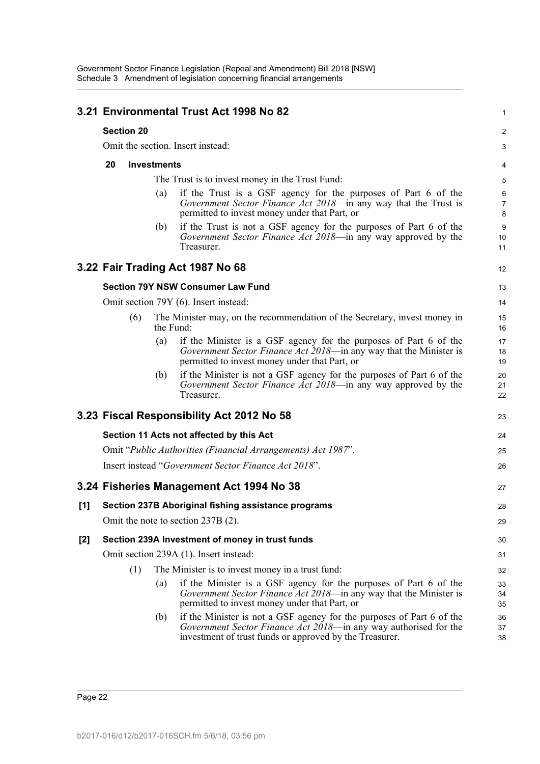## 3.21 Environmental Trust Act 1998 No 82

### Section 20

Omit the section. Insert instead:

**20 Investments**

The Trust is to invest money in the Trust Fund:

(a) if the Trust is a GSF agency for the purposes of Part 6 of the *Government Sector Finance Act 2018*—in any way that the Trust is permitted to invest money under that Part, or

(b) if the Trust is not a GSF agency for the purposes of Part 6 of the *Government Sector Finance Act 2018*—in any way approved by the Treasurer.

## 3.22 Fair Trading Act 1987 No 68

### Section 79Y NSW Consumer Law Fund

Omit section 79Y (6). Insert instead:

(6) The Minister may, on the recommendation of the Secretary, invest money in the Fund:

(a) if the Minister is a GSF agency for the purposes of Part 6 of the *Government Sector Finance Act 2018*—in any way that the Minister is permitted to invest money under that Part, or

(b) if the Minister is not a GSF agency for the purposes of Part 6 of the *Government Sector Finance Act 2018*—in any way approved by the Treasurer.

## 3.23 Fiscal Responsibility Act 2012 No 58

### Section 11 Acts not affected by this Act

Omit "*Public Authorities (Financial Arrangements) Act 1987*".

Insert instead "*Government Sector Finance Act 2018*".

## 3.24 Fisheries Management Act 1994 No 38

### [1] Section 237B Aboriginal fishing assistance programs

Omit the note to section 237B (2).

### [2] Section 239A Investment of money in trust funds

Omit section 239A (1). Insert instead:

(1) The Minister is to invest money in a trust fund:

(a) if the Minister is a GSF agency for the purposes of Part 6 of the *Government Sector Finance Act 2018*—in any way that the Minister is permitted to invest money under that Part, or

(b) if the Minister is not a GSF agency for the purposes of Part 6 of the *Government Sector Finance Act 2018*—in any way authorised for the investment of trust funds or approved by the Treasurer.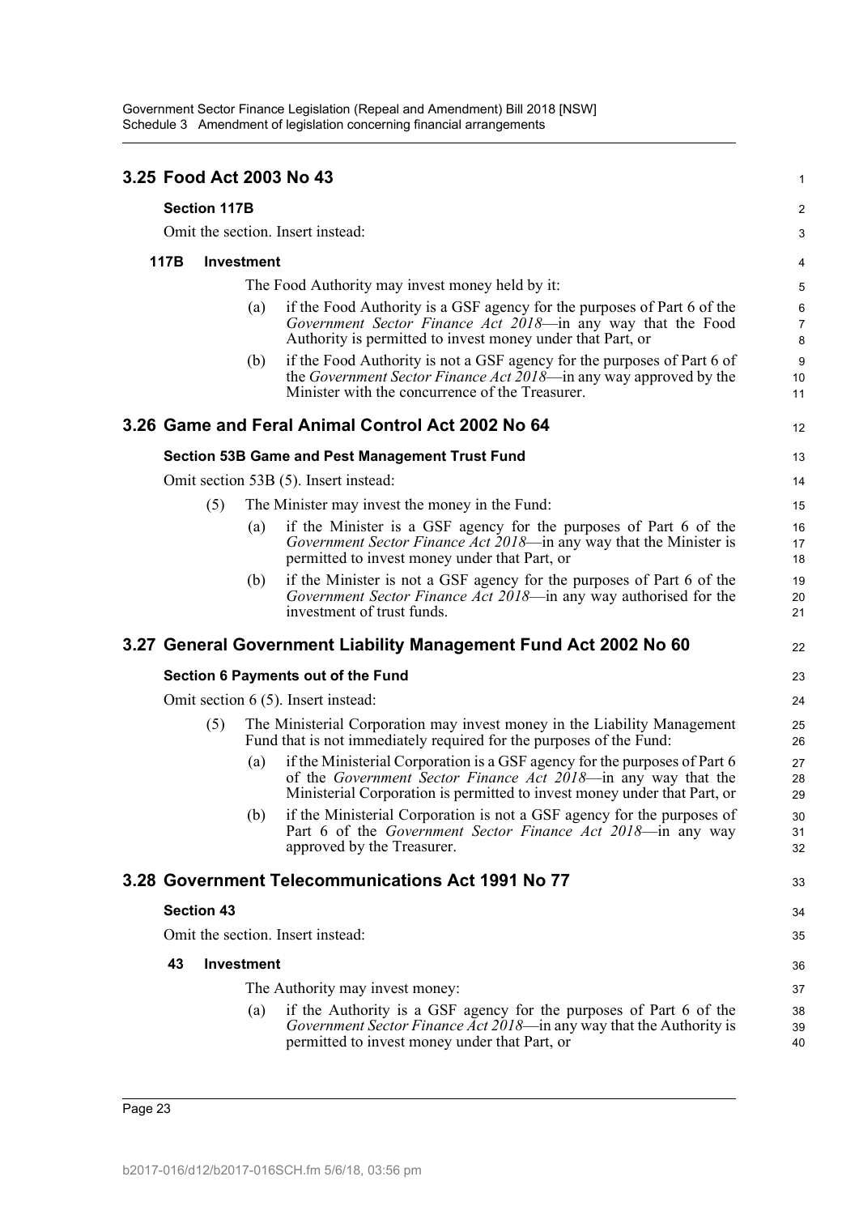## 3.25 Food Act 2003 No 43

### Section 117B

Omit the section. Insert instead:

**117B Investment**

The Food Authority may invest money held by it:

(a) if the Food Authority is a GSF agency for the purposes of Part 6 of the *Government Sector Finance Act 2018*—in any way that the Food Authority is permitted to invest money under that Part, or

(b) if the Food Authority is not a GSF agency for the purposes of Part 6 of the *Government Sector Finance Act 2018*—in any way approved by the Minister with the concurrence of the Treasurer.

## 3.26 Game and Feral Animal Control Act 2002 No 64

### Section 53B Game and Pest Management Trust Fund

Omit section 53B (5). Insert instead:

(5) The Minister may invest the money in the Fund:

(a) if the Minister is a GSF agency for the purposes of Part 6 of the *Government Sector Finance Act 2018*—in any way that the Minister is permitted to invest money under that Part, or

(b) if the Minister is not a GSF agency for the purposes of Part 6 of the *Government Sector Finance Act 2018*—in any way authorised for the investment of trust funds.

## 3.27 General Government Liability Management Fund Act 2002 No 60

### Section 6 Payments out of the Fund

Omit section 6 (5). Insert instead:

(5) The Ministerial Corporation may invest money in the Liability Management Fund that is not immediately required for the purposes of the Fund:

(a) if the Ministerial Corporation is a GSF agency for the purposes of Part 6 of the *Government Sector Finance Act 2018*—in any way that the Ministerial Corporation is permitted to invest money under that Part, or

(b) if the Ministerial Corporation is not a GSF agency for the purposes of Part 6 of the *Government Sector Finance Act 2018*—in any way approved by the Treasurer.

## 3.28 Government Telecommunications Act 1991 No 77

### Section 43

Omit the section. Insert instead:

**43 Investment**

The Authority may invest money:

(a) if the Authority is a GSF agency for the purposes of Part 6 of the *Government Sector Finance Act 2018*—in any way that the Authority is permitted to invest money under that Part, or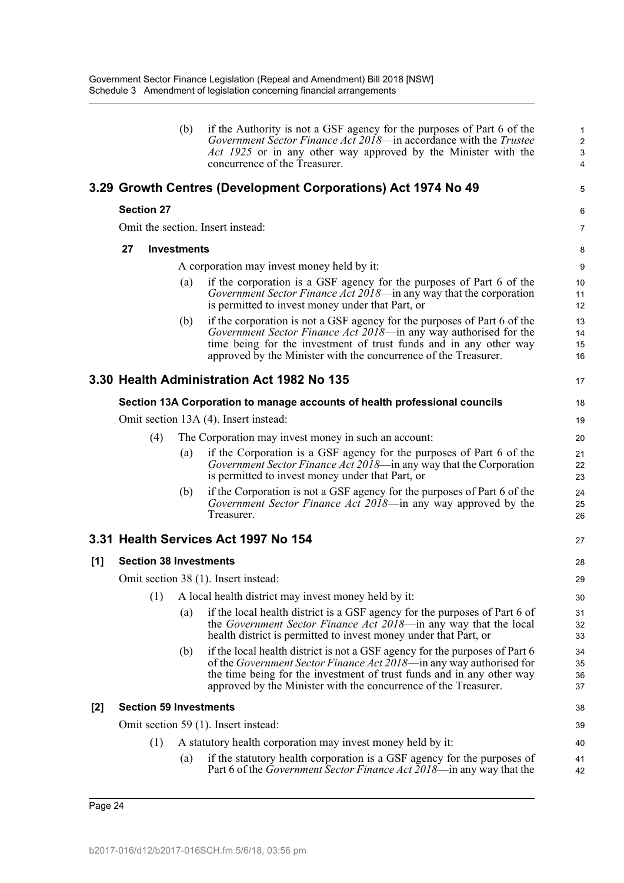(b) if the Authority is not a GSF agency for the purposes of Part 6 of the *Government Sector Finance Act 2018*—in accordance with the *Trustee Act 1925* or in any other way approved by the Minister with the concurrence of the Treasurer.

## 3.29 Growth Centres (Development Corporations) Act 1974 No 49

### Section 27

Omit the section. Insert instead:

**27 Investments**

A corporation may invest money held by it:

(a) if the corporation is a GSF agency for the purposes of Part 6 of the *Government Sector Finance Act 2018*—in any way that the corporation is permitted to invest money under that Part, or

(b) if the corporation is not a GSF agency for the purposes of Part 6 of the *Government Sector Finance Act 2018*—in any way authorised for the time being for the investment of trust funds and in any other way approved by the Minister with the concurrence of the Treasurer.

## 3.30 Health Administration Act 1982 No 135

### Section 13A Corporation to manage accounts of health professional councils

Omit section 13A (4). Insert instead:

(4) The Corporation may invest money in such an account:

(a) if the Corporation is a GSF agency for the purposes of Part 6 of the *Government Sector Finance Act 2018*—in any way that the Corporation is permitted to invest money under that Part, or

(b) if the Corporation is not a GSF agency for the purposes of Part 6 of the *Government Sector Finance Act 2018*—in any way approved by the Treasurer.

## 3.31 Health Services Act 1997 No 154

### [1] Section 38 Investments

Omit section 38 (1). Insert instead:

(1) A local health district may invest money held by it:

(a) if the local health district is a GSF agency for the purposes of Part 6 of the *Government Sector Finance Act 2018*—in any way that the local health district is permitted to invest money under that Part, or

(b) if the local health district is not a GSF agency for the purposes of Part 6 of the *Government Sector Finance Act 2018*—in any way authorised for the time being for the investment of trust funds and in any other way approved by the Minister with the concurrence of the Treasurer.

### [2] Section 59 Investments

Omit section 59 (1). Insert instead:

(1) A statutory health corporation may invest money held by it:

(a) if the statutory health corporation is a GSF agency for the purposes of Part 6 of the *Government Sector Finance Act 2018*—in any way that the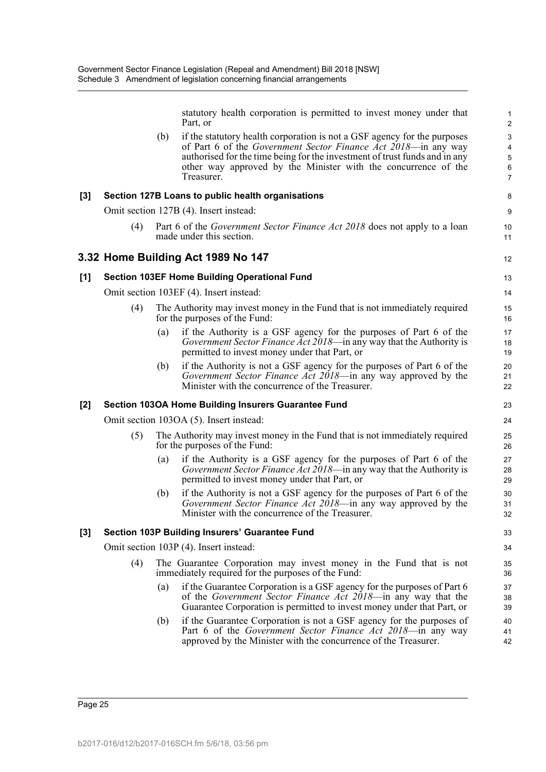statutory health corporation is permitted to invest money under that Part, or

(b) if the statutory health corporation is not a GSF agency for the purposes of Part 6 of the *Government Sector Finance Act 2018*—in any way authorised for the time being for the investment of trust funds and in any other way approved by the Minister with the concurrence of the Treasurer.

**[3] Section 127B Loans to public health organisations**

Omit section 127B (4). Insert instead:

(4) Part 6 of the *Government Sector Finance Act 2018* does not apply to a loan made under this section.

## 3.32 Home Building Act 1989 No 147

**[1] Section 103EF Home Building Operational Fund**

Omit section 103EF (4). Insert instead:

(4) The Authority may invest money in the Fund that is not immediately required for the purposes of the Fund:

(a) if the Authority is a GSF agency for the purposes of Part 6 of the *Government Sector Finance Act 2018*—in any way that the Authority is permitted to invest money under that Part, or

(b) if the Authority is not a GSF agency for the purposes of Part 6 of the *Government Sector Finance Act 2018*—in any way approved by the Minister with the concurrence of the Treasurer.

**[2] Section 103OA Home Building Insurers Guarantee Fund**

Omit section 103OA (5). Insert instead:

(5) The Authority may invest money in the Fund that is not immediately required for the purposes of the Fund:

(a) if the Authority is a GSF agency for the purposes of Part 6 of the *Government Sector Finance Act 2018*—in any way that the Authority is permitted to invest money under that Part, or

(b) if the Authority is not a GSF agency for the purposes of Part 6 of the *Government Sector Finance Act 2018*—in any way approved by the Minister with the concurrence of the Treasurer.

**[3] Section 103P Building Insurers' Guarantee Fund**

Omit section 103P (4). Insert instead:

(4) The Guarantee Corporation may invest money in the Fund that is not immediately required for the purposes of the Fund:

(a) if the Guarantee Corporation is a GSF agency for the purposes of Part 6 of the *Government Sector Finance Act 2018*—in any way that the Guarantee Corporation is permitted to invest money under that Part, or

(b) if the Guarantee Corporation is not a GSF agency for the purposes of Part 6 of the *Government Sector Finance Act 2018*—in any way approved by the Minister with the concurrence of the Treasurer.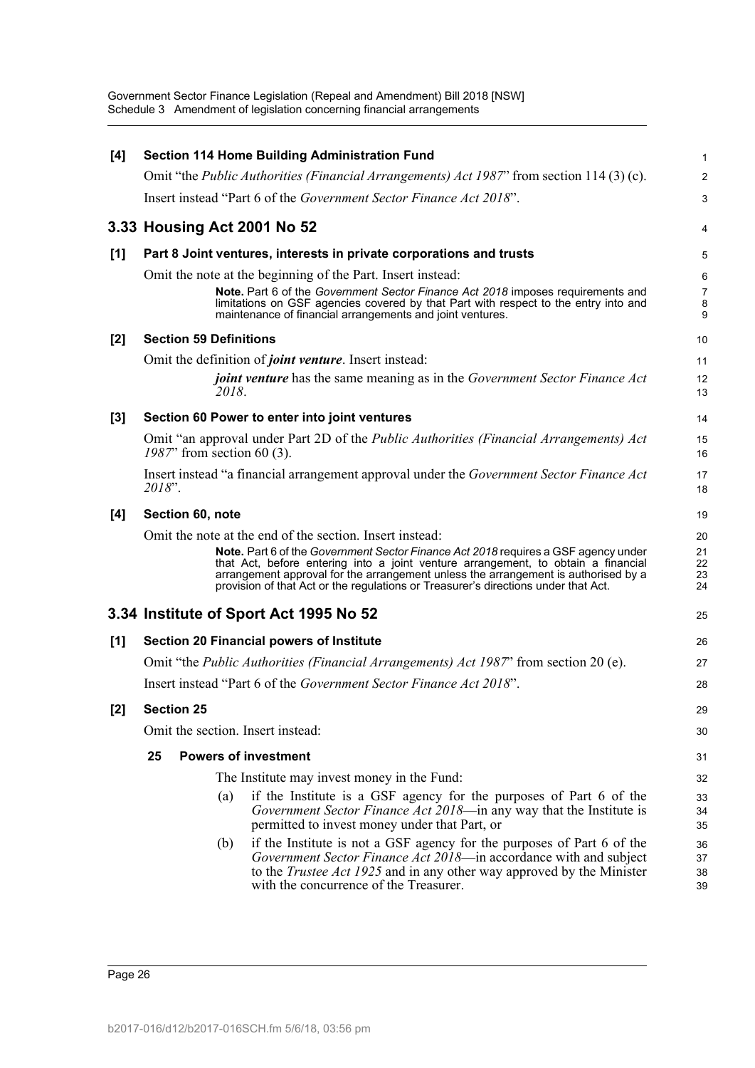**[4] Section 114 Home Building Administration Fund**

Omit "the *Public Authorities (Financial Arrangements) Act 1987*" from section 114 (3) (c).

Insert instead "Part 6 of the *Government Sector Finance Act 2018*".

## 3.33 Housing Act 2001 No 52

**[1] Part 8 Joint ventures, interests in private corporations and trusts**

Omit the note at the beginning of the Part. Insert instead:

> **Note.** Part 6 of the *Government Sector Finance Act 2018* imposes requirements and limitations on GSF agencies covered by that Part with respect to the entry into and maintenance of financial arrangements and joint ventures.

**[2] Section 59 Definitions**

Omit the definition of ***joint venture***. Insert instead:

> ***joint venture*** has the same meaning as in the *Government Sector Finance Act 2018*.

**[3] Section 60 Power to enter into joint ventures**

Omit "an approval under Part 2D of the *Public Authorities (Financial Arrangements) Act 1987*" from section 60 (3).

Insert instead "a financial arrangement approval under the *Government Sector Finance Act 2018*".

**[4] Section 60, note**

Omit the note at the end of the section. Insert instead:

> **Note.** Part 6 of the *Government Sector Finance Act 2018* requires a GSF agency under that Act, before entering into a joint venture arrangement, to obtain a financial arrangement approval for the arrangement unless the arrangement is authorised by a provision of that Act or the regulations or Treasurer's directions under that Act.

## 3.34 Institute of Sport Act 1995 No 52

**[1] Section 20 Financial powers of Institute**

Omit "the *Public Authorities (Financial Arrangements) Act 1987*" from section 20 (e).

Insert instead "Part 6 of the *Government Sector Finance Act 2018*".

**[2] Section 25**

Omit the section. Insert instead:

> **25 Powers of investment**
>
> The Institute may invest money in the Fund:
>
> (a) if the Institute is a GSF agency for the purposes of Part 6 of the *Government Sector Finance Act 2018*—in any way that the Institute is permitted to invest money under that Part, or
>
> (b) if the Institute is not a GSF agency for the purposes of Part 6 of the *Government Sector Finance Act 2018*—in accordance with and subject to the *Trustee Act 1925* and in any other way approved by the Minister with the concurrence of the Treasurer.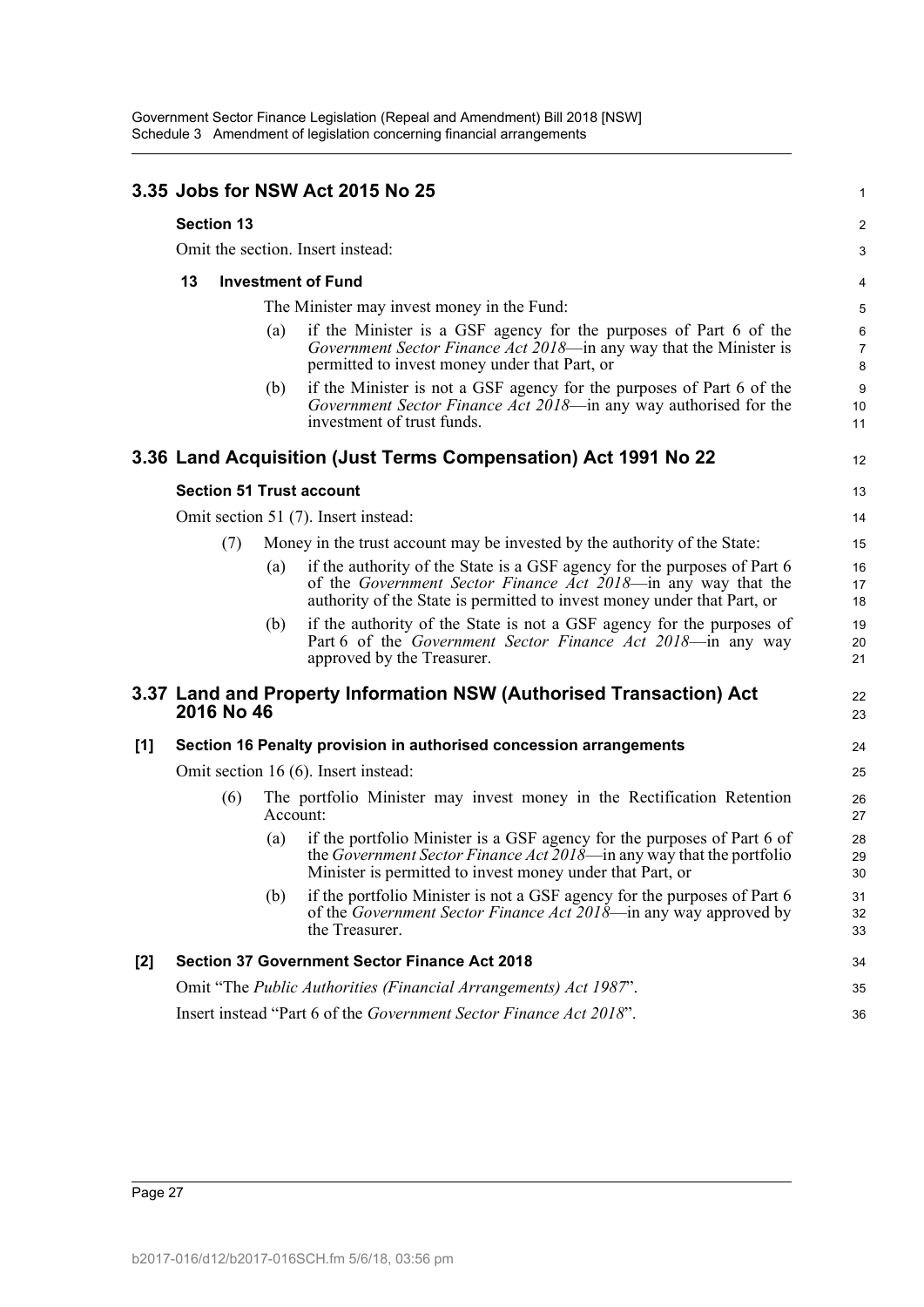## 3.35 Jobs for NSW Act 2015 No 25

### Section 13

Omit the section. Insert instead:

**13 Investment of Fund**

The Minister may invest money in the Fund:

(a) if the Minister is a GSF agency for the purposes of Part 6 of the *Government Sector Finance Act 2018*—in any way that the Minister is permitted to invest money under that Part, or

(b) if the Minister is not a GSF agency for the purposes of Part 6 of the *Government Sector Finance Act 2018*—in any way authorised for the investment of trust funds.

## 3.36 Land Acquisition (Just Terms Compensation) Act 1991 No 22

### Section 51 Trust account

Omit section 51 (7). Insert instead:

(7) Money in the trust account may be invested by the authority of the State:

(a) if the authority of the State is a GSF agency for the purposes of Part 6 of the *Government Sector Finance Act 2018*—in any way that the authority of the State is permitted to invest money under that Part, or

(b) if the authority of the State is not a GSF agency for the purposes of Part 6 of the *Government Sector Finance Act 2018*—in any way approved by the Treasurer.

## 3.37 Land and Property Information NSW (Authorised Transaction) Act 2016 No 46

### [1] Section 16 Penalty provision in authorised concession arrangements

Omit section 16 (6). Insert instead:

(6) The portfolio Minister may invest money in the Rectification Retention Account:

(a) if the portfolio Minister is a GSF agency for the purposes of Part 6 of the *Government Sector Finance Act 2018*—in any way that the portfolio Minister is permitted to invest money under that Part, or

(b) if the portfolio Minister is not a GSF agency for the purposes of Part 6 of the *Government Sector Finance Act 2018*—in any way approved by the Treasurer.

### [2] Section 37 Government Sector Finance Act 2018

Omit "The *Public Authorities (Financial Arrangements) Act 1987*".

Insert instead "Part 6 of the *Government Sector Finance Act 2018*".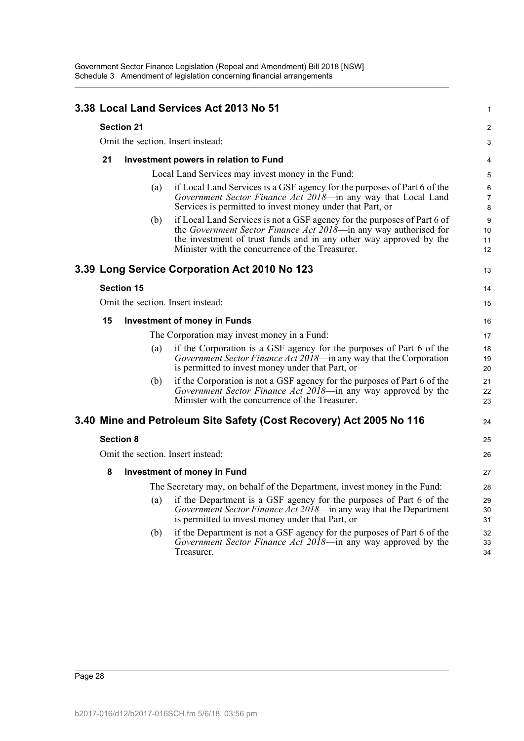## 3.38 Local Land Services Act 2013 No 51

### Section 21

Omit the section. Insert instead:

**21 Investment powers in relation to Fund**

Local Land Services may invest money in the Fund:

(a) if Local Land Services is a GSF agency for the purposes of Part 6 of the *Government Sector Finance Act 2018*—in any way that Local Land Services is permitted to invest money under that Part, or

(b) if Local Land Services is not a GSF agency for the purposes of Part 6 of the *Government Sector Finance Act 2018*—in any way authorised for the investment of trust funds and in any other way approved by the Minister with the concurrence of the Treasurer.

## 3.39 Long Service Corporation Act 2010 No 123

### Section 15

Omit the section. Insert instead:

**15 Investment of money in Funds**

The Corporation may invest money in a Fund:

(a) if the Corporation is a GSF agency for the purposes of Part 6 of the *Government Sector Finance Act 2018*—in any way that the Corporation is permitted to invest money under that Part, or

(b) if the Corporation is not a GSF agency for the purposes of Part 6 of the *Government Sector Finance Act 2018*—in any way approved by the Minister with the concurrence of the Treasurer.

## 3.40 Mine and Petroleum Site Safety (Cost Recovery) Act 2005 No 116

### Section 8

Omit the section. Insert instead:

**8 Investment of money in Fund**

The Secretary may, on behalf of the Department, invest money in the Fund:

(a) if the Department is a GSF agency for the purposes of Part 6 of the *Government Sector Finance Act 2018*—in any way that the Department is permitted to invest money under that Part, or

(b) if the Department is not a GSF agency for the purposes of Part 6 of the *Government Sector Finance Act 2018*—in any way approved by the Treasurer.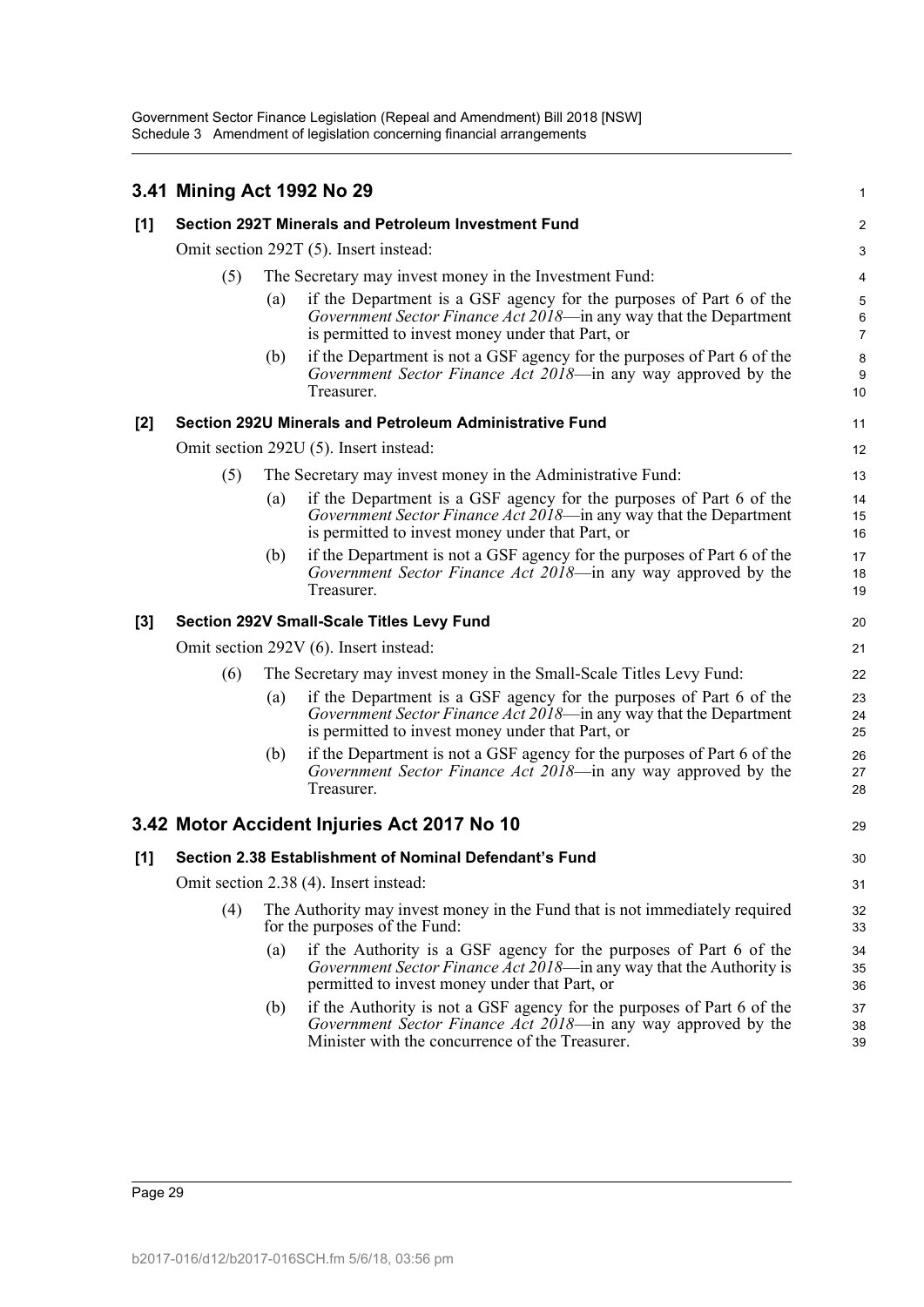## 3.41 Mining Act 1992 No 29

### [1] Section 292T Minerals and Petroleum Investment Fund

Omit section 292T (5). Insert instead:

(5) The Secretary may invest money in the Investment Fund:

(a) if the Department is a GSF agency for the purposes of Part 6 of the *Government Sector Finance Act 2018*—in any way that the Department is permitted to invest money under that Part, or

(b) if the Department is not a GSF agency for the purposes of Part 6 of the *Government Sector Finance Act 2018*—in any way approved by the Treasurer.

### [2] Section 292U Minerals and Petroleum Administrative Fund

Omit section 292U (5). Insert instead:

(5) The Secretary may invest money in the Administrative Fund:

(a) if the Department is a GSF agency for the purposes of Part 6 of the *Government Sector Finance Act 2018*—in any way that the Department is permitted to invest money under that Part, or

(b) if the Department is not a GSF agency for the purposes of Part 6 of the *Government Sector Finance Act 2018*—in any way approved by the Treasurer.

### [3] Section 292V Small-Scale Titles Levy Fund

Omit section 292V (6). Insert instead:

(6) The Secretary may invest money in the Small-Scale Titles Levy Fund:

(a) if the Department is a GSF agency for the purposes of Part 6 of the *Government Sector Finance Act 2018*—in any way that the Department is permitted to invest money under that Part, or

(b) if the Department is not a GSF agency for the purposes of Part 6 of the *Government Sector Finance Act 2018*—in any way approved by the Treasurer.

## 3.42 Motor Accident Injuries Act 2017 No 10

### [1] Section 2.38 Establishment of Nominal Defendant's Fund

Omit section 2.38 (4). Insert instead:

(4) The Authority may invest money in the Fund that is not immediately required for the purposes of the Fund:

(a) if the Authority is a GSF agency for the purposes of Part 6 of the *Government Sector Finance Act 2018*—in any way that the Authority is permitted to invest money under that Part, or

(b) if the Authority is not a GSF agency for the purposes of Part 6 of the *Government Sector Finance Act 2018*—in any way approved by the Minister with the concurrence of the Treasurer.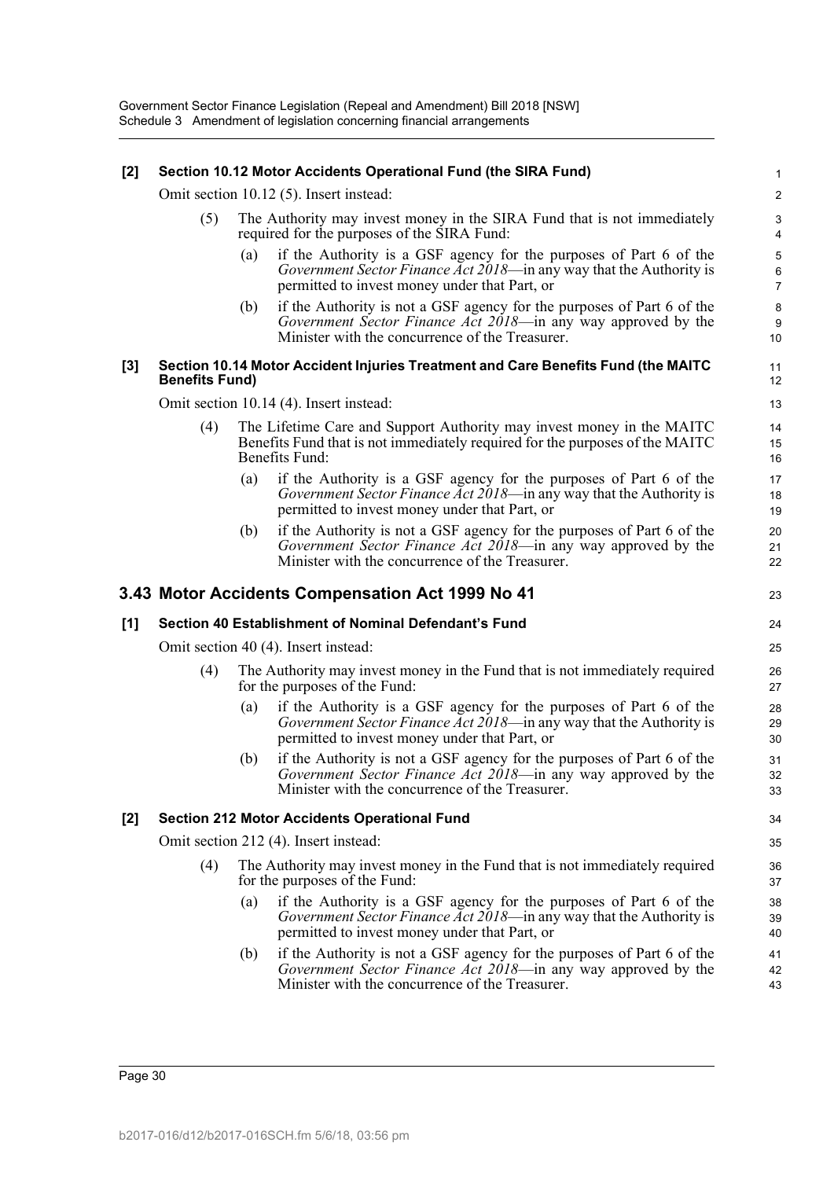**[2] Section 10.12 Motor Accidents Operational Fund (the SIRA Fund)**

Omit section 10.12 (5). Insert instead:

(5) The Authority may invest money in the SIRA Fund that is not immediately required for the purposes of the SIRA Fund:

(a) if the Authority is a GSF agency for the purposes of Part 6 of the *Government Sector Finance Act 2018*—in any way that the Authority is permitted to invest money under that Part, or

(b) if the Authority is not a GSF agency for the purposes of Part 6 of the *Government Sector Finance Act 2018*—in any way approved by the Minister with the concurrence of the Treasurer.

**[3] Section 10.14 Motor Accident Injuries Treatment and Care Benefits Fund (the MAITC Benefits Fund)**

Omit section 10.14 (4). Insert instead:

(4) The Lifetime Care and Support Authority may invest money in the MAITC Benefits Fund that is not immediately required for the purposes of the MAITC Benefits Fund:

(a) if the Authority is a GSF agency for the purposes of Part 6 of the *Government Sector Finance Act 2018*—in any way that the Authority is permitted to invest money under that Part, or

(b) if the Authority is not a GSF agency for the purposes of Part 6 of the *Government Sector Finance Act 2018*—in any way approved by the Minister with the concurrence of the Treasurer.

## 3.43 Motor Accidents Compensation Act 1999 No 41

**[1] Section 40 Establishment of Nominal Defendant's Fund**

Omit section 40 (4). Insert instead:

(4) The Authority may invest money in the Fund that is not immediately required for the purposes of the Fund:

(a) if the Authority is a GSF agency for the purposes of Part 6 of the *Government Sector Finance Act 2018*—in any way that the Authority is permitted to invest money under that Part, or

(b) if the Authority is not a GSF agency for the purposes of Part 6 of the *Government Sector Finance Act 2018*—in any way approved by the Minister with the concurrence of the Treasurer.

**[2] Section 212 Motor Accidents Operational Fund**

Omit section 212 (4). Insert instead:

(4) The Authority may invest money in the Fund that is not immediately required for the purposes of the Fund:

(a) if the Authority is a GSF agency for the purposes of Part 6 of the *Government Sector Finance Act 2018*—in any way that the Authority is permitted to invest money under that Part, or

(b) if the Authority is not a GSF agency for the purposes of Part 6 of the *Government Sector Finance Act 2018*—in any way approved by the Minister with the concurrence of the Treasurer.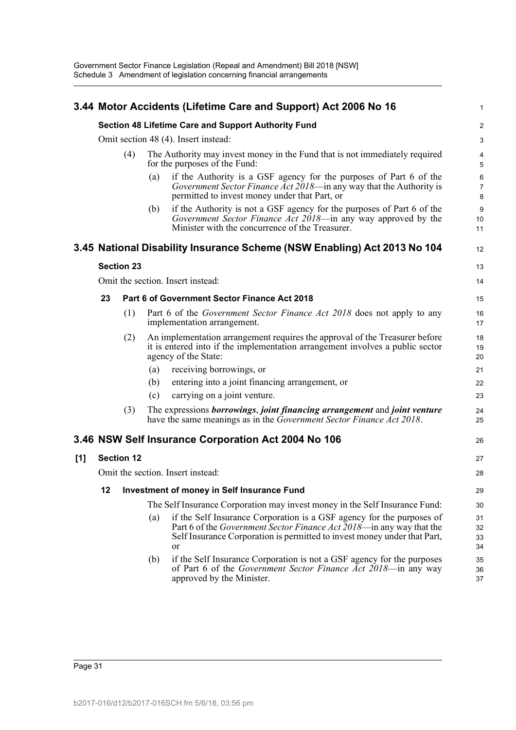## 3.44 Motor Accidents (Lifetime Care and Support) Act 2006 No 16

### Section 48 Lifetime Care and Support Authority Fund

Omit section 48 (4). Insert instead:

(4) The Authority may invest money in the Fund that is not immediately required for the purposes of the Fund:

(a) if the Authority is a GSF agency for the purposes of Part 6 of the *Government Sector Finance Act 2018*—in any way that the Authority is permitted to invest money under that Part, or

(b) if the Authority is not a GSF agency for the purposes of Part 6 of the *Government Sector Finance Act 2018*—in any way approved by the Minister with the concurrence of the Treasurer.

## 3.45 National Disability Insurance Scheme (NSW Enabling) Act 2013 No 104

### Section 23

Omit the section. Insert instead:

**23 Part 6 of Government Sector Finance Act 2018**

(1) Part 6 of the *Government Sector Finance Act 2018* does not apply to any implementation arrangement.

(2) An implementation arrangement requires the approval of the Treasurer before it is entered into if the implementation arrangement involves a public sector agency of the State:

(a) receiving borrowings, or

(b) entering into a joint financing arrangement, or

(c) carrying on a joint venture.

(3) The expressions ***borrowings***, ***joint financing arrangement*** and ***joint venture*** have the same meanings as in the *Government Sector Finance Act 2018*.

## 3.46 NSW Self Insurance Corporation Act 2004 No 106

### [1] Section 12

Omit the section. Insert instead:

**12 Investment of money in Self Insurance Fund**

The Self Insurance Corporation may invest money in the Self Insurance Fund:

(a) if the Self Insurance Corporation is a GSF agency for the purposes of Part 6 of the *Government Sector Finance Act 2018*—in any way that the Self Insurance Corporation is permitted to invest money under that Part, or

(b) if the Self Insurance Corporation is not a GSF agency for the purposes of Part 6 of the *Government Sector Finance Act 2018*—in any way approved by the Minister.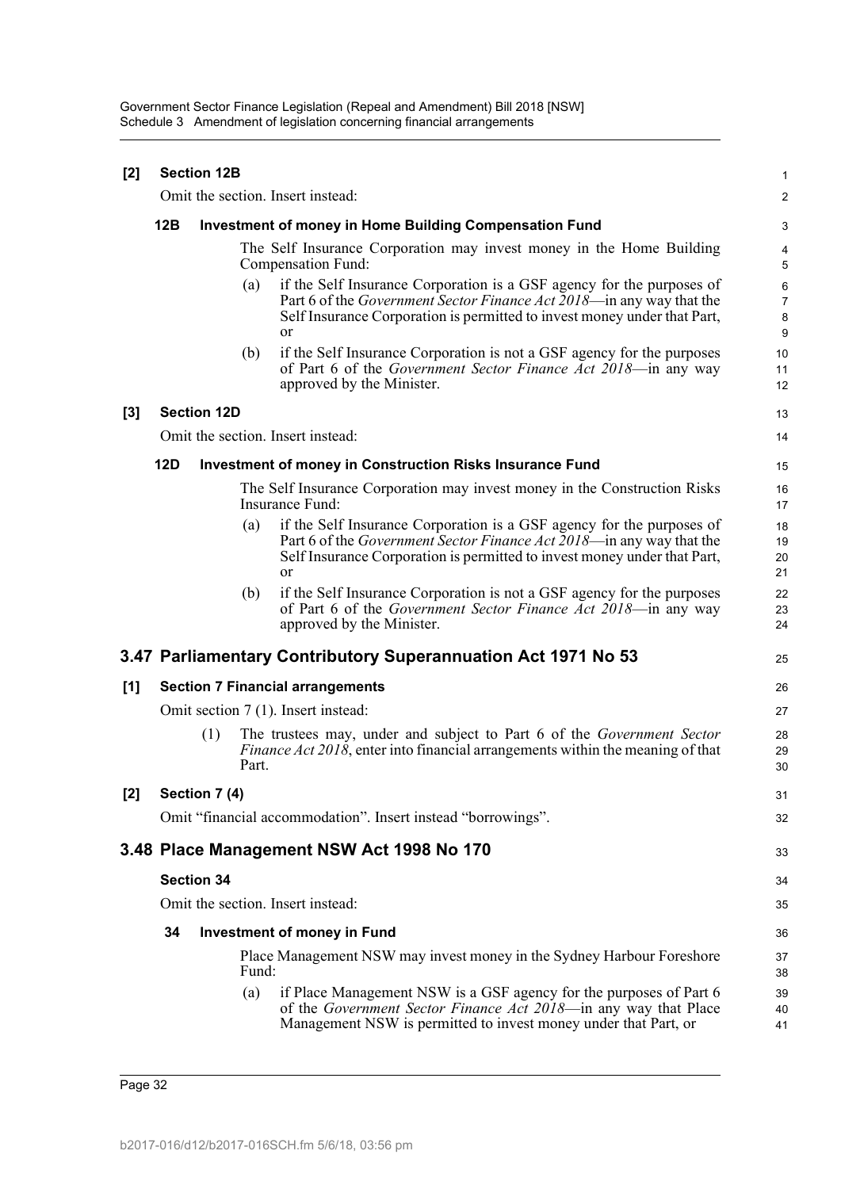**[2] Section 12B**

Omit the section. Insert instead:

**12B Investment of money in Home Building Compensation Fund**

The Self Insurance Corporation may invest money in the Home Building Compensation Fund:

(a) if the Self Insurance Corporation is a GSF agency for the purposes of Part 6 of the *Government Sector Finance Act 2018*—in any way that the Self Insurance Corporation is permitted to invest money under that Part, or

(b) if the Self Insurance Corporation is not a GSF agency for the purposes of Part 6 of the *Government Sector Finance Act 2018*—in any way approved by the Minister.

**[3] Section 12D**

Omit the section. Insert instead:

**12D Investment of money in Construction Risks Insurance Fund**

The Self Insurance Corporation may invest money in the Construction Risks Insurance Fund:

(a) if the Self Insurance Corporation is a GSF agency for the purposes of Part 6 of the *Government Sector Finance Act 2018*—in any way that the Self Insurance Corporation is permitted to invest money under that Part, or

(b) if the Self Insurance Corporation is not a GSF agency for the purposes of Part 6 of the *Government Sector Finance Act 2018*—in any way approved by the Minister.

## 3.47 Parliamentary Contributory Superannuation Act 1971 No 53

**[1] Section 7 Financial arrangements**

Omit section 7 (1). Insert instead:

(1) The trustees may, under and subject to Part 6 of the *Government Sector Finance Act 2018*, enter into financial arrangements within the meaning of that Part.

**[2] Section 7 (4)**

Omit "financial accommodation". Insert instead "borrowings".

## 3.48 Place Management NSW Act 1998 No 170

**Section 34**

Omit the section. Insert instead:

**34 Investment of money in Fund**

Place Management NSW may invest money in the Sydney Harbour Foreshore Fund:

(a) if Place Management NSW is a GSF agency for the purposes of Part 6 of the *Government Sector Finance Act 2018*—in any way that Place Management NSW is permitted to invest money under that Part, or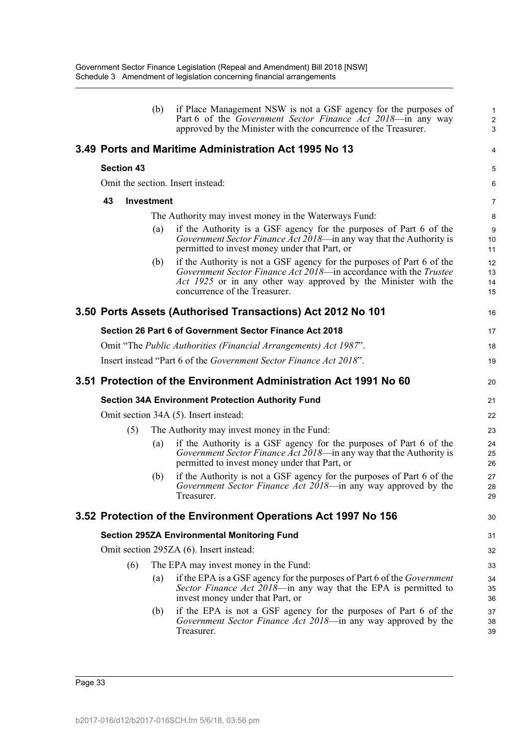(b) if Place Management NSW is not a GSF agency for the purposes of Part 6 of the *Government Sector Finance Act 2018*—in any way approved by the Minister with the concurrence of the Treasurer.

## 3.49 Ports and Maritime Administration Act 1995 No 13

### Section 43

Omit the section. Insert instead:

**43 Investment**

The Authority may invest money in the Waterways Fund:

(a) if the Authority is a GSF agency for the purposes of Part 6 of the *Government Sector Finance Act 2018*—in any way that the Authority is permitted to invest money under that Part, or

(b) if the Authority is not a GSF agency for the purposes of Part 6 of the *Government Sector Finance Act 2018*—in accordance with the *Trustee Act 1925* or in any other way approved by the Minister with the concurrence of the Treasurer.

## 3.50 Ports Assets (Authorised Transactions) Act 2012 No 101

### Section 26 Part 6 of Government Sector Finance Act 2018

Omit "The *Public Authorities (Financial Arrangements) Act 1987*".

Insert instead "Part 6 of the *Government Sector Finance Act 2018*".

## 3.51 Protection of the Environment Administration Act 1991 No 60

### Section 34A Environment Protection Authority Fund

Omit section 34A (5). Insert instead:

(5) The Authority may invest money in the Fund:

(a) if the Authority is a GSF agency for the purposes of Part 6 of the *Government Sector Finance Act 2018*—in any way that the Authority is permitted to invest money under that Part, or

(b) if the Authority is not a GSF agency for the purposes of Part 6 of the *Government Sector Finance Act 2018*—in any way approved by the Treasurer.

## 3.52 Protection of the Environment Operations Act 1997 No 156

### Section 295ZA Environmental Monitoring Fund

Omit section 295ZA (6). Insert instead:

(6) The EPA may invest money in the Fund:

(a) if the EPA is a GSF agency for the purposes of Part 6 of the *Government Sector Finance Act 2018*—in any way that the EPA is permitted to invest money under that Part, or

(b) if the EPA is not a GSF agency for the purposes of Part 6 of the *Government Sector Finance Act 2018*—in any way approved by the Treasurer.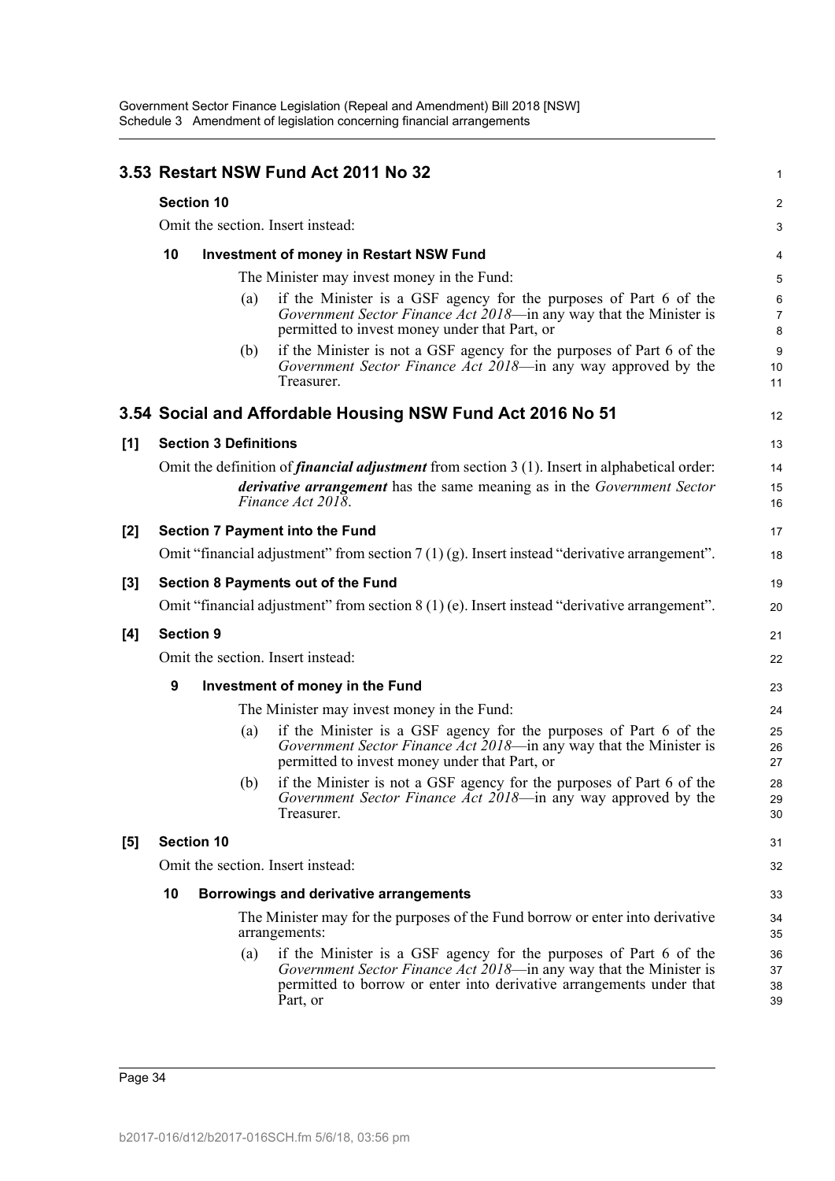## 3.53 Restart NSW Fund Act 2011 No 32

**Section 10**

Omit the section. Insert instead:

**10 Investment of money in Restart NSW Fund**

The Minister may invest money in the Fund:

(a) if the Minister is a GSF agency for the purposes of Part 6 of the *Government Sector Finance Act 2018*—in any way that the Minister is permitted to invest money under that Part, or

(b) if the Minister is not a GSF agency for the purposes of Part 6 of the *Government Sector Finance Act 2018*—in any way approved by the Treasurer.

## 3.54 Social and Affordable Housing NSW Fund Act 2016 No 51

**[1] Section 3 Definitions**

Omit the definition of ***financial adjustment*** from section 3 (1). Insert in alphabetical order:

***derivative arrangement*** has the same meaning as in the *Government Sector Finance Act 2018*.

**[2] Section 7 Payment into the Fund**

Omit "financial adjustment" from section 7 (1) (g). Insert instead "derivative arrangement".

**[3] Section 8 Payments out of the Fund**

Omit "financial adjustment" from section 8 (1) (e). Insert instead "derivative arrangement".

**[4] Section 9**

Omit the section. Insert instead:

**9 Investment of money in the Fund**

The Minister may invest money in the Fund:

(a) if the Minister is a GSF agency for the purposes of Part 6 of the *Government Sector Finance Act 2018*—in any way that the Minister is permitted to invest money under that Part, or

(b) if the Minister is not a GSF agency for the purposes of Part 6 of the *Government Sector Finance Act 2018*—in any way approved by the Treasurer.

**[5] Section 10**

Omit the section. Insert instead:

**10 Borrowings and derivative arrangements**

The Minister may for the purposes of the Fund borrow or enter into derivative arrangements:

(a) if the Minister is a GSF agency for the purposes of Part 6 of the *Government Sector Finance Act 2018*—in any way that the Minister is permitted to borrow or enter into derivative arrangements under that Part, or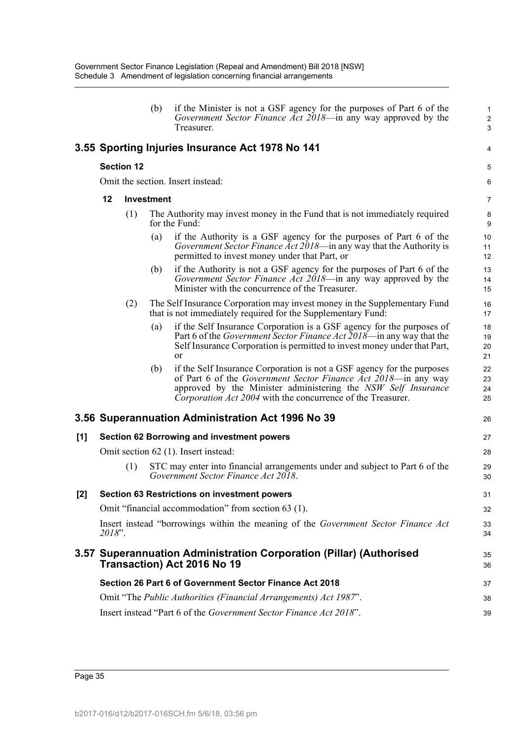(b) if the Minister is not a GSF agency for the purposes of Part 6 of the *Government Sector Finance Act 2018*—in any way approved by the Treasurer.

## 3.55 Sporting Injuries Insurance Act 1978 No 141

### Section 12

Omit the section. Insert instead:

**12 Investment**

(1) The Authority may invest money in the Fund that is not immediately required for the Fund:

(a) if the Authority is a GSF agency for the purposes of Part 6 of the *Government Sector Finance Act 2018*—in any way that the Authority is permitted to invest money under that Part, or

(b) if the Authority is not a GSF agency for the purposes of Part 6 of the *Government Sector Finance Act 2018*—in any way approved by the Minister with the concurrence of the Treasurer.

(2) The Self Insurance Corporation may invest money in the Supplementary Fund that is not immediately required for the Supplementary Fund:

(a) if the Self Insurance Corporation is a GSF agency for the purposes of Part 6 of the *Government Sector Finance Act 2018*—in any way that the Self Insurance Corporation is permitted to invest money under that Part, or

(b) if the Self Insurance Corporation is not a GSF agency for the purposes of Part 6 of the *Government Sector Finance Act 2018*—in any way approved by the Minister administering the *NSW Self Insurance Corporation Act 2004* with the concurrence of the Treasurer.

## 3.56 Superannuation Administration Act 1996 No 39

### [1] Section 62 Borrowing and investment powers

Omit section 62 (1). Insert instead:

(1) STC may enter into financial arrangements under and subject to Part 6 of the *Government Sector Finance Act 2018*.

### [2] Section 63 Restrictions on investment powers

Omit "financial accommodation" from section 63 (1).

Insert instead "borrowings within the meaning of the *Government Sector Finance Act 2018*".

## 3.57 Superannuation Administration Corporation (Pillar) (Authorised Transaction) Act 2016 No 19

### Section 26 Part 6 of Government Sector Finance Act 2018

Omit "The *Public Authorities (Financial Arrangements) Act 1987*".

Insert instead "Part 6 of the *Government Sector Finance Act 2018*".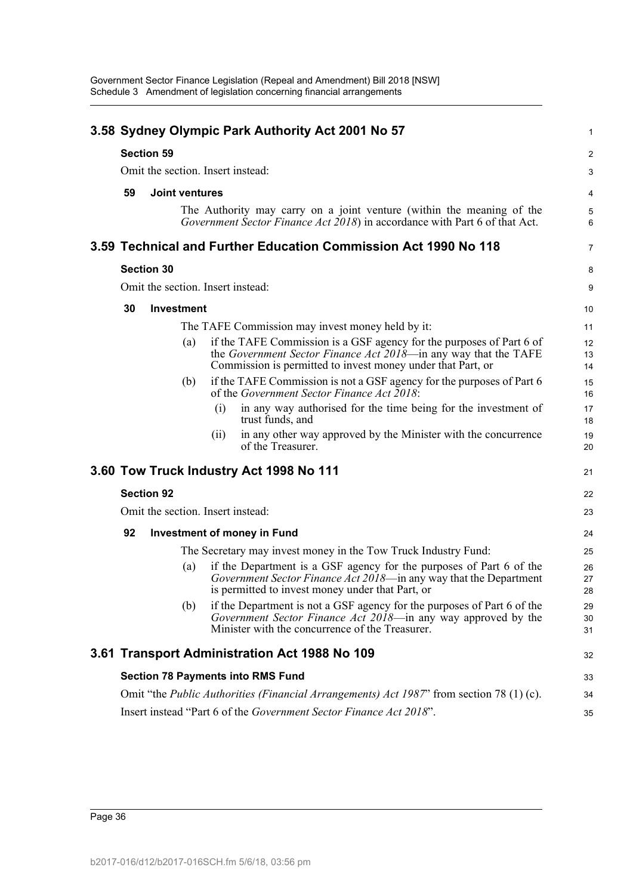## 3.58 Sydney Olympic Park Authority Act 2001 No 57

### Section 59

Omit the section. Insert instead:

**59 Joint ventures**

The Authority may carry on a joint venture (within the meaning of the *Government Sector Finance Act 2018*) in accordance with Part 6 of that Act.

## 3.59 Technical and Further Education Commission Act 1990 No 118

### Section 30

Omit the section. Insert instead:

**30 Investment**

The TAFE Commission may invest money held by it:

(a) if the TAFE Commission is a GSF agency for the purposes of Part 6 of the *Government Sector Finance Act 2018*—in any way that the TAFE Commission is permitted to invest money under that Part, or

(b) if the TAFE Commission is not a GSF agency for the purposes of Part 6 of the *Government Sector Finance Act 2018*:

(i) in any way authorised for the time being for the investment of trust funds, and

(ii) in any other way approved by the Minister with the concurrence of the Treasurer.

## 3.60 Tow Truck Industry Act 1998 No 111

### Section 92

Omit the section. Insert instead:

**92 Investment of money in Fund**

The Secretary may invest money in the Tow Truck Industry Fund:

(a) if the Department is a GSF agency for the purposes of Part 6 of the *Government Sector Finance Act 2018*—in any way that the Department is permitted to invest money under that Part, or

(b) if the Department is not a GSF agency for the purposes of Part 6 of the *Government Sector Finance Act 2018*—in any way approved by the Minister with the concurrence of the Treasurer.

## 3.61 Transport Administration Act 1988 No 109

### Section 78 Payments into RMS Fund

Omit "the *Public Authorities (Financial Arrangements) Act 1987*" from section 78 (1) (c).

Insert instead "Part 6 of the *Government Sector Finance Act 2018*".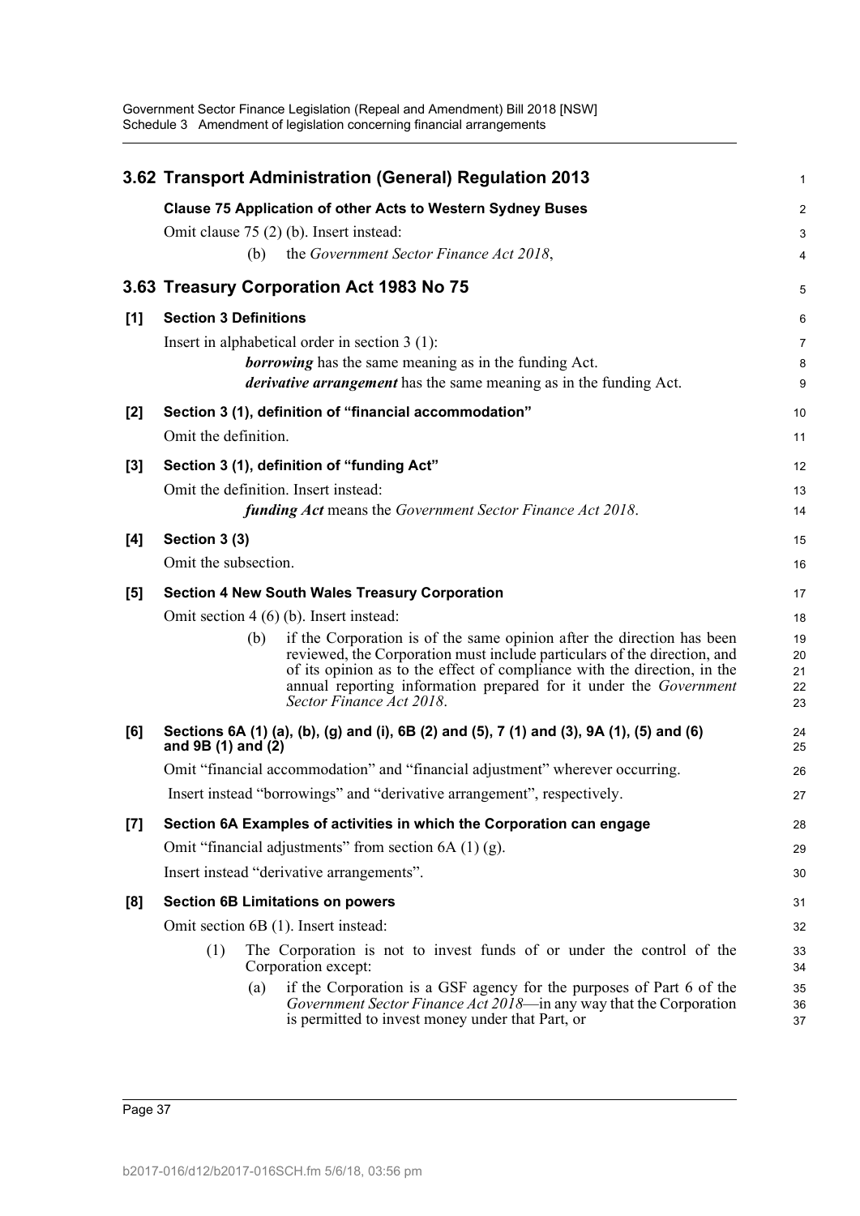## 3.62 Transport Administration (General) Regulation 2013

**Clause 75 Application of other Acts to Western Sydney Buses**

Omit clause 75 (2) (b). Insert instead:

(b) the *Government Sector Finance Act 2018*,

## 3.63 Treasury Corporation Act 1983 No 75

**[1] Section 3 Definitions**

Insert in alphabetical order in section 3 (1):

***borrowing*** has the same meaning as in the funding Act.

***derivative arrangement*** has the same meaning as in the funding Act.

**[2] Section 3 (1), definition of "financial accommodation"**

Omit the definition.

**[3] Section 3 (1), definition of "funding Act"**

Omit the definition. Insert instead:

***funding Act*** means the *Government Sector Finance Act 2018*.

**[4] Section 3 (3)**

Omit the subsection.

**[5] Section 4 New South Wales Treasury Corporation**

Omit section 4 (6) (b). Insert instead:

(b) if the Corporation is of the same opinion after the direction has been reviewed, the Corporation must include particulars of the direction, and of its opinion as to the effect of compliance with the direction, in the annual reporting information prepared for it under the *Government Sector Finance Act 2018*.

**[6] Sections 6A (1) (a), (b), (g) and (i), 6B (2) and (5), 7 (1) and (3), 9A (1), (5) and (6) and 9B (1) and (2)**

Omit "financial accommodation" and "financial adjustment" wherever occurring.

Insert instead "borrowings" and "derivative arrangement", respectively.

**[7] Section 6A Examples of activities in which the Corporation can engage**

Omit "financial adjustments" from section 6A (1) (g).

Insert instead "derivative arrangements".

**[8] Section 6B Limitations on powers**

Omit section 6B (1). Insert instead:

(1) The Corporation is not to invest funds of or under the control of the Corporation except:

(a) if the Corporation is a GSF agency for the purposes of Part 6 of the *Government Sector Finance Act 2018*—in any way that the Corporation is permitted to invest money under that Part, or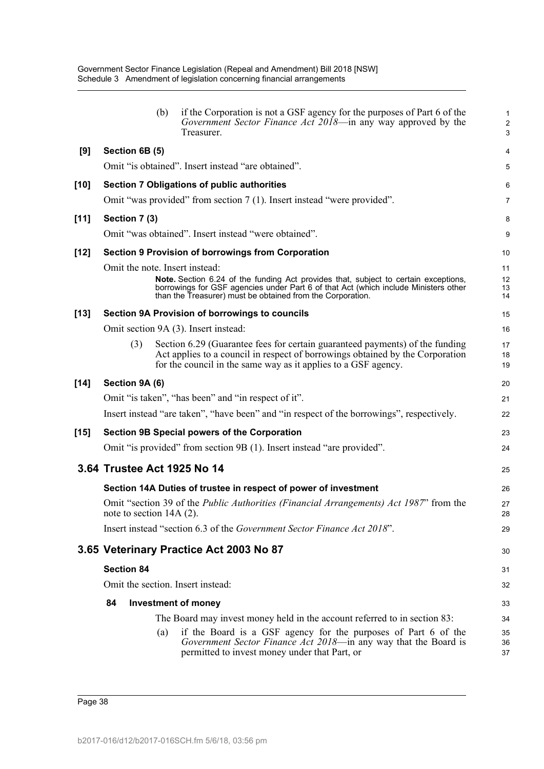(b) if the Corporation is not a GSF agency for the purposes of Part 6 of the *Government Sector Finance Act 2018*—in any way approved by the Treasurer.

**[9] Section 6B (5)**

Omit "is obtained". Insert instead "are obtained".

**[10] Section 7 Obligations of public authorities**

Omit "was provided" from section 7 (1). Insert instead "were provided".

**[11] Section 7 (3)**

Omit "was obtained". Insert instead "were obtained".

**[12] Section 9 Provision of borrowings from Corporation**

Omit the note. Insert instead:

> **Note.** Section 6.24 of the funding Act provides that, subject to certain exceptions, borrowings for GSF agencies under Part 6 of that Act (which include Ministers other than the Treasurer) must be obtained from the Corporation.

**[13] Section 9A Provision of borrowings to councils**

Omit section 9A (3). Insert instead:

(3) Section 6.29 (Guarantee fees for certain guaranteed payments) of the funding Act applies to a council in respect of borrowings obtained by the Corporation for the council in the same way as it applies to a GSF agency.

**[14] Section 9A (6)**

Omit "is taken", "has been" and "in respect of it".

Insert instead "are taken", "have been" and "in respect of the borrowings", respectively.

**[15] Section 9B Special powers of the Corporation**

Omit "is provided" from section 9B (1). Insert instead "are provided".

## 3.64 Trustee Act 1925 No 14

**Section 14A Duties of trustee in respect of power of investment**

Omit "section 39 of the *Public Authorities (Financial Arrangements) Act 1987*" from the note to section 14A (2).

Insert instead "section 6.3 of the *Government Sector Finance Act 2018*".

## 3.65 Veterinary Practice Act 2003 No 87

**Section 84**

Omit the section. Insert instead:

**84 Investment of money**

The Board may invest money held in the account referred to in section 83:

(a) if the Board is a GSF agency for the purposes of Part 6 of the *Government Sector Finance Act 2018*—in any way that the Board is permitted to invest money under that Part, or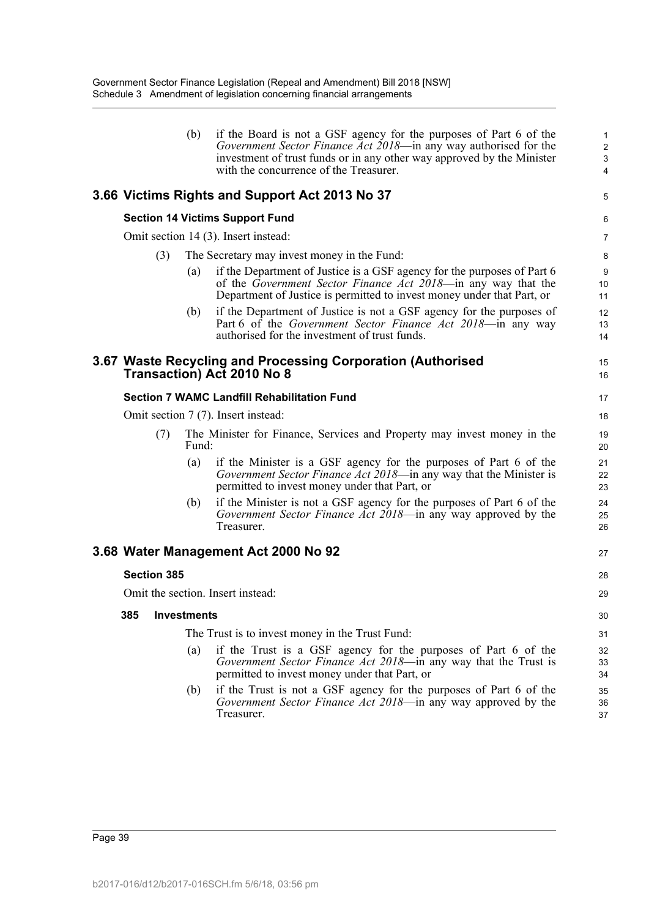(b) if the Board is not a GSF agency for the purposes of Part 6 of the *Government Sector Finance Act 2018*—in any way authorised for the investment of trust funds or in any other way approved by the Minister with the concurrence of the Treasurer.

## 3.66 Victims Rights and Support Act 2013 No 37

### Section 14 Victims Support Fund

Omit section 14 (3). Insert instead:

(3) The Secretary may invest money in the Fund:

(a) if the Department of Justice is a GSF agency for the purposes of Part 6 of the *Government Sector Finance Act 2018*—in any way that the Department of Justice is permitted to invest money under that Part, or

(b) if the Department of Justice is not a GSF agency for the purposes of Part 6 of the *Government Sector Finance Act 2018*—in any way authorised for the investment of trust funds.

## 3.67 Waste Recycling and Processing Corporation (Authorised Transaction) Act 2010 No 8

### Section 7 WAMC Landfill Rehabilitation Fund

Omit section 7 (7). Insert instead:

(7) The Minister for Finance, Services and Property may invest money in the Fund:

(a) if the Minister is a GSF agency for the purposes of Part 6 of the *Government Sector Finance Act 2018*—in any way that the Minister is permitted to invest money under that Part, or

(b) if the Minister is not a GSF agency for the purposes of Part 6 of the *Government Sector Finance Act 2018*—in any way approved by the Treasurer.

## 3.68 Water Management Act 2000 No 92

### Section 385

Omit the section. Insert instead:

**385 Investments**

The Trust is to invest money in the Trust Fund:

(a) if the Trust is a GSF agency for the purposes of Part 6 of the *Government Sector Finance Act 2018*—in any way that the Trust is permitted to invest money under that Part, or

(b) if the Trust is not a GSF agency for the purposes of Part 6 of the *Government Sector Finance Act 2018*—in any way approved by the Treasurer.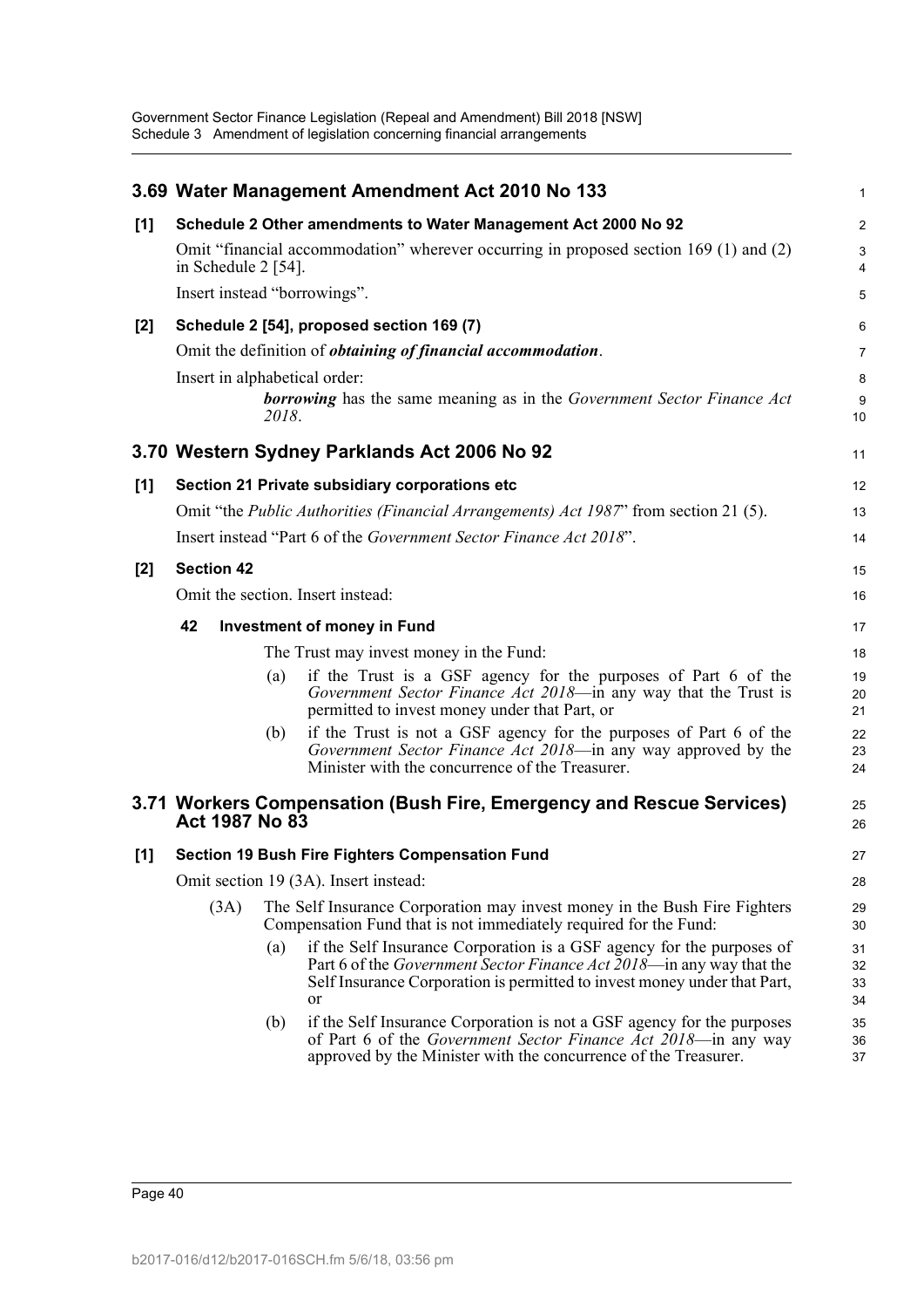## 3.69 Water Management Amendment Act 2010 No 133

**[1] Schedule 2 Other amendments to Water Management Act 2000 No 92**

Omit "financial accommodation" wherever occurring in proposed section 169 (1) and (2) in Schedule 2 [54].

Insert instead "borrowings".

**[2] Schedule 2 [54], proposed section 169 (7)**

Omit the definition of ***obtaining of financial accommodation***.

Insert in alphabetical order:

> ***borrowing*** has the same meaning as in the *Government Sector Finance Act 2018*.

## 3.70 Western Sydney Parklands Act 2006 No 92

**[1] Section 21 Private subsidiary corporations etc**

Omit "the *Public Authorities (Financial Arrangements) Act 1987*" from section 21 (5).

Insert instead "Part 6 of the *Government Sector Finance Act 2018*".

**[2] Section 42**

Omit the section. Insert instead:

**42 Investment of money in Fund**

The Trust may invest money in the Fund:

(a) if the Trust is a GSF agency for the purposes of Part 6 of the *Government Sector Finance Act 2018*—in any way that the Trust is permitted to invest money under that Part, or

(b) if the Trust is not a GSF agency for the purposes of Part 6 of the *Government Sector Finance Act 2018*—in any way approved by the Minister with the concurrence of the Treasurer.

## 3.71 Workers Compensation (Bush Fire, Emergency and Rescue Services) Act 1987 No 83

**[1] Section 19 Bush Fire Fighters Compensation Fund**

Omit section 19 (3A). Insert instead:

(3A) The Self Insurance Corporation may invest money in the Bush Fire Fighters Compensation Fund that is not immediately required for the Fund:

(a) if the Self Insurance Corporation is a GSF agency for the purposes of Part 6 of the *Government Sector Finance Act 2018*—in any way that the Self Insurance Corporation is permitted to invest money under that Part, or

(b) if the Self Insurance Corporation is not a GSF agency for the purposes of Part 6 of the *Government Sector Finance Act 2018*—in any way approved by the Minister with the concurrence of the Treasurer.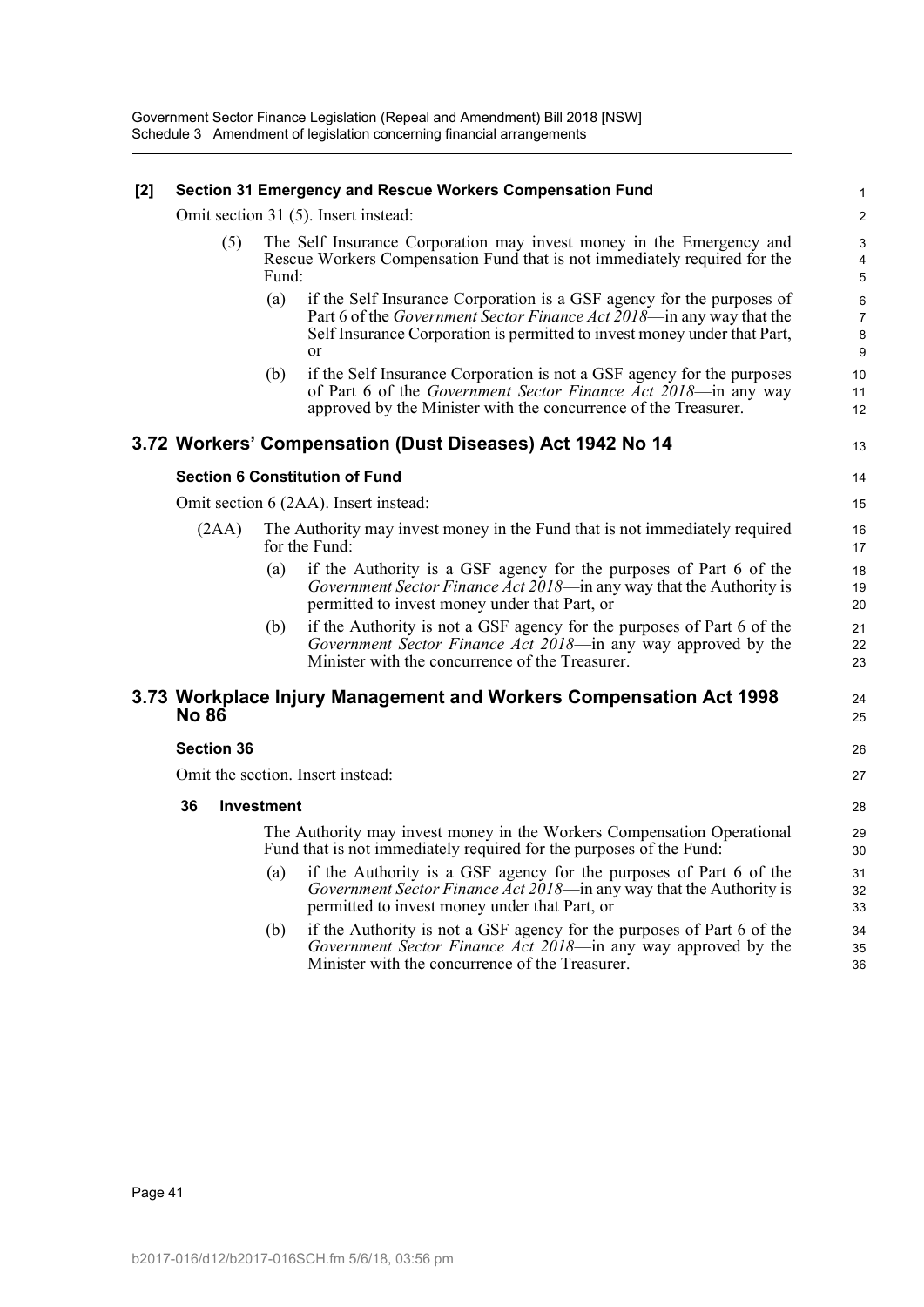**[2] Section 31 Emergency and Rescue Workers Compensation Fund**

Omit section 31 (5). Insert instead:

(5) The Self Insurance Corporation may invest money in the Emergency and Rescue Workers Compensation Fund that is not immediately required for the Fund:

(a) if the Self Insurance Corporation is a GSF agency for the purposes of Part 6 of the *Government Sector Finance Act 2018*—in any way that the Self Insurance Corporation is permitted to invest money under that Part, or

(b) if the Self Insurance Corporation is not a GSF agency for the purposes of Part 6 of the *Government Sector Finance Act 2018*—in any way approved by the Minister with the concurrence of the Treasurer.

## 3.72 Workers' Compensation (Dust Diseases) Act 1942 No 14

**Section 6 Constitution of Fund**

Omit section 6 (2AA). Insert instead:

(2AA) The Authority may invest money in the Fund that is not immediately required for the Fund:

(a) if the Authority is a GSF agency for the purposes of Part 6 of the *Government Sector Finance Act 2018*—in any way that the Authority is permitted to invest money under that Part, or

(b) if the Authority is not a GSF agency for the purposes of Part 6 of the *Government Sector Finance Act 2018*—in any way approved by the Minister with the concurrence of the Treasurer.

## 3.73 Workplace Injury Management and Workers Compensation Act 1998 No 86

**Section 36**

Omit the section. Insert instead:

**36 Investment**

The Authority may invest money in the Workers Compensation Operational Fund that is not immediately required for the purposes of the Fund:

(a) if the Authority is a GSF agency for the purposes of Part 6 of the *Government Sector Finance Act 2018*—in any way that the Authority is permitted to invest money under that Part, or

(b) if the Authority is not a GSF agency for the purposes of Part 6 of the *Government Sector Finance Act 2018*—in any way approved by the Minister with the concurrence of the Treasurer.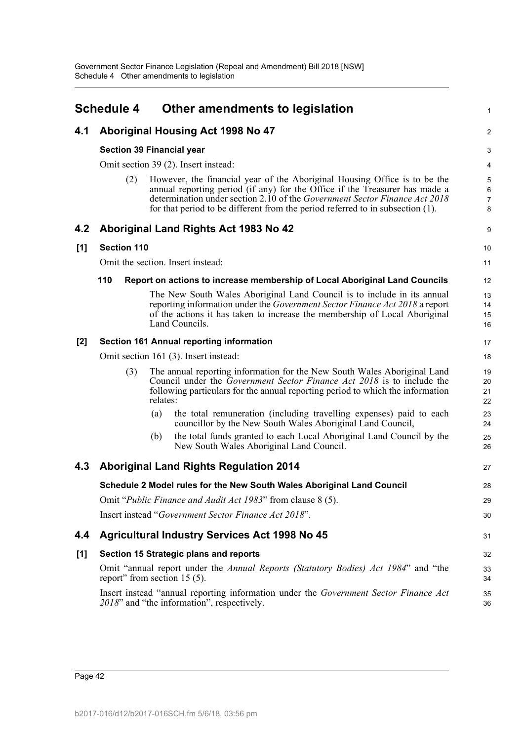# Schedule 4 Other amendments to legislation

## 4.1 Aboriginal Housing Act 1998 No 47

### Section 39 Financial year

Omit section 39 (2). Insert instead:

(2) However, the financial year of the Aboriginal Housing Office is to be the annual reporting period (if any) for the Office if the Treasurer has made a determination under section 2.10 of the *Government Sector Finance Act 2018* for that period to be different from the period referred to in subsection (1).

## 4.2 Aboriginal Land Rights Act 1983 No 42

### [1] Section 110

Omit the section. Insert instead:

**110 Report on actions to increase membership of Local Aboriginal Land Councils**

The New South Wales Aboriginal Land Council is to include in its annual reporting information under the *Government Sector Finance Act 2018* a report of the actions it has taken to increase the membership of Local Aboriginal Land Councils.

### [2] Section 161 Annual reporting information

Omit section 161 (3). Insert instead:

(3) The annual reporting information for the New South Wales Aboriginal Land Council under the *Government Sector Finance Act 2018* is to include the following particulars for the annual reporting period to which the information relates:

(a) the total remuneration (including travelling expenses) paid to each councillor by the New South Wales Aboriginal Land Council,

(b) the total funds granted to each Local Aboriginal Land Council by the New South Wales Aboriginal Land Council.

## 4.3 Aboriginal Land Rights Regulation 2014

### Schedule 2 Model rules for the New South Wales Aboriginal Land Council

Omit "*Public Finance and Audit Act 1983*" from clause 8 (5).

Insert instead "*Government Sector Finance Act 2018*".

## 4.4 Agricultural Industry Services Act 1998 No 45

### [1] Section 15 Strategic plans and reports

Omit "annual report under the *Annual Reports (Statutory Bodies) Act 1984*" and "the report" from section 15 (5).

Insert instead "annual reporting information under the *Government Sector Finance Act 2018*" and "the information", respectively.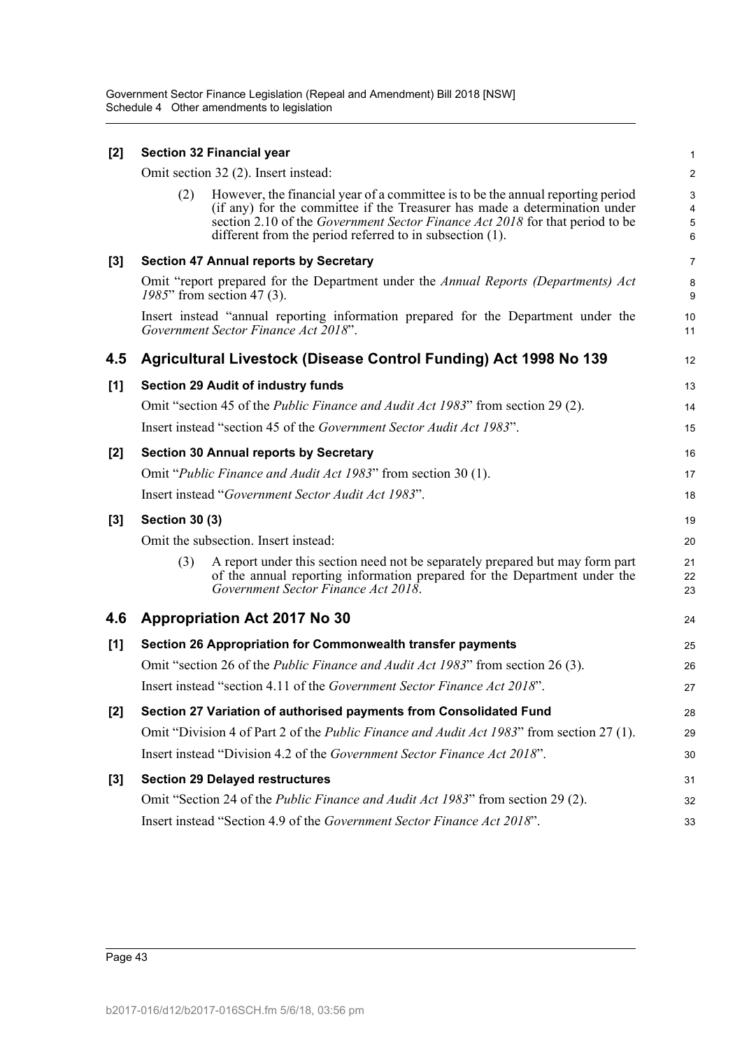**[2] Section 32 Financial year**

Omit section 32 (2). Insert instead:

> (2) However, the financial year of a committee is to be the annual reporting period (if any) for the committee if the Treasurer has made a determination under section 2.10 of the *Government Sector Finance Act 2018* for that period to be different from the period referred to in subsection (1).

**[3] Section 47 Annual reports by Secretary**

Omit "report prepared for the Department under the *Annual Reports (Departments) Act 1985*" from section 47 (3).

Insert instead "annual reporting information prepared for the Department under the *Government Sector Finance Act 2018*".

## 4.5 Agricultural Livestock (Disease Control Funding) Act 1998 No 139

**[1] Section 29 Audit of industry funds**

Omit "section 45 of the *Public Finance and Audit Act 1983*" from section 29 (2).

Insert instead "section 45 of the *Government Sector Audit Act 1983*".

**[2] Section 30 Annual reports by Secretary**

Omit "*Public Finance and Audit Act 1983*" from section 30 (1).

Insert instead "*Government Sector Audit Act 1983*".

**[3] Section 30 (3)**

Omit the subsection. Insert instead:

> (3) A report under this section need not be separately prepared but may form part of the annual reporting information prepared for the Department under the *Government Sector Finance Act 2018*.

## 4.6 Appropriation Act 2017 No 30

**[1] Section 26 Appropriation for Commonwealth transfer payments**

Omit "section 26 of the *Public Finance and Audit Act 1983*" from section 26 (3).

Insert instead "section 4.11 of the *Government Sector Finance Act 2018*".

**[2] Section 27 Variation of authorised payments from Consolidated Fund**

Omit "Division 4 of Part 2 of the *Public Finance and Audit Act 1983*" from section 27 (1).

Insert instead "Division 4.2 of the *Government Sector Finance Act 2018*".

**[3] Section 29 Delayed restructures**

Omit "Section 24 of the *Public Finance and Audit Act 1983*" from section 29 (2).

Insert instead "Section 4.9 of the *Government Sector Finance Act 2018*".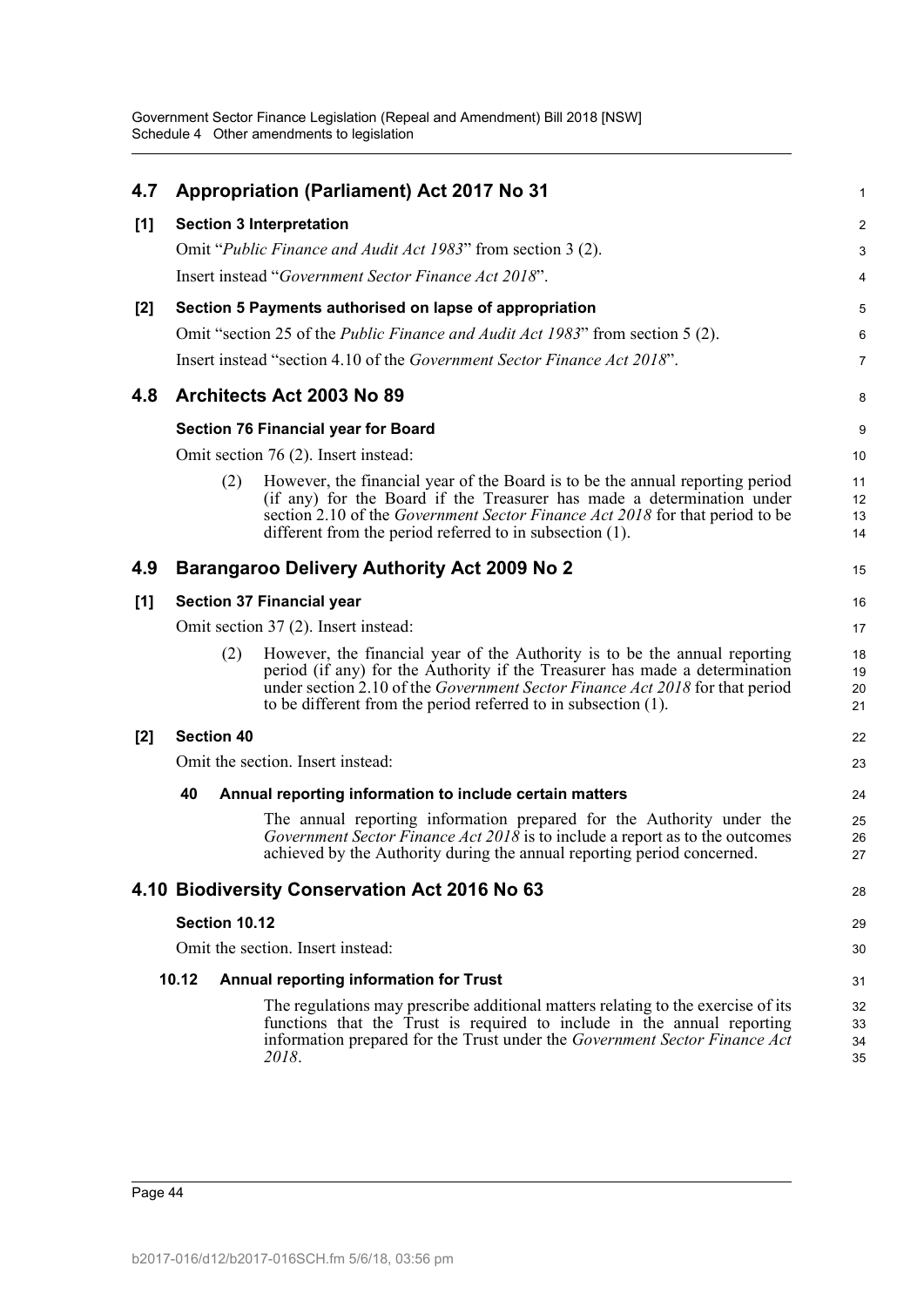## 4.7 Appropriation (Parliament) Act 2017 No 31

**[1] Section 3 Interpretation**

Omit "*Public Finance and Audit Act 1983*" from section 3 (2).

Insert instead "*Government Sector Finance Act 2018*".

**[2] Section 5 Payments authorised on lapse of appropriation**

Omit "section 25 of the *Public Finance and Audit Act 1983*" from section 5 (2).

Insert instead "section 4.10 of the *Government Sector Finance Act 2018*".

## 4.8 Architects Act 2003 No 89

**Section 76 Financial year for Board**

Omit section 76 (2). Insert instead:

(2) However, the financial year of the Board is to be the annual reporting period (if any) for the Board if the Treasurer has made a determination under section 2.10 of the *Government Sector Finance Act 2018* for that period to be different from the period referred to in subsection (1).

## 4.9 Barangaroo Delivery Authority Act 2009 No 2

**[1] Section 37 Financial year**

Omit section 37 (2). Insert instead:

(2) However, the financial year of the Authority is to be the annual reporting period (if any) for the Authority if the Treasurer has made a determination under section 2.10 of the *Government Sector Finance Act 2018* for that period to be different from the period referred to in subsection (1).

**[2] Section 40**

Omit the section. Insert instead:

**40 Annual reporting information to include certain matters**

The annual reporting information prepared for the Authority under the *Government Sector Finance Act 2018* is to include a report as to the outcomes achieved by the Authority during the annual reporting period concerned.

## 4.10 Biodiversity Conservation Act 2016 No 63

**Section 10.12**

Omit the section. Insert instead:

**10.12 Annual reporting information for Trust**

The regulations may prescribe additional matters relating to the exercise of its functions that the Trust is required to include in the annual reporting information prepared for the Trust under the *Government Sector Finance Act 2018*.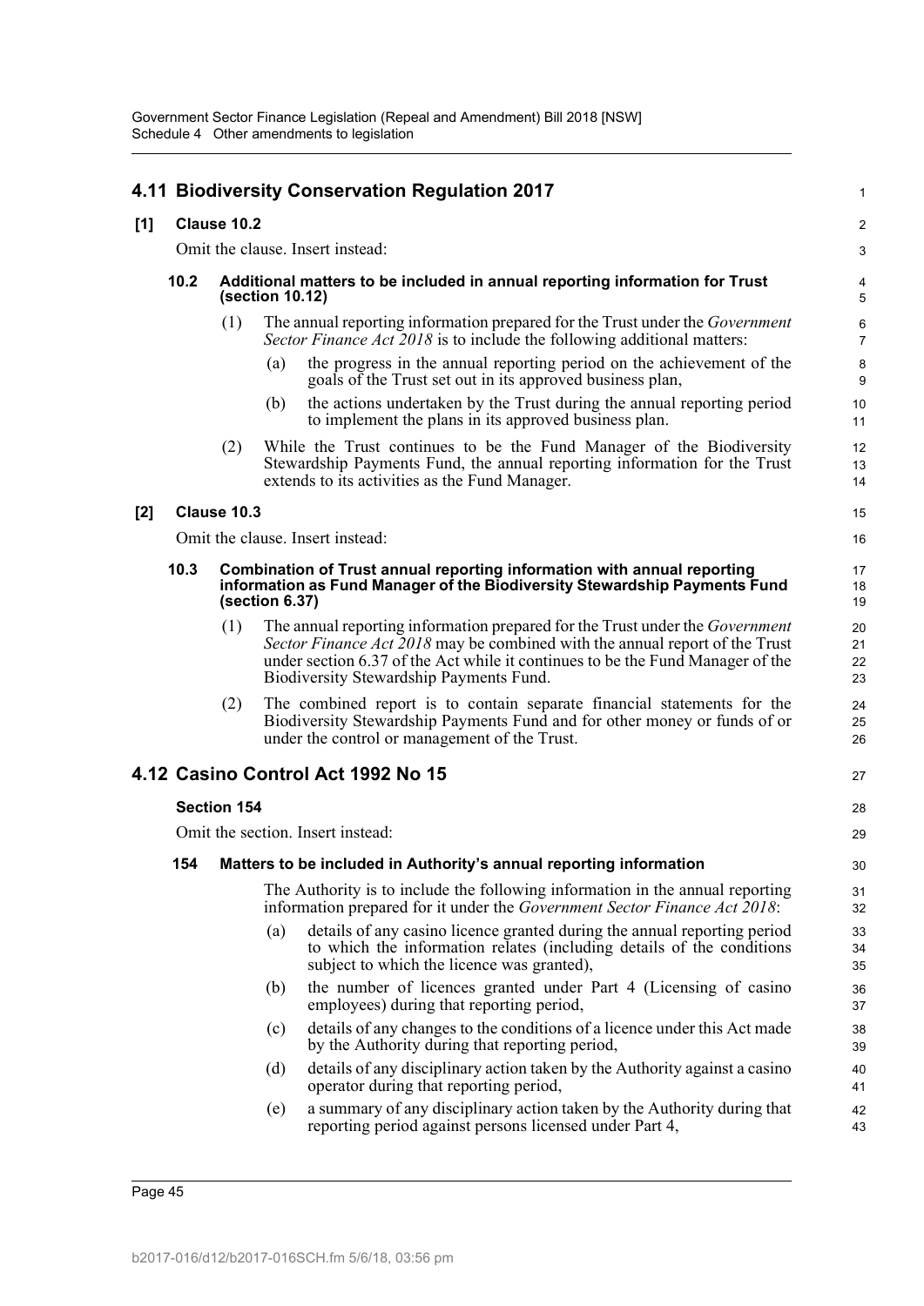## 4.11 Biodiversity Conservation Regulation 2017

**[1] Clause 10.2**

Omit the clause. Insert instead:

**10.2 Additional matters to be included in annual reporting information for Trust (section 10.12)**

(1) The annual reporting information prepared for the Trust under the *Government Sector Finance Act 2018* is to include the following additional matters:

(a) the progress in the annual reporting period on the achievement of the goals of the Trust set out in its approved business plan,

(b) the actions undertaken by the Trust during the annual reporting period to implement the plans in its approved business plan.

(2) While the Trust continues to be the Fund Manager of the Biodiversity Stewardship Payments Fund, the annual reporting information for the Trust extends to its activities as the Fund Manager.

**[2] Clause 10.3**

Omit the clause. Insert instead:

**10.3 Combination of Trust annual reporting information with annual reporting information as Fund Manager of the Biodiversity Stewardship Payments Fund (section 6.37)**

(1) The annual reporting information prepared for the Trust under the *Government Sector Finance Act 2018* may be combined with the annual report of the Trust under section 6.37 of the Act while it continues to be the Fund Manager of the Biodiversity Stewardship Payments Fund.

(2) The combined report is to contain separate financial statements for the Biodiversity Stewardship Payments Fund and for other money or funds of or under the control or management of the Trust.

## 4.12 Casino Control Act 1992 No 15

**Section 154**

Omit the section. Insert instead:

**154 Matters to be included in Authority's annual reporting information**

The Authority is to include the following information in the annual reporting information prepared for it under the *Government Sector Finance Act 2018*:

(a) details of any casino licence granted during the annual reporting period to which the information relates (including details of the conditions subject to which the licence was granted),

(b) the number of licences granted under Part 4 (Licensing of casino employees) during that reporting period,

(c) details of any changes to the conditions of a licence under this Act made by the Authority during that reporting period,

(d) details of any disciplinary action taken by the Authority against a casino operator during that reporting period,

(e) a summary of any disciplinary action taken by the Authority during that reporting period against persons licensed under Part 4,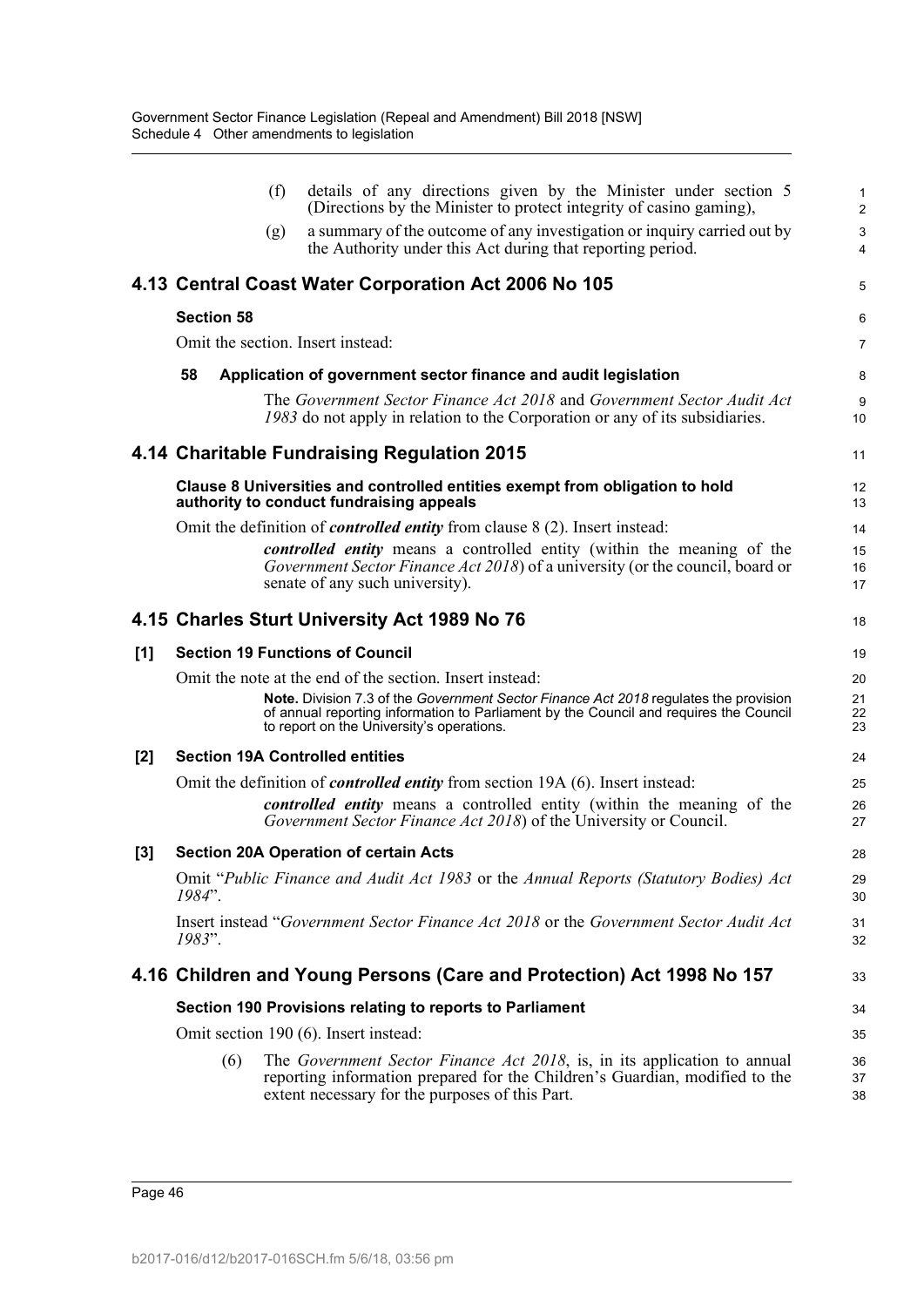(f) details of any directions given by the Minister under section 5 (Directions by the Minister to protect integrity of casino gaming),

(g) a summary of the outcome of any investigation or inquiry carried out by the Authority under this Act during that reporting period.

## 4.13 Central Coast Water Corporation Act 2006 No 105

### Section 58

Omit the section. Insert instead:

**58 Application of government sector finance and audit legislation**

The *Government Sector Finance Act 2018* and *Government Sector Audit Act 1983* do not apply in relation to the Corporation or any of its subsidiaries.

## 4.14 Charitable Fundraising Regulation 2015

### Clause 8 Universities and controlled entities exempt from obligation to hold authority to conduct fundraising appeals

Omit the definition of ***controlled entity*** from clause 8 (2). Insert instead:

> ***controlled entity*** means a controlled entity (within the meaning of the *Government Sector Finance Act 2018*) of a university (or the council, board or senate of any such university).

## 4.15 Charles Sturt University Act 1989 No 76

### [1] Section 19 Functions of Council

Omit the note at the end of the section. Insert instead:

> **Note.** Division 7.3 of the *Government Sector Finance Act 2018* regulates the provision of annual reporting information to Parliament by the Council and requires the Council to report on the University's operations.

### [2] Section 19A Controlled entities

Omit the definition of ***controlled entity*** from section 19A (6). Insert instead:

> ***controlled entity*** means a controlled entity (within the meaning of the *Government Sector Finance Act 2018*) of the University or Council.

### [3] Section 20A Operation of certain Acts

Omit "*Public Finance and Audit Act 1983* or the *Annual Reports (Statutory Bodies) Act 1984*".

Insert instead "*Government Sector Finance Act 2018* or the *Government Sector Audit Act 1983*".

## 4.16 Children and Young Persons (Care and Protection) Act 1998 No 157

### Section 190 Provisions relating to reports to Parliament

Omit section 190 (6). Insert instead:

(6) The *Government Sector Finance Act 2018*, is, in its application to annual reporting information prepared for the Children's Guardian, modified to the extent necessary for the purposes of this Part.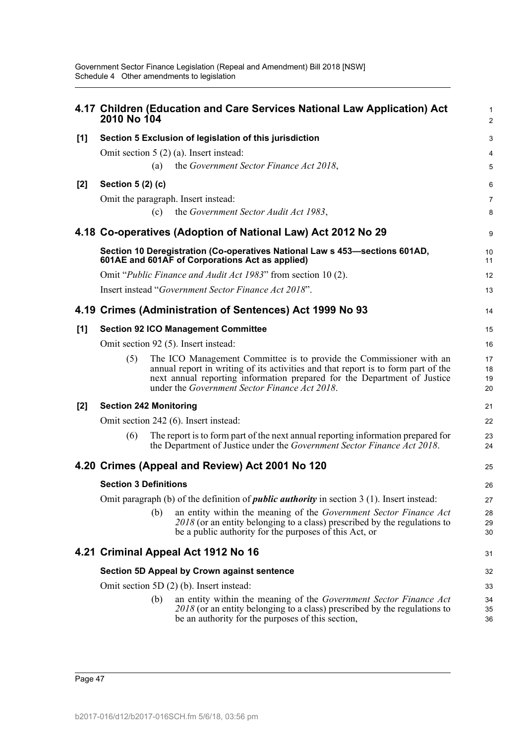## 4.17 Children (Education and Care Services National Law Application) Act 2010 No 104

**[1] Section 5 Exclusion of legislation of this jurisdiction**

Omit section 5 (2) (a). Insert instead:

(a) the *Government Sector Finance Act 2018*,

**[2] Section 5 (2) (c)**

Omit the paragraph. Insert instead:

(c) the *Government Sector Audit Act 1983*,

## 4.18 Co-operatives (Adoption of National Law) Act 2012 No 29

**Section 10 Deregistration (Co-operatives National Law s 453—sections 601AD, 601AE and 601AF of Corporations Act as applied)**

Omit "*Public Finance and Audit Act 1983*" from section 10 (2).

Insert instead "*Government Sector Finance Act 2018*".

## 4.19 Crimes (Administration of Sentences) Act 1999 No 93

**[1] Section 92 ICO Management Committee**

Omit section 92 (5). Insert instead:

(5) The ICO Management Committee is to provide the Commissioner with an annual report in writing of its activities and that report is to form part of the next annual reporting information prepared for the Department of Justice under the *Government Sector Finance Act 2018*.

**[2] Section 242 Monitoring**

Omit section 242 (6). Insert instead:

(6) The report is to form part of the next annual reporting information prepared for the Department of Justice under the *Government Sector Finance Act 2018*.

## 4.20 Crimes (Appeal and Review) Act 2001 No 120

**Section 3 Definitions**

Omit paragraph (b) of the definition of ***public authority*** in section 3 (1). Insert instead:

(b) an entity within the meaning of the *Government Sector Finance Act 2018* (or an entity belonging to a class) prescribed by the regulations to be a public authority for the purposes of this Act, or

## 4.21 Criminal Appeal Act 1912 No 16

**Section 5D Appeal by Crown against sentence**

Omit section 5D (2) (b). Insert instead:

(b) an entity within the meaning of the *Government Sector Finance Act 2018* (or an entity belonging to a class) prescribed by the regulations to be an authority for the purposes of this section,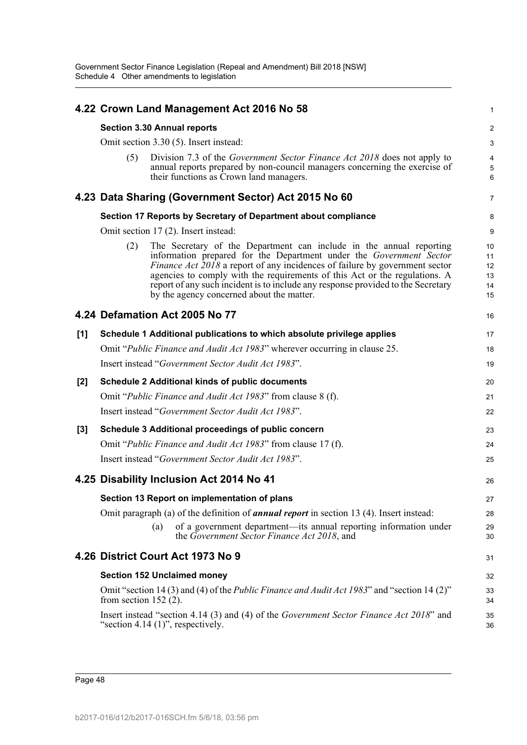## 4.22 Crown Land Management Act 2016 No 58

### Section 3.30 Annual reports

Omit section 3.30 (5). Insert instead:

(5) Division 7.3 of the *Government Sector Finance Act 2018* does not apply to annual reports prepared by non-council managers concerning the exercise of their functions as Crown land managers.

## 4.23 Data Sharing (Government Sector) Act 2015 No 60

### Section 17 Reports by Secretary of Department about compliance

Omit section 17 (2). Insert instead:

(2) The Secretary of the Department can include in the annual reporting information prepared for the Department under the *Government Sector Finance Act 2018* a report of any incidences of failure by government sector agencies to comply with the requirements of this Act or the regulations. A report of any such incident is to include any response provided to the Secretary by the agency concerned about the matter.

## 4.24 Defamation Act 2005 No 77

### [1] Schedule 1 Additional publications to which absolute privilege applies

Omit "*Public Finance and Audit Act 1983*" wherever occurring in clause 25.

Insert instead "*Government Sector Audit Act 1983*".

### [2] Schedule 2 Additional kinds of public documents

Omit "*Public Finance and Audit Act 1983*" from clause 8 (f).

Insert instead "*Government Sector Audit Act 1983*".

### [3] Schedule 3 Additional proceedings of public concern

Omit "*Public Finance and Audit Act 1983*" from clause 17 (f).

Insert instead "*Government Sector Audit Act 1983*".

## 4.25 Disability Inclusion Act 2014 No 41

### Section 13 Report on implementation of plans

Omit paragraph (a) of the definition of ***annual report*** in section 13 (4). Insert instead:

(a) of a government department—its annual reporting information under the *Government Sector Finance Act 2018*, and

## 4.26 District Court Act 1973 No 9

### Section 152 Unclaimed money

Omit "section 14 (3) and (4) of the *Public Finance and Audit Act 1983*" and "section 14 (2)" from section 152 (2).

Insert instead "section 4.14 (3) and (4) of the *Government Sector Finance Act 2018*" and "section 4.14 (1)", respectively.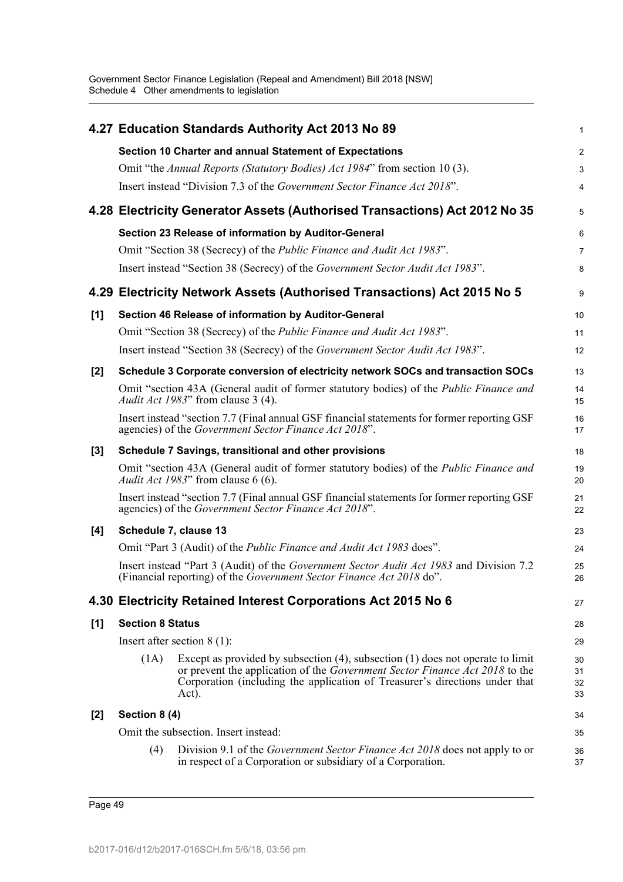## 4.27 Education Standards Authority Act 2013 No 89

**Section 10 Charter and annual Statement of Expectations**

Omit "the *Annual Reports (Statutory Bodies) Act 1984*" from section 10 (3).

Insert instead "Division 7.3 of the *Government Sector Finance Act 2018*".

## 4.28 Electricity Generator Assets (Authorised Transactions) Act 2012 No 35

**Section 23 Release of information by Auditor-General**

Omit "Section 38 (Secrecy) of the *Public Finance and Audit Act 1983*".

Insert instead "Section 38 (Secrecy) of the *Government Sector Audit Act 1983*".

## 4.29 Electricity Network Assets (Authorised Transactions) Act 2015 No 5

**[1] Section 46 Release of information by Auditor-General**

Omit "Section 38 (Secrecy) of the *Public Finance and Audit Act 1983*".

Insert instead "Section 38 (Secrecy) of the *Government Sector Audit Act 1983*".

**[2] Schedule 3 Corporate conversion of electricity network SOCs and transaction SOCs**

Omit "section 43A (General audit of former statutory bodies) of the *Public Finance and Audit Act 1983*" from clause 3 (4).

Insert instead "section 7.7 (Final annual GSF financial statements for former reporting GSF agencies) of the *Government Sector Finance Act 2018*".

**[3] Schedule 7 Savings, transitional and other provisions**

Omit "section 43A (General audit of former statutory bodies) of the *Public Finance and Audit Act 1983*" from clause 6 (6).

Insert instead "section 7.7 (Final annual GSF financial statements for former reporting GSF agencies) of the *Government Sector Finance Act 2018*".

**[4] Schedule 7, clause 13**

Omit "Part 3 (Audit) of the *Public Finance and Audit Act 1983* does".

Insert instead "Part 3 (Audit) of the *Government Sector Audit Act 1983* and Division 7.2 (Financial reporting) of the *Government Sector Finance Act 2018* do".

## 4.30 Electricity Retained Interest Corporations Act 2015 No 6

**[1] Section 8 Status**

Insert after section 8 (1):

(1A) Except as provided by subsection (4), subsection (1) does not operate to limit or prevent the application of the *Government Sector Finance Act 2018* to the Corporation (including the application of Treasurer's directions under that Act).

**[2] Section 8 (4)**

Omit the subsection. Insert instead:

(4) Division 9.1 of the *Government Sector Finance Act 2018* does not apply to or in respect of a Corporation or subsidiary of a Corporation.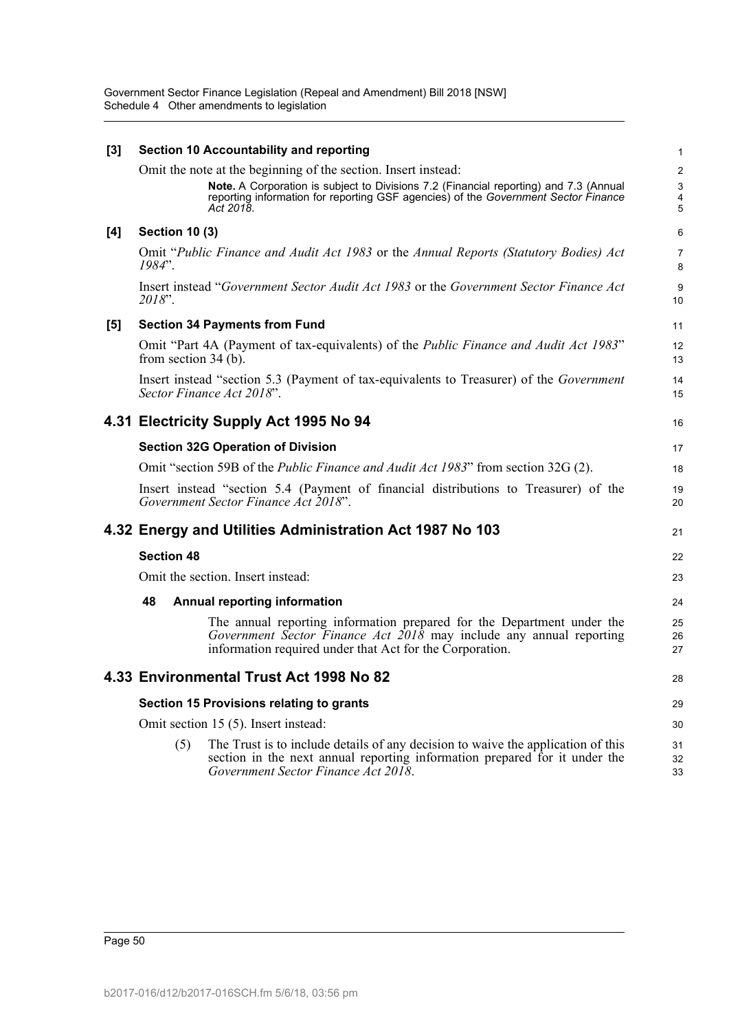**[3] Section 10 Accountability and reporting**

Omit the note at the beginning of the section. Insert instead:

> **Note.** A Corporation is subject to Divisions 7.2 (Financial reporting) and 7.3 (Annual reporting information for reporting GSF agencies) of the *Government Sector Finance Act 2018*.

**[4] Section 10 (3)**

Omit "*Public Finance and Audit Act 1983* or the *Annual Reports (Statutory Bodies) Act 1984*".

Insert instead "*Government Sector Audit Act 1983* or the *Government Sector Finance Act 2018*".

**[5] Section 34 Payments from Fund**

Omit "Part 4A (Payment of tax-equivalents) of the *Public Finance and Audit Act 1983*" from section 34 (b).

Insert instead "section 5.3 (Payment of tax-equivalents to Treasurer) of the *Government Sector Finance Act 2018*".

## 4.31 Electricity Supply Act 1995 No 94

**Section 32G Operation of Division**

Omit "section 59B of the *Public Finance and Audit Act 1983*" from section 32G (2).

Insert instead "section 5.4 (Payment of financial distributions to Treasurer) of the *Government Sector Finance Act 2018*".

## 4.32 Energy and Utilities Administration Act 1987 No 103

**Section 48**

Omit the section. Insert instead:

**48 Annual reporting information**

The annual reporting information prepared for the Department under the *Government Sector Finance Act 2018* may include any annual reporting information required under that Act for the Corporation.

## 4.33 Environmental Trust Act 1998 No 82

**Section 15 Provisions relating to grants**

Omit section 15 (5). Insert instead:

(5) The Trust is to include details of any decision to waive the application of this section in the next annual reporting information prepared for it under the *Government Sector Finance Act 2018*.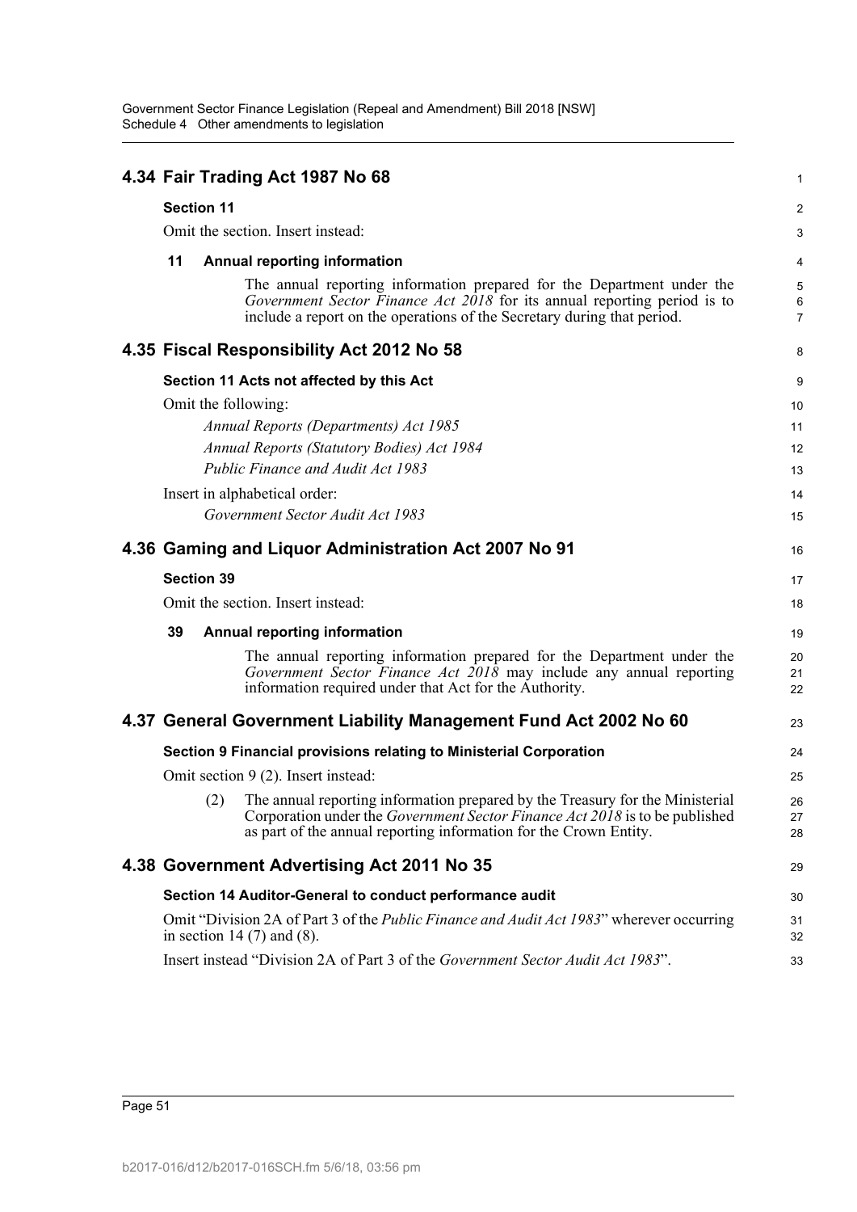## 4.34 Fair Trading Act 1987 No 68

### Section 11

Omit the section. Insert instead:

#### 11 Annual reporting information

The annual reporting information prepared for the Department under the *Government Sector Finance Act 2018* for its annual reporting period is to include a report on the operations of the Secretary during that period.

## 4.35 Fiscal Responsibility Act 2012 No 58

### Section 11 Acts not affected by this Act

Omit the following:

*Annual Reports (Departments) Act 1985*

*Annual Reports (Statutory Bodies) Act 1984*

*Public Finance and Audit Act 1983*

Insert in alphabetical order:

*Government Sector Audit Act 1983*

## 4.36 Gaming and Liquor Administration Act 2007 No 91

### Section 39

Omit the section. Insert instead:

#### 39 Annual reporting information

The annual reporting information prepared for the Department under the *Government Sector Finance Act 2018* may include any annual reporting information required under that Act for the Authority.

## 4.37 General Government Liability Management Fund Act 2002 No 60

### Section 9 Financial provisions relating to Ministerial Corporation

Omit section 9 (2). Insert instead:

(2) The annual reporting information prepared by the Treasury for the Ministerial Corporation under the *Government Sector Finance Act 2018* is to be published as part of the annual reporting information for the Crown Entity.

## 4.38 Government Advertising Act 2011 No 35

### Section 14 Auditor-General to conduct performance audit

Omit "Division 2A of Part 3 of the *Public Finance and Audit Act 1983*" wherever occurring in section 14 (7) and (8).

Insert instead "Division 2A of Part 3 of the *Government Sector Audit Act 1983*".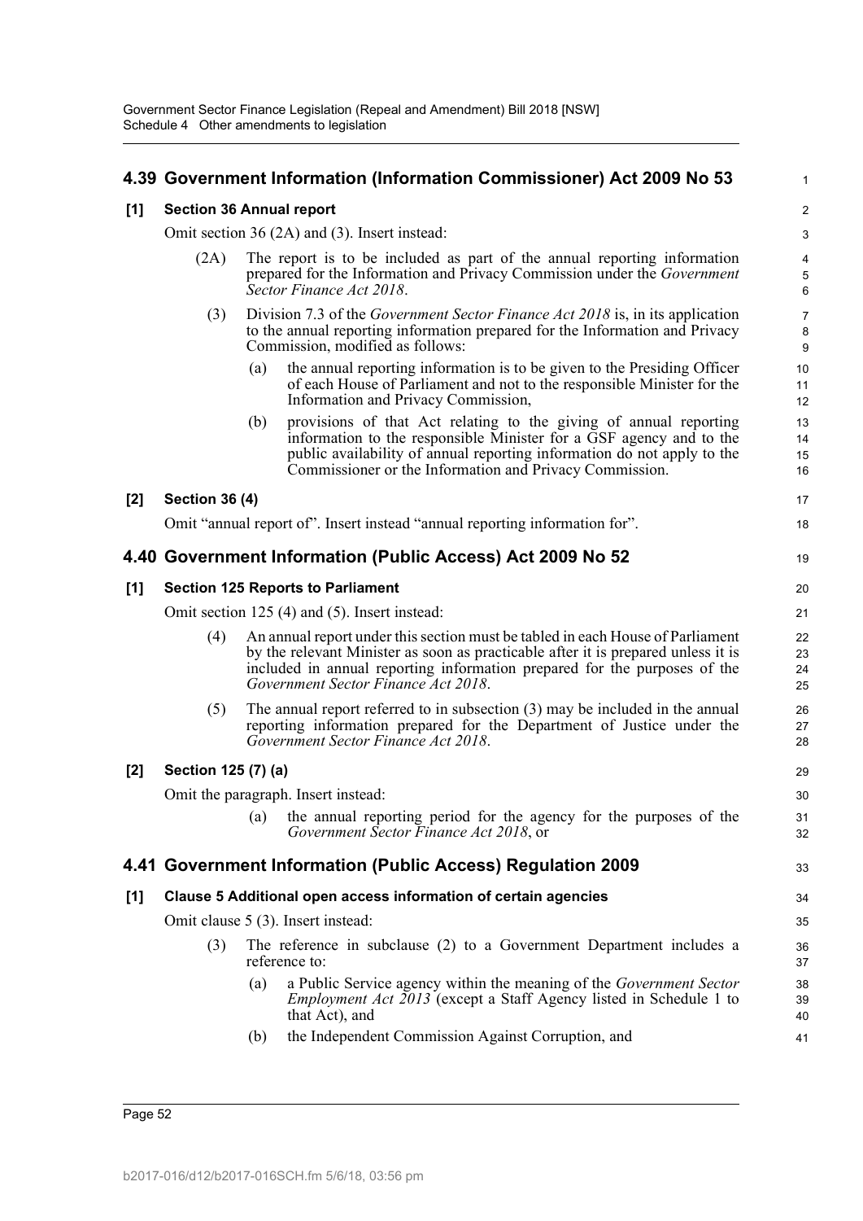## 4.39 Government Information (Information Commissioner) Act 2009 No 53

### [1] Section 36 Annual report

Omit section 36 (2A) and (3). Insert instead:

(2A) The report is to be included as part of the annual reporting information prepared for the Information and Privacy Commission under the *Government Sector Finance Act 2018*.

(3) Division 7.3 of the *Government Sector Finance Act 2018* is, in its application to the annual reporting information prepared for the Information and Privacy Commission, modified as follows:

- (a) the annual reporting information is to be given to the Presiding Officer of each House of Parliament and not to the responsible Minister for the Information and Privacy Commission,
- (b) provisions of that Act relating to the giving of annual reporting information to the responsible Minister for a GSF agency and to the public availability of annual reporting information do not apply to the Commissioner or the Information and Privacy Commission.

### [2] Section 36 (4)

Omit "annual report of". Insert instead "annual reporting information for".

## 4.40 Government Information (Public Access) Act 2009 No 52

### [1] Section 125 Reports to Parliament

Omit section 125 (4) and (5). Insert instead:

(4) An annual report under this section must be tabled in each House of Parliament by the relevant Minister as soon as practicable after it is prepared unless it is included in annual reporting information prepared for the purposes of the *Government Sector Finance Act 2018*.

(5) The annual report referred to in subsection (3) may be included in the annual reporting information prepared for the Department of Justice under the *Government Sector Finance Act 2018*.

### [2] Section 125 (7) (a)

Omit the paragraph. Insert instead:

- (a) the annual reporting period for the agency for the purposes of the *Government Sector Finance Act 2018*, or

## 4.41 Government Information (Public Access) Regulation 2009

### [1] Clause 5 Additional open access information of certain agencies

Omit clause 5 (3). Insert instead:

(3) The reference in subclause (2) to a Government Department includes a reference to:

- (a) a Public Service agency within the meaning of the *Government Sector Employment Act 2013* (except a Staff Agency listed in Schedule 1 to that Act), and
- (b) the Independent Commission Against Corruption, and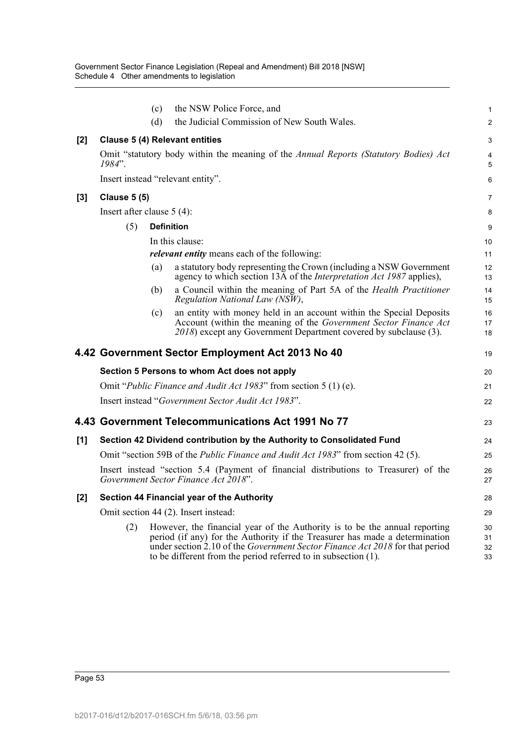(c) the NSW Police Force, and

(d) the Judicial Commission of New South Wales.

**[2] Clause 5 (4) Relevant entities**

Omit "statutory body within the meaning of the *Annual Reports (Statutory Bodies) Act 1984*".

Insert instead "relevant entity".

**[3] Clause 5 (5)**

Insert after clause 5 (4):

(5) **Definition**

In this clause:

***relevant entity*** means each of the following:

(a) a statutory body representing the Crown (including a NSW Government agency to which section 13A of the *Interpretation Act 1987* applies),

(b) a Council within the meaning of Part 5A of the *Health Practitioner Regulation National Law (NSW)*,

(c) an entity with money held in an account within the Special Deposits Account (within the meaning of the *Government Sector Finance Act 2018*) except any Government Department covered by subclause (3).

## 4.42 Government Sector Employment Act 2013 No 40

**Section 5 Persons to whom Act does not apply**

Omit "*Public Finance and Audit Act 1983*" from section 5 (1) (e).

Insert instead "*Government Sector Audit Act 1983*".

## 4.43 Government Telecommunications Act 1991 No 77

**[1] Section 42 Dividend contribution by the Authority to Consolidated Fund**

Omit "section 59B of the *Public Finance and Audit Act 1983*" from section 42 (5).

Insert instead "section 5.4 (Payment of financial distributions to Treasurer) of the *Government Sector Finance Act 2018*".

**[2] Section 44 Financial year of the Authority**

Omit section 44 (2). Insert instead:

(2) However, the financial year of the Authority is to be the annual reporting period (if any) for the Authority if the Treasurer has made a determination under section 2.10 of the *Government Sector Finance Act 2018* for that period to be different from the period referred to in subsection (1).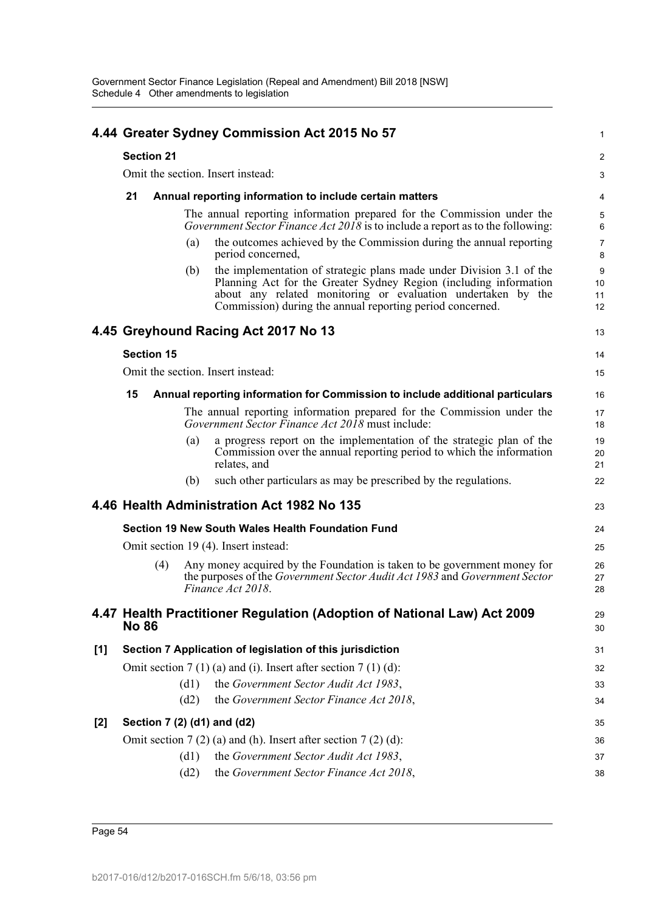## 4.44 Greater Sydney Commission Act 2015 No 57

**Section 21**

Omit the section. Insert instead:

**21 Annual reporting information to include certain matters**

The annual reporting information prepared for the Commission under the *Government Sector Finance Act 2018* is to include a report as to the following:

(a) the outcomes achieved by the Commission during the annual reporting period concerned,

(b) the implementation of strategic plans made under Division 3.1 of the Planning Act for the Greater Sydney Region (including information about any related monitoring or evaluation undertaken by the Commission) during the annual reporting period concerned.

## 4.45 Greyhound Racing Act 2017 No 13

**Section 15**

Omit the section. Insert instead:

**15 Annual reporting information for Commission to include additional particulars**

The annual reporting information prepared for the Commission under the *Government Sector Finance Act 2018* must include:

(a) a progress report on the implementation of the strategic plan of the Commission over the annual reporting period to which the information relates, and

(b) such other particulars as may be prescribed by the regulations.

## 4.46 Health Administration Act 1982 No 135

**Section 19 New South Wales Health Foundation Fund**

Omit section 19 (4). Insert instead:

(4) Any money acquired by the Foundation is taken to be government money for the purposes of the *Government Sector Audit Act 1983* and *Government Sector Finance Act 2018*.

## 4.47 Health Practitioner Regulation (Adoption of National Law) Act 2009 No 86

**[1] Section 7 Application of legislation of this jurisdiction**

Omit section 7 (1) (a) and (i). Insert after section 7 (1) (d):

(d1) the *Government Sector Audit Act 1983*,

(d2) the *Government Sector Finance Act 2018*,

**[2] Section 7 (2) (d1) and (d2)**

Omit section 7 (2) (a) and (h). Insert after section 7 (2) (d):

(d1) the *Government Sector Audit Act 1983*,

(d2) the *Government Sector Finance Act 2018*,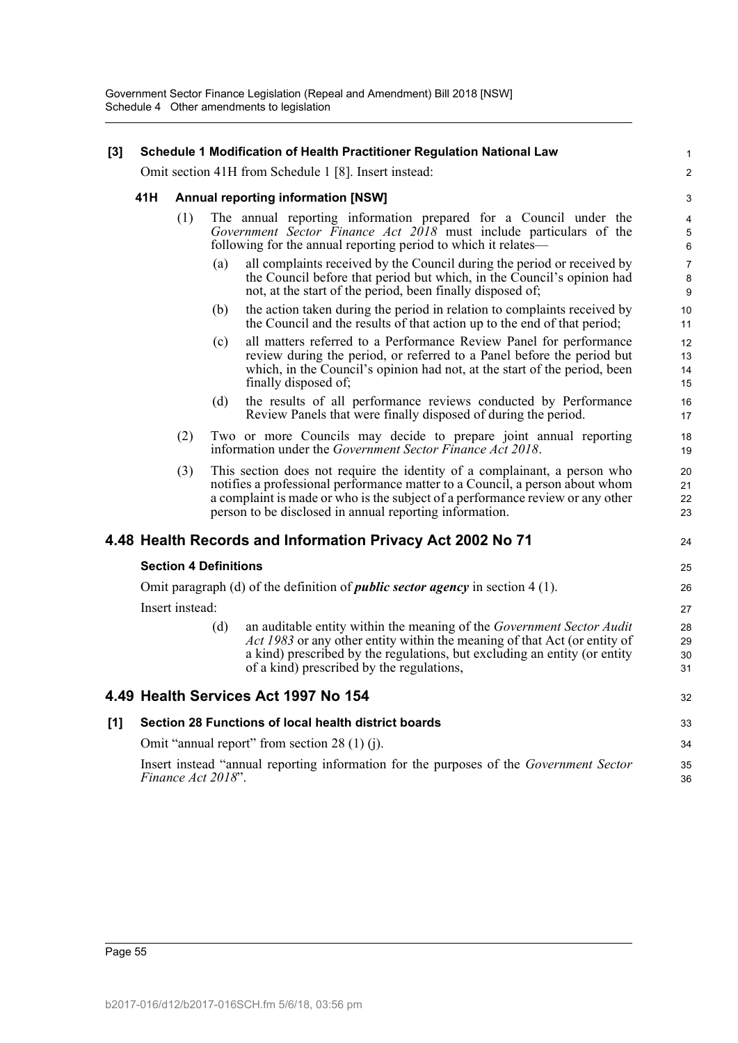**[3] Schedule 1 Modification of Health Practitioner Regulation National Law**

Omit section 41H from Schedule 1 [8]. Insert instead:

**41H Annual reporting information [NSW]**

(1) The annual reporting information prepared for a Council under the *Government Sector Finance Act 2018* must include particulars of the following for the annual reporting period to which it relates—

(a) all complaints received by the Council during the period or received by the Council before that period but which, in the Council's opinion had not, at the start of the period, been finally disposed of;

(b) the action taken during the period in relation to complaints received by the Council and the results of that action up to the end of that period;

(c) all matters referred to a Performance Review Panel for performance review during the period, or referred to a Panel before the period but which, in the Council's opinion had not, at the start of the period, been finally disposed of;

(d) the results of all performance reviews conducted by Performance Review Panels that were finally disposed of during the period.

(2) Two or more Councils may decide to prepare joint annual reporting information under the *Government Sector Finance Act 2018*.

(3) This section does not require the identity of a complainant, a person who notifies a professional performance matter to a Council, a person about whom a complaint is made or who is the subject of a performance review or any other person to be disclosed in annual reporting information.

## 4.48 Health Records and Information Privacy Act 2002 No 71

**Section 4 Definitions**

Omit paragraph (d) of the definition of ***public sector agency*** in section 4 (1).

Insert instead:

(d) an auditable entity within the meaning of the *Government Sector Audit Act 1983* or any other entity within the meaning of that Act (or entity of a kind) prescribed by the regulations, but excluding an entity (or entity of a kind) prescribed by the regulations,

## 4.49 Health Services Act 1997 No 154

**[1] Section 28 Functions of local health district boards**

Omit "annual report" from section 28 (1) (j).

Insert instead "annual reporting information for the purposes of the *Government Sector Finance Act 2018*".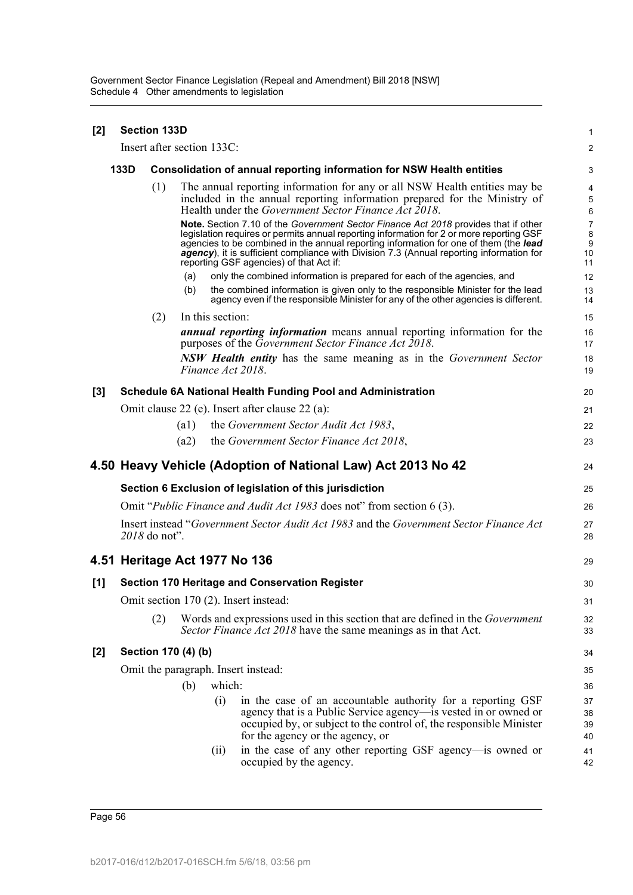**[2] Section 133D**

Insert after section 133C:

**133D Consolidation of annual reporting information for NSW Health entities**

(1) The annual reporting information for any or all NSW Health entities may be included in the annual reporting information prepared for the Ministry of Health under the *Government Sector Finance Act 2018*.

**Note.** Section 7.10 of the *Government Sector Finance Act 2018* provides that if other legislation requires or permits annual reporting information for 2 or more reporting GSF agencies to be combined in the annual reporting information for one of them (the ***lead agency***), it is sufficient compliance with Division 7.3 (Annual reporting information for reporting GSF agencies) of that Act if:

(a) only the combined information is prepared for each of the agencies, and

(b) the combined information is given only to the responsible Minister for the lead agency even if the responsible Minister for any of the other agencies is different.

(2) In this section:

***annual reporting information*** means annual reporting information for the purposes of the *Government Sector Finance Act 2018*.

***NSW Health entity*** has the same meaning as in the *Government Sector Finance Act 2018*.

**[3] Schedule 6A National Health Funding Pool and Administration**

Omit clause 22 (e). Insert after clause 22 (a):

(a1) the *Government Sector Audit Act 1983*,

(a2) the *Government Sector Finance Act 2018*,

## 4.50 Heavy Vehicle (Adoption of National Law) Act 2013 No 42

**Section 6 Exclusion of legislation of this jurisdiction**

Omit "*Public Finance and Audit Act 1983* does not" from section 6 (3).

Insert instead "*Government Sector Audit Act 1983* and the *Government Sector Finance Act 2018* do not".

## 4.51 Heritage Act 1977 No 136

**[1] Section 170 Heritage and Conservation Register**

Omit section 170 (2). Insert instead:

(2) Words and expressions used in this section that are defined in the *Government Sector Finance Act 2018* have the same meanings as in that Act.

**[2] Section 170 (4) (b)**

Omit the paragraph. Insert instead:

(b) which:

(i) in the case of an accountable authority for a reporting GSF agency that is a Public Service agency—is vested in or owned or occupied by, or subject to the control of, the responsible Minister for the agency or the agency, or

(ii) in the case of any other reporting GSF agency—is owned or occupied by the agency.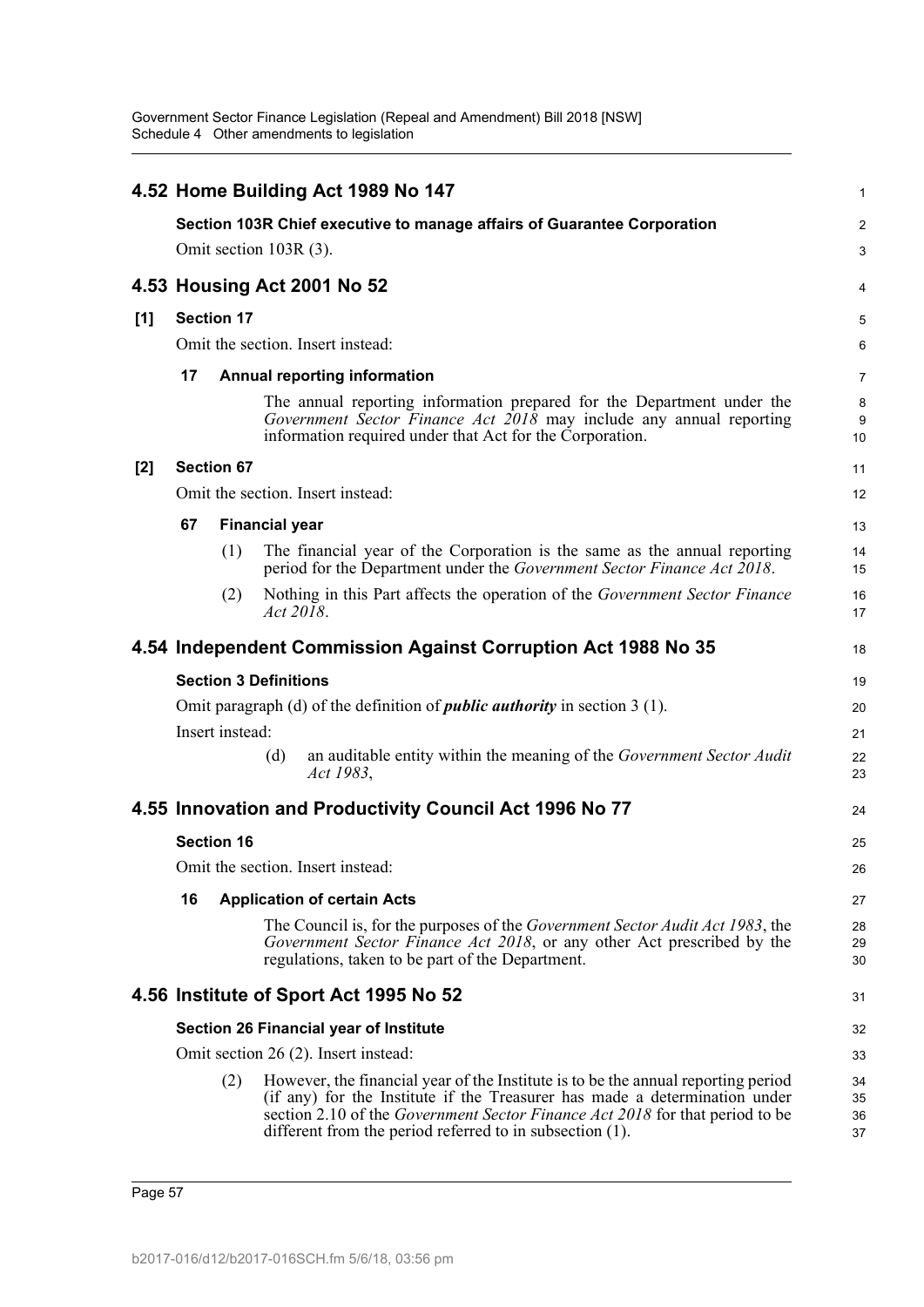## 4.52 Home Building Act 1989 No 147

**Section 103R Chief executive to manage affairs of Guarantee Corporation**

Omit section 103R (3).

## 4.53 Housing Act 2001 No 52

**[1] Section 17**

Omit the section. Insert instead:

**17 Annual reporting information**

The annual reporting information prepared for the Department under the *Government Sector Finance Act 2018* may include any annual reporting information required under that Act for the Corporation.

**[2] Section 67**

Omit the section. Insert instead:

**67 Financial year**

(1) The financial year of the Corporation is the same as the annual reporting period for the Department under the *Government Sector Finance Act 2018*.

(2) Nothing in this Part affects the operation of the *Government Sector Finance Act 2018*.

## 4.54 Independent Commission Against Corruption Act 1988 No 35

**Section 3 Definitions**

Omit paragraph (d) of the definition of ***public authority*** in section 3 (1).

Insert instead:

(d) an auditable entity within the meaning of the *Government Sector Audit Act 1983*,

## 4.55 Innovation and Productivity Council Act 1996 No 77

**Section 16**

Omit the section. Insert instead:

**16 Application of certain Acts**

The Council is, for the purposes of the *Government Sector Audit Act 1983*, the *Government Sector Finance Act 2018*, or any other Act prescribed by the regulations, taken to be part of the Department.

## 4.56 Institute of Sport Act 1995 No 52

**Section 26 Financial year of Institute**

Omit section 26 (2). Insert instead:

(2) However, the financial year of the Institute is to be the annual reporting period (if any) for the Institute if the Treasurer has made a determination under section 2.10 of the *Government Sector Finance Act 2018* for that period to be different from the period referred to in subsection (1).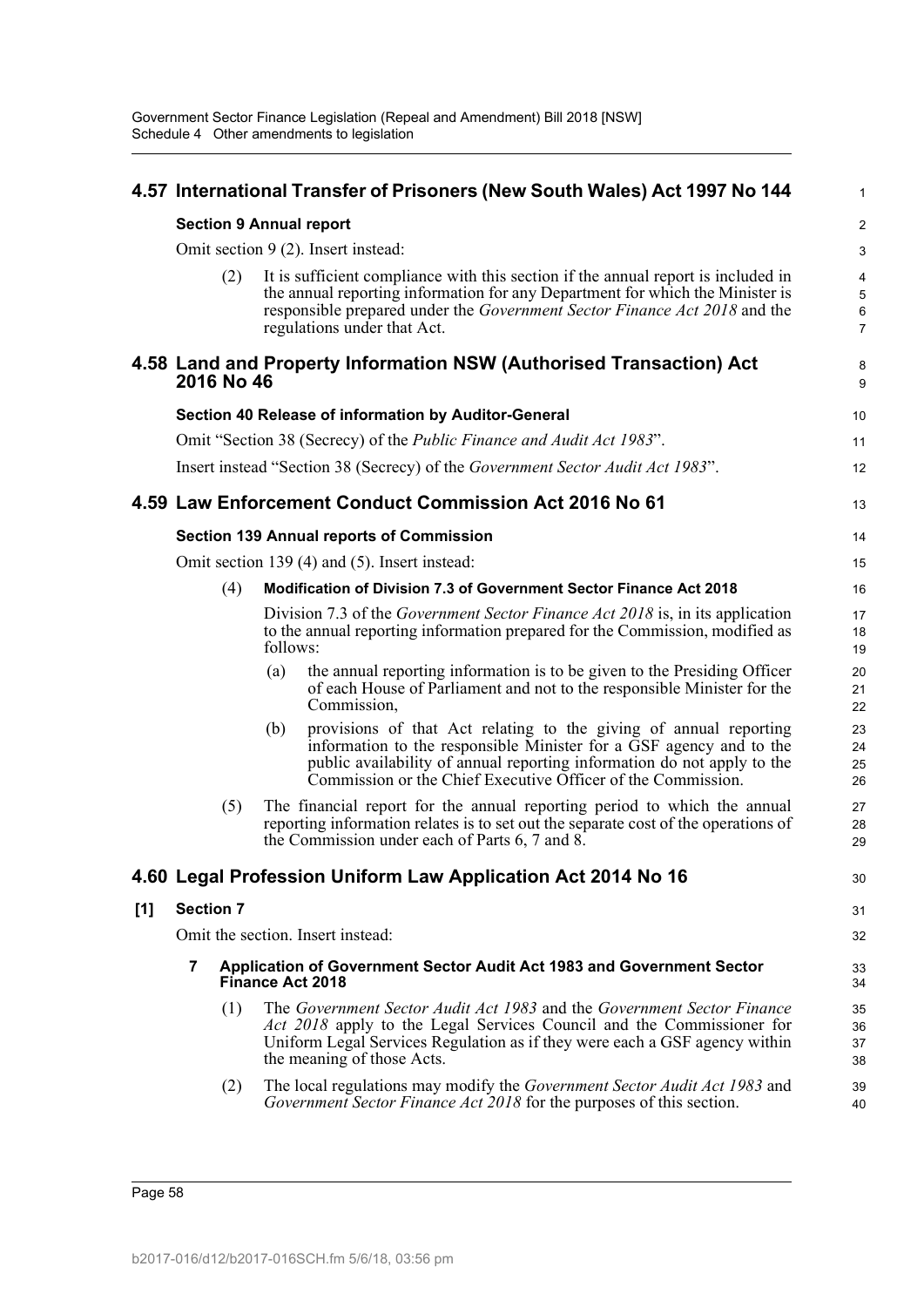## 4.57 International Transfer of Prisoners (New South Wales) Act 1997 No 144

**Section 9 Annual report**

Omit section 9 (2). Insert instead:

(2) It is sufficient compliance with this section if the annual report is included in the annual reporting information for any Department for which the Minister is responsible prepared under the *Government Sector Finance Act 2018* and the regulations under that Act.

## 4.58 Land and Property Information NSW (Authorised Transaction) Act 2016 No 46

**Section 40 Release of information by Auditor-General**

Omit "Section 38 (Secrecy) of the *Public Finance and Audit Act 1983*".

Insert instead "Section 38 (Secrecy) of the *Government Sector Audit Act 1983*".

## 4.59 Law Enforcement Conduct Commission Act 2016 No 61

**Section 139 Annual reports of Commission**

Omit section 139 (4) and (5). Insert instead:

(4) **Modification of Division 7.3 of Government Sector Finance Act 2018**

Division 7.3 of the *Government Sector Finance Act 2018* is, in its application to the annual reporting information prepared for the Commission, modified as follows:

(a) the annual reporting information is to be given to the Presiding Officer of each House of Parliament and not to the responsible Minister for the Commission,

(b) provisions of that Act relating to the giving of annual reporting information to the responsible Minister for a GSF agency and to the public availability of annual reporting information do not apply to the Commission or the Chief Executive Officer of the Commission.

(5) The financial report for the annual reporting period to which the annual reporting information relates is to set out the separate cost of the operations of the Commission under each of Parts 6, 7 and 8.

## 4.60 Legal Profession Uniform Law Application Act 2014 No 16

**[1] Section 7**

Omit the section. Insert instead:

**7 Application of Government Sector Audit Act 1983 and Government Sector Finance Act 2018**

(1) The *Government Sector Audit Act 1983* and the *Government Sector Finance Act 2018* apply to the Legal Services Council and the Commissioner for Uniform Legal Services Regulation as if they were each a GSF agency within the meaning of those Acts.

(2) The local regulations may modify the *Government Sector Audit Act 1983* and *Government Sector Finance Act 2018* for the purposes of this section.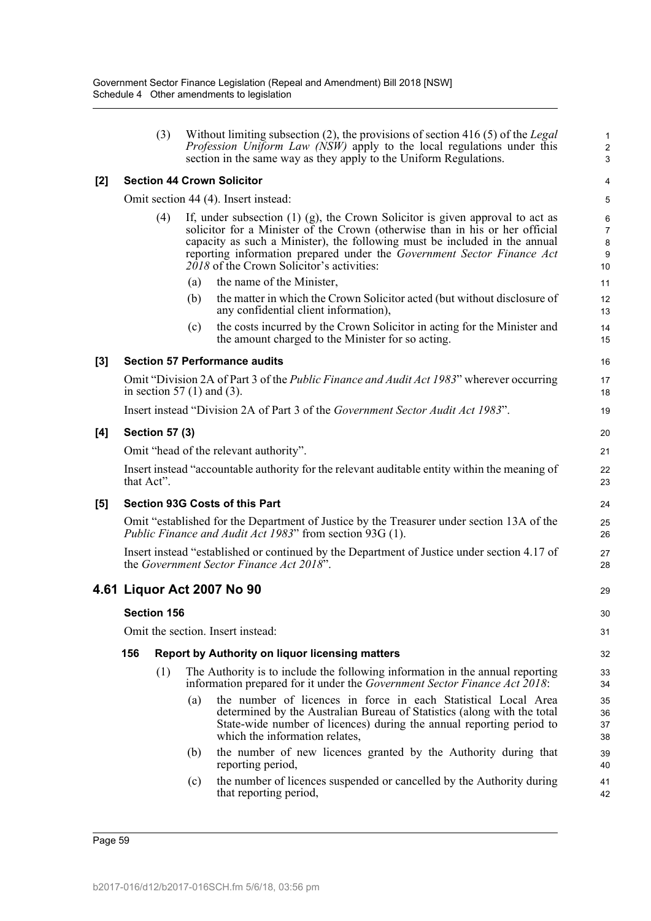(3) Without limiting subsection (2), the provisions of section 416 (5) of the *Legal Profession Uniform Law (NSW)* apply to the local regulations under this section in the same way as they apply to the Uniform Regulations.

**[2] Section 44 Crown Solicitor**

Omit section 44 (4). Insert instead:

(4) If, under subsection (1) (g), the Crown Solicitor is given approval to act as solicitor for a Minister of the Crown (otherwise than in his or her official capacity as such a Minister), the following must be included in the annual reporting information prepared under the *Government Sector Finance Act 2018* of the Crown Solicitor's activities:

(a) the name of the Minister,

(b) the matter in which the Crown Solicitor acted (but without disclosure of any confidential client information),

(c) the costs incurred by the Crown Solicitor in acting for the Minister and the amount charged to the Minister for so acting.

**[3] Section 57 Performance audits**

Omit "Division 2A of Part 3 of the *Public Finance and Audit Act 1983*" wherever occurring in section 57 (1) and (3).

Insert instead "Division 2A of Part 3 of the *Government Sector Audit Act 1983*".

**[4] Section 57 (3)**

Omit "head of the relevant authority".

Insert instead "accountable authority for the relevant auditable entity within the meaning of that Act".

**[5] Section 93G Costs of this Part**

Omit "established for the Department of Justice by the Treasurer under section 13A of the *Public Finance and Audit Act 1983*" from section 93G (1).

Insert instead "established or continued by the Department of Justice under section 4.17 of the *Government Sector Finance Act 2018*".

## 4.61 Liquor Act 2007 No 90

**Section 156**

Omit the section. Insert instead:

**156 Report by Authority on liquor licensing matters**

(1) The Authority is to include the following information in the annual reporting information prepared for it under the *Government Sector Finance Act 2018*:

(a) the number of licences in force in each Statistical Local Area determined by the Australian Bureau of Statistics (along with the total State-wide number of licences) during the annual reporting period to which the information relates,

(b) the number of new licences granted by the Authority during that reporting period,

(c) the number of licences suspended or cancelled by the Authority during that reporting period,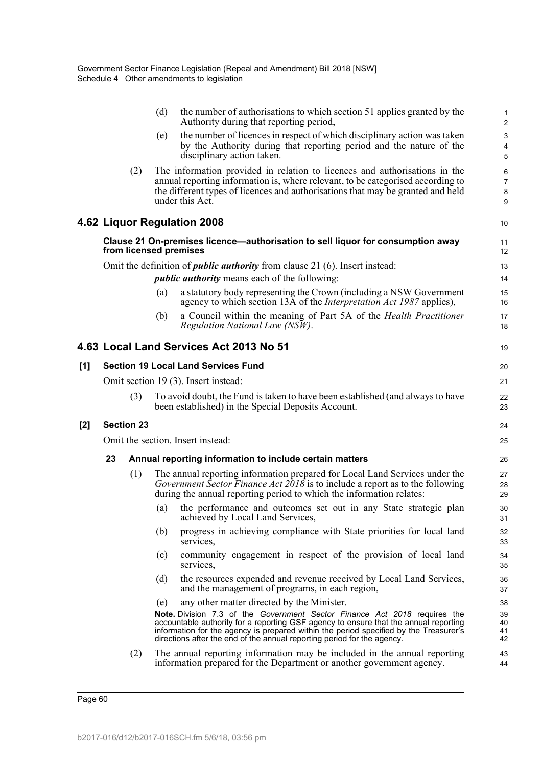(d) the number of authorisations to which section 51 applies granted by the Authority during that reporting period,

(e) the number of licences in respect of which disciplinary action was taken by the Authority during that reporting period and the nature of the disciplinary action taken.

(2) The information provided in relation to licences and authorisations in the annual reporting information is, where relevant, to be categorised according to the different types of licences and authorisations that may be granted and held under this Act.

## 4.62 Liquor Regulation 2008

**Clause 21 On-premises licence—authorisation to sell liquor for consumption away from licensed premises**

Omit the definition of ***public authority*** from clause 21 (6). Insert instead:

***public authority*** means each of the following:

(a) a statutory body representing the Crown (including a NSW Government agency to which section 13A of the *Interpretation Act 1987* applies),

(b) a Council within the meaning of Part 5A of the *Health Practitioner Regulation National Law (NSW)*.

## 4.63 Local Land Services Act 2013 No 51

**[1] Section 19 Local Land Services Fund**

Omit section 19 (3). Insert instead:

(3) To avoid doubt, the Fund is taken to have been established (and always to have been established) in the Special Deposits Account.

**[2] Section 23**

Omit the section. Insert instead:

**23 Annual reporting information to include certain matters**

(1) The annual reporting information prepared for Local Land Services under the *Government Sector Finance Act 2018* is to include a report as to the following during the annual reporting period to which the information relates:

(a) the performance and outcomes set out in any State strategic plan achieved by Local Land Services,

(b) progress in achieving compliance with State priorities for local land services,

(c) community engagement in respect of the provision of local land services,

(d) the resources expended and revenue received by Local Land Services, and the management of programs, in each region,

(e) any other matter directed by the Minister.

**Note.** Division 7.3 of the *Government Sector Finance Act 2018* requires the accountable authority for a reporting GSF agency to ensure that the annual reporting information for the agency is prepared within the period specified by the Treasurer's directions after the end of the annual reporting period for the agency.

(2) The annual reporting information may be included in the annual reporting information prepared for the Department or another government agency.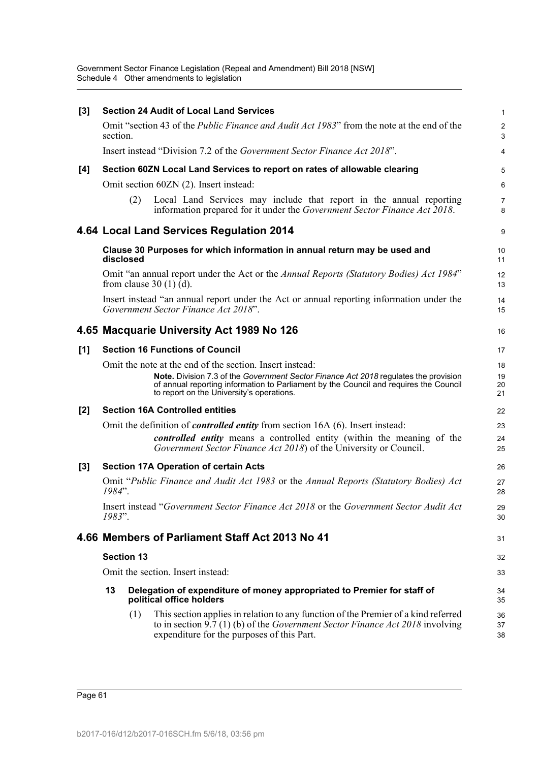**[3] Section 24 Audit of Local Land Services**

Omit "section 43 of the *Public Finance and Audit Act 1983*" from the note at the end of the section.

Insert instead "Division 7.2 of the *Government Sector Finance Act 2018*".

**[4] Section 60ZN Local Land Services to report on rates of allowable clearing**

Omit section 60ZN (2). Insert instead:

(2) Local Land Services may include that report in the annual reporting information prepared for it under the *Government Sector Finance Act 2018*.

## 4.64 Local Land Services Regulation 2014

**Clause 30 Purposes for which information in annual return may be used and disclosed**

Omit "an annual report under the Act or the *Annual Reports (Statutory Bodies) Act 1984*" from clause 30 (1) (d).

Insert instead "an annual report under the Act or annual reporting information under the *Government Sector Finance Act 2018*".

## 4.65 Macquarie University Act 1989 No 126

**[1] Section 16 Functions of Council**

Omit the note at the end of the section. Insert instead:

> **Note.** Division 7.3 of the *Government Sector Finance Act 2018* regulates the provision of annual reporting information to Parliament by the Council and requires the Council to report on the University's operations.

**[2] Section 16A Controlled entities**

Omit the definition of ***controlled entity*** from section 16A (6). Insert instead:

***controlled entity*** means a controlled entity (within the meaning of the *Government Sector Finance Act 2018*) of the University or Council.

**[3] Section 17A Operation of certain Acts**

Omit "*Public Finance and Audit Act 1983* or the *Annual Reports (Statutory Bodies) Act 1984*".

Insert instead "*Government Sector Finance Act 2018* or the *Government Sector Audit Act 1983*".

## 4.66 Members of Parliament Staff Act 2013 No 41

**Section 13**

Omit the section. Insert instead:

**13 Delegation of expenditure of money appropriated to Premier for staff of political office holders**

(1) This section applies in relation to any function of the Premier of a kind referred to in section 9.7 (1) (b) of the *Government Sector Finance Act 2018* involving expenditure for the purposes of this Part.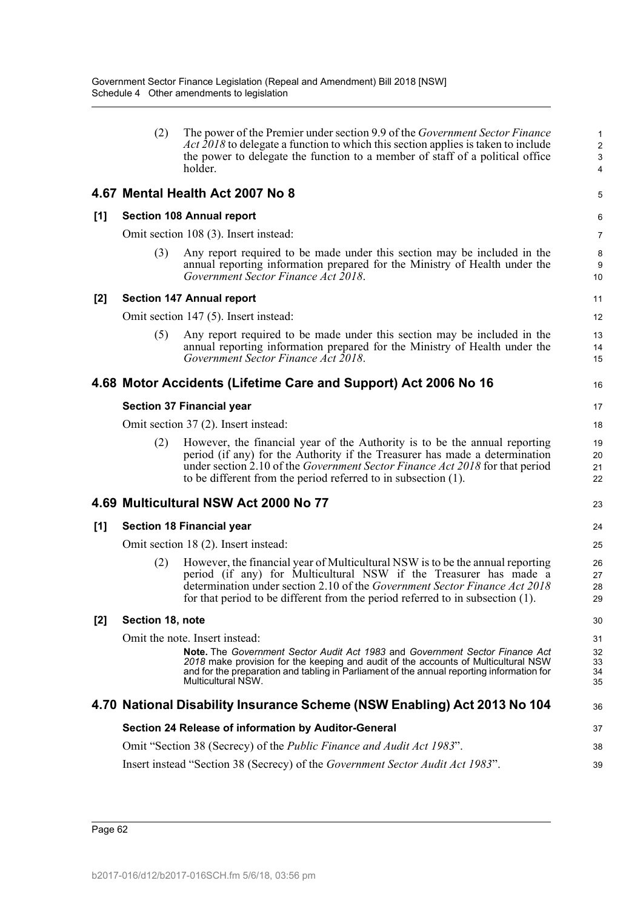(2) The power of the Premier under section 9.9 of the *Government Sector Finance Act 2018* to delegate a function to which this section applies is taken to include the power to delegate the function to a member of staff of a political office holder.

## 4.67 Mental Health Act 2007 No 8

### [1] Section 108 Annual report

Omit section 108 (3). Insert instead:

(3) Any report required to be made under this section may be included in the annual reporting information prepared for the Ministry of Health under the *Government Sector Finance Act 2018*.

### [2] Section 147 Annual report

Omit section 147 (5). Insert instead:

(5) Any report required to be made under this section may be included in the annual reporting information prepared for the Ministry of Health under the *Government Sector Finance Act 2018*.

## 4.68 Motor Accidents (Lifetime Care and Support) Act 2006 No 16

### Section 37 Financial year

Omit section 37 (2). Insert instead:

(2) However, the financial year of the Authority is to be the annual reporting period (if any) for the Authority if the Treasurer has made a determination under section 2.10 of the *Government Sector Finance Act 2018* for that period to be different from the period referred to in subsection (1).

## 4.69 Multicultural NSW Act 2000 No 77

### [1] Section 18 Financial year

Omit section 18 (2). Insert instead:

(2) However, the financial year of Multicultural NSW is to be the annual reporting period (if any) for Multicultural NSW if the Treasurer has made a determination under section 2.10 of the *Government Sector Finance Act 2018* for that period to be different from the period referred to in subsection (1).

### [2] Section 18, note

Omit the note. Insert instead:

**Note.** The *Government Sector Audit Act 1983* and *Government Sector Finance Act 2018* make provision for the keeping and audit of the accounts of Multicultural NSW and for the preparation and tabling in Parliament of the annual reporting information for Multicultural NSW.

## 4.70 National Disability Insurance Scheme (NSW Enabling) Act 2013 No 104

### Section 24 Release of information by Auditor-General

Omit "Section 38 (Secrecy) of the *Public Finance and Audit Act 1983*".

Insert instead "Section 38 (Secrecy) of the *Government Sector Audit Act 1983*".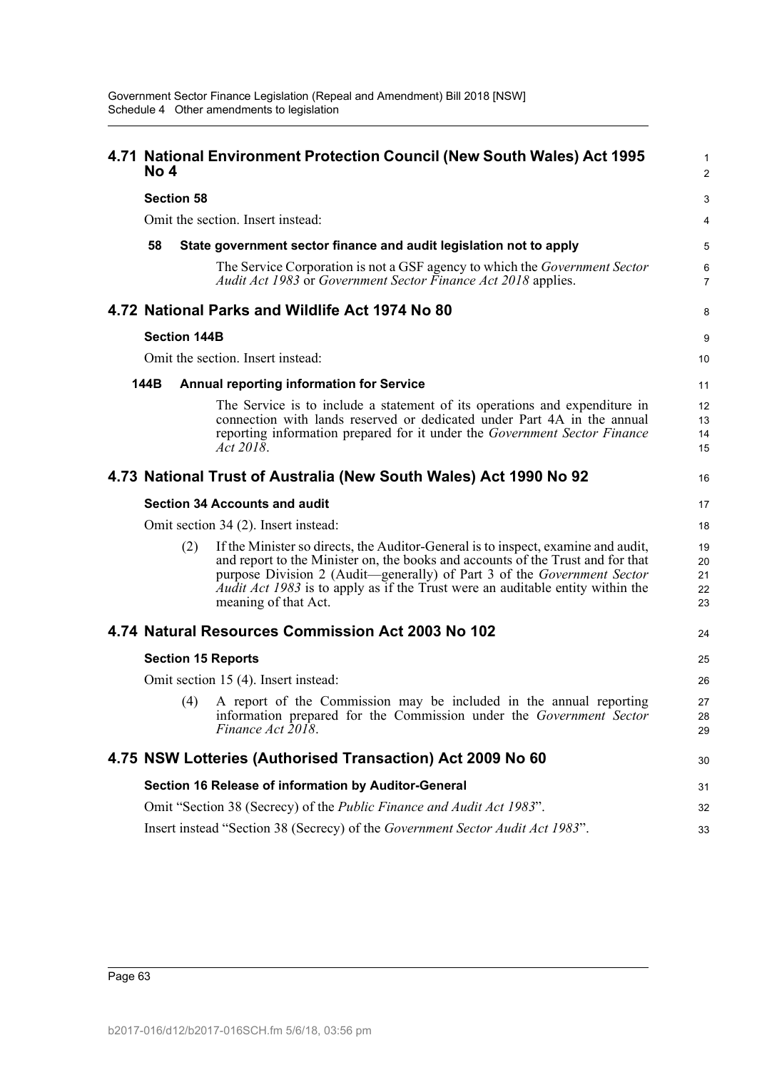## 4.71 National Environment Protection Council (New South Wales) Act 1995 No 4

### Section 58

Omit the section. Insert instead:

**58 State government sector finance and audit legislation not to apply**

The Service Corporation is not a GSF agency to which the *Government Sector Audit Act 1983* or *Government Sector Finance Act 2018* applies.

## 4.72 National Parks and Wildlife Act 1974 No 80

### Section 144B

Omit the section. Insert instead:

**144B Annual reporting information for Service**

The Service is to include a statement of its operations and expenditure in connection with lands reserved or dedicated under Part 4A in the annual reporting information prepared for it under the *Government Sector Finance Act 2018*.

## 4.73 National Trust of Australia (New South Wales) Act 1990 No 92

### Section 34 Accounts and audit

Omit section 34 (2). Insert instead:

(2) If the Minister so directs, the Auditor-General is to inspect, examine and audit, and report to the Minister on, the books and accounts of the Trust and for that purpose Division 2 (Audit—generally) of Part 3 of the *Government Sector Audit Act 1983* is to apply as if the Trust were an auditable entity within the meaning of that Act.

## 4.74 Natural Resources Commission Act 2003 No 102

### Section 15 Reports

Omit section 15 (4). Insert instead:

(4) A report of the Commission may be included in the annual reporting information prepared for the Commission under the *Government Sector Finance Act 2018*.

## 4.75 NSW Lotteries (Authorised Transaction) Act 2009 No 60

### Section 16 Release of information by Auditor-General

Omit "Section 38 (Secrecy) of the *Public Finance and Audit Act 1983*".

Insert instead "Section 38 (Secrecy) of the *Government Sector Audit Act 1983*".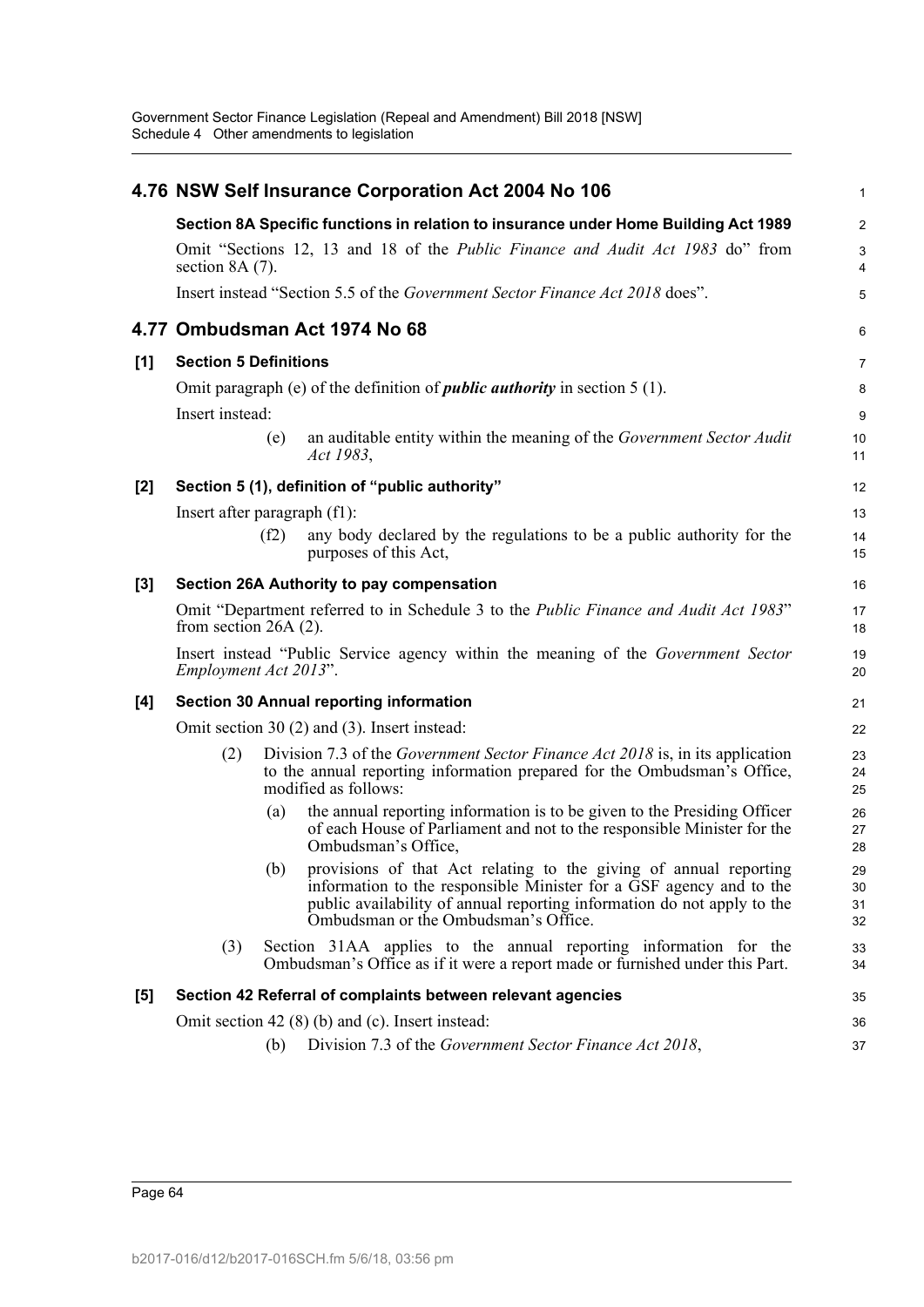## 4.76 NSW Self Insurance Corporation Act 2004 No 106

**Section 8A Specific functions in relation to insurance under Home Building Act 1989**

Omit "Sections 12, 13 and 18 of the *Public Finance and Audit Act 1983* do" from section 8A (7).

Insert instead "Section 5.5 of the *Government Sector Finance Act 2018* does".

## 4.77 Ombudsman Act 1974 No 68

**[1] Section 5 Definitions**

Omit paragraph (e) of the definition of ***public authority*** in section 5 (1).

Insert instead:

> (e) an auditable entity within the meaning of the *Government Sector Audit Act 1983*,

**[2] Section 5 (1), definition of "public authority"**

Insert after paragraph (f1):

> (f2) any body declared by the regulations to be a public authority for the purposes of this Act,

**[3] Section 26A Authority to pay compensation**

Omit "Department referred to in Schedule 3 to the *Public Finance and Audit Act 1983*" from section 26A (2).

Insert instead "Public Service agency within the meaning of the *Government Sector Employment Act 2013*".

**[4] Section 30 Annual reporting information**

Omit section 30 (2) and (3). Insert instead:

> (2) Division 7.3 of the *Government Sector Finance Act 2018* is, in its application to the annual reporting information prepared for the Ombudsman's Office, modified as follows:
>
> (a) the annual reporting information is to be given to the Presiding Officer of each House of Parliament and not to the responsible Minister for the Ombudsman's Office,
>
> (b) provisions of that Act relating to the giving of annual reporting information to the responsible Minister for a GSF agency and to the public availability of annual reporting information do not apply to the Ombudsman or the Ombudsman's Office.
>
> (3) Section 31AA applies to the annual reporting information for the Ombudsman's Office as if it were a report made or furnished under this Part.

**[5] Section 42 Referral of complaints between relevant agencies**

Omit section 42 (8) (b) and (c). Insert instead:

> (b) Division 7.3 of the *Government Sector Finance Act 2018*,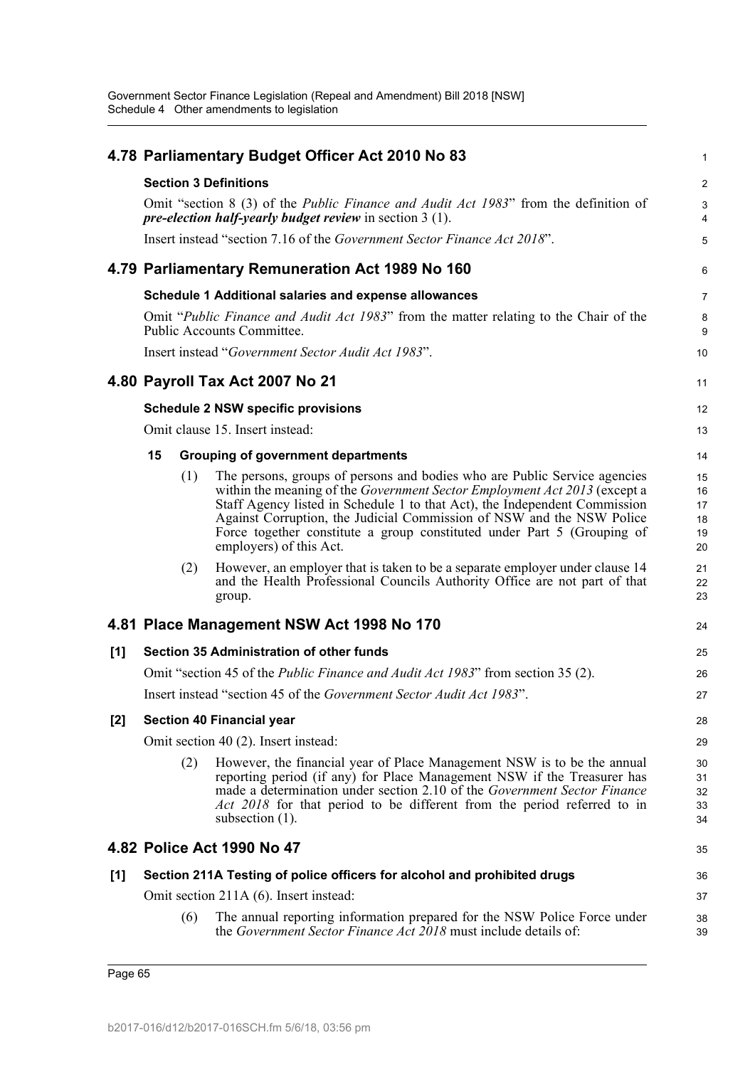## 4.78 Parliamentary Budget Officer Act 2010 No 83

**Section 3 Definitions**

Omit "section 8 (3) of the *Public Finance and Audit Act 1983*" from the definition of ***pre-election half-yearly budget review*** in section 3 (1).

Insert instead "section 7.16 of the *Government Sector Finance Act 2018*".

## 4.79 Parliamentary Remuneration Act 1989 No 160

**Schedule 1 Additional salaries and expense allowances**

Omit "*Public Finance and Audit Act 1983*" from the matter relating to the Chair of the Public Accounts Committee.

Insert instead "*Government Sector Audit Act 1983*".

## 4.80 Payroll Tax Act 2007 No 21

**Schedule 2 NSW specific provisions**

Omit clause 15. Insert instead:

**15 Grouping of government departments**

(1) The persons, groups of persons and bodies who are Public Service agencies within the meaning of the *Government Sector Employment Act 2013* (except a Staff Agency listed in Schedule 1 to that Act), the Independent Commission Against Corruption, the Judicial Commission of NSW and the NSW Police Force together constitute a group constituted under Part 5 (Grouping of employers) of this Act.

(2) However, an employer that is taken to be a separate employer under clause 14 and the Health Professional Councils Authority Office are not part of that group.

## 4.81 Place Management NSW Act 1998 No 170

**[1] Section 35 Administration of other funds**

Omit "section 45 of the *Public Finance and Audit Act 1983*" from section 35 (2).

Insert instead "section 45 of the *Government Sector Audit Act 1983*".

**[2] Section 40 Financial year**

Omit section 40 (2). Insert instead:

(2) However, the financial year of Place Management NSW is to be the annual reporting period (if any) for Place Management NSW if the Treasurer has made a determination under section 2.10 of the *Government Sector Finance Act 2018* for that period to be different from the period referred to in subsection (1).

## 4.82 Police Act 1990 No 47

**[1] Section 211A Testing of police officers for alcohol and prohibited drugs**

Omit section 211A (6). Insert instead:

(6) The annual reporting information prepared for the NSW Police Force under the *Government Sector Finance Act 2018* must include details of: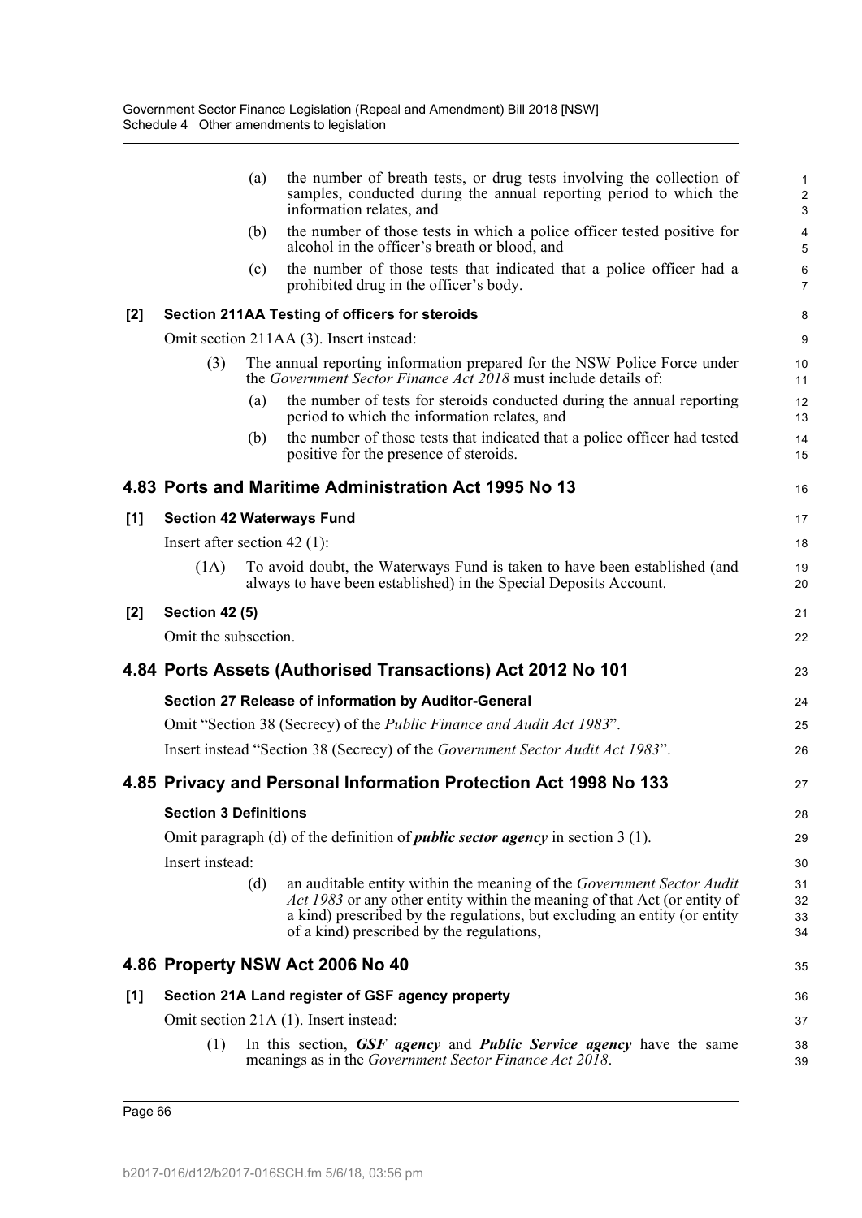(a) the number of breath tests, or drug tests involving the collection of samples, conducted during the annual reporting period to which the information relates, and

(b) the number of those tests in which a police officer tested positive for alcohol in the officer's breath or blood, and

(c) the number of those tests that indicated that a police officer had a prohibited drug in the officer's body.

**[2] Section 211AA Testing of officers for steroids**

Omit section 211AA (3). Insert instead:

(3) The annual reporting information prepared for the NSW Police Force under the *Government Sector Finance Act 2018* must include details of:

(a) the number of tests for steroids conducted during the annual reporting period to which the information relates, and

(b) the number of those tests that indicated that a police officer had tested positive for the presence of steroids.

## 4.83 Ports and Maritime Administration Act 1995 No 13

**[1] Section 42 Waterways Fund**

Insert after section 42 (1):

(1A) To avoid doubt, the Waterways Fund is taken to have been established (and always to have been established) in the Special Deposits Account.

**[2] Section 42 (5)**

Omit the subsection.

## 4.84 Ports Assets (Authorised Transactions) Act 2012 No 101

**Section 27 Release of information by Auditor-General**

Omit "Section 38 (Secrecy) of the *Public Finance and Audit Act 1983*".

Insert instead "Section 38 (Secrecy) of the *Government Sector Audit Act 1983*".

## 4.85 Privacy and Personal Information Protection Act 1998 No 133

**Section 3 Definitions**

Omit paragraph (d) of the definition of ***public sector agency*** in section 3 (1).

Insert instead:

(d) an auditable entity within the meaning of the *Government Sector Audit Act 1983* or any other entity within the meaning of that Act (or entity of a kind) prescribed by the regulations, but excluding an entity (or entity of a kind) prescribed by the regulations,

## 4.86 Property NSW Act 2006 No 40

**[1] Section 21A Land register of GSF agency property**

Omit section 21A (1). Insert instead:

(1) In this section, ***GSF agency*** and ***Public Service agency*** have the same meanings as in the *Government Sector Finance Act 2018*.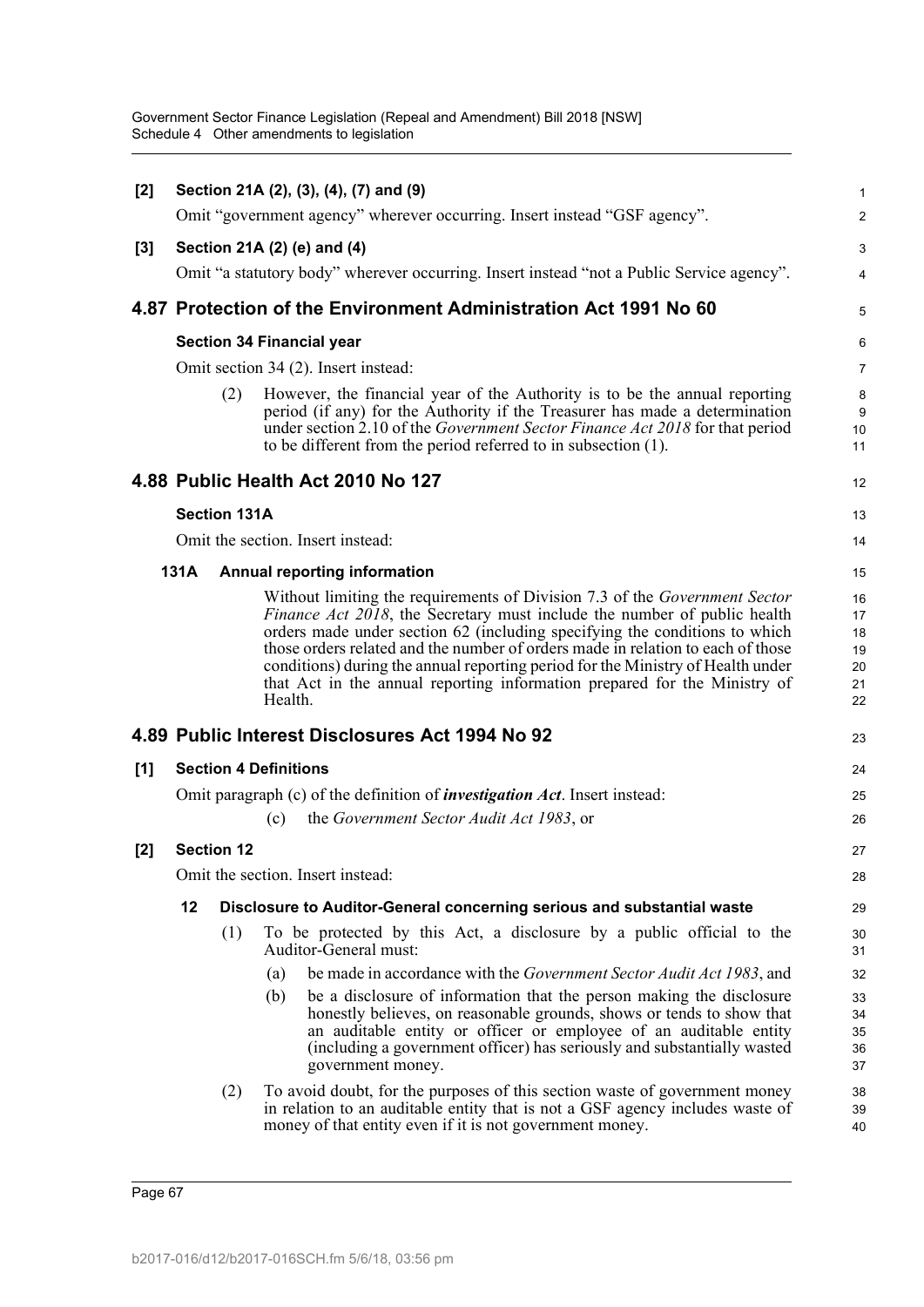**[2] Section 21A (2), (3), (4), (7) and (9)**

Omit "government agency" wherever occurring. Insert instead "GSF agency".

**[3] Section 21A (2) (e) and (4)**

Omit "a statutory body" wherever occurring. Insert instead "not a Public Service agency".

## 4.87 Protection of the Environment Administration Act 1991 No 60

**Section 34 Financial year**

Omit section 34 (2). Insert instead:

(2) However, the financial year of the Authority is to be the annual reporting period (if any) for the Authority if the Treasurer has made a determination under section 2.10 of the *Government Sector Finance Act 2018* for that period to be different from the period referred to in subsection (1).

## 4.88 Public Health Act 2010 No 127

**Section 131A**

Omit the section. Insert instead:

**131A Annual reporting information**

Without limiting the requirements of Division 7.3 of the *Government Sector Finance Act 2018*, the Secretary must include the number of public health orders made under section 62 (including specifying the conditions to which those orders related and the number of orders made in relation to each of those conditions) during the annual reporting period for the Ministry of Health under that Act in the annual reporting information prepared for the Ministry of Health.

## 4.89 Public Interest Disclosures Act 1994 No 92

**[1] Section 4 Definitions**

Omit paragraph (c) of the definition of ***investigation Act***. Insert instead:

(c) the *Government Sector Audit Act 1983*, or

**[2] Section 12**

Omit the section. Insert instead:

**12 Disclosure to Auditor-General concerning serious and substantial waste**

(1) To be protected by this Act, a disclosure by a public official to the Auditor-General must:

(a) be made in accordance with the *Government Sector Audit Act 1983*, and

(b) be a disclosure of information that the person making the disclosure honestly believes, on reasonable grounds, shows or tends to show that an auditable entity or officer or employee of an auditable entity (including a government officer) has seriously and substantially wasted government money.

(2) To avoid doubt, for the purposes of this section waste of government money in relation to an auditable entity that is not a GSF agency includes waste of money of that entity even if it is not government money.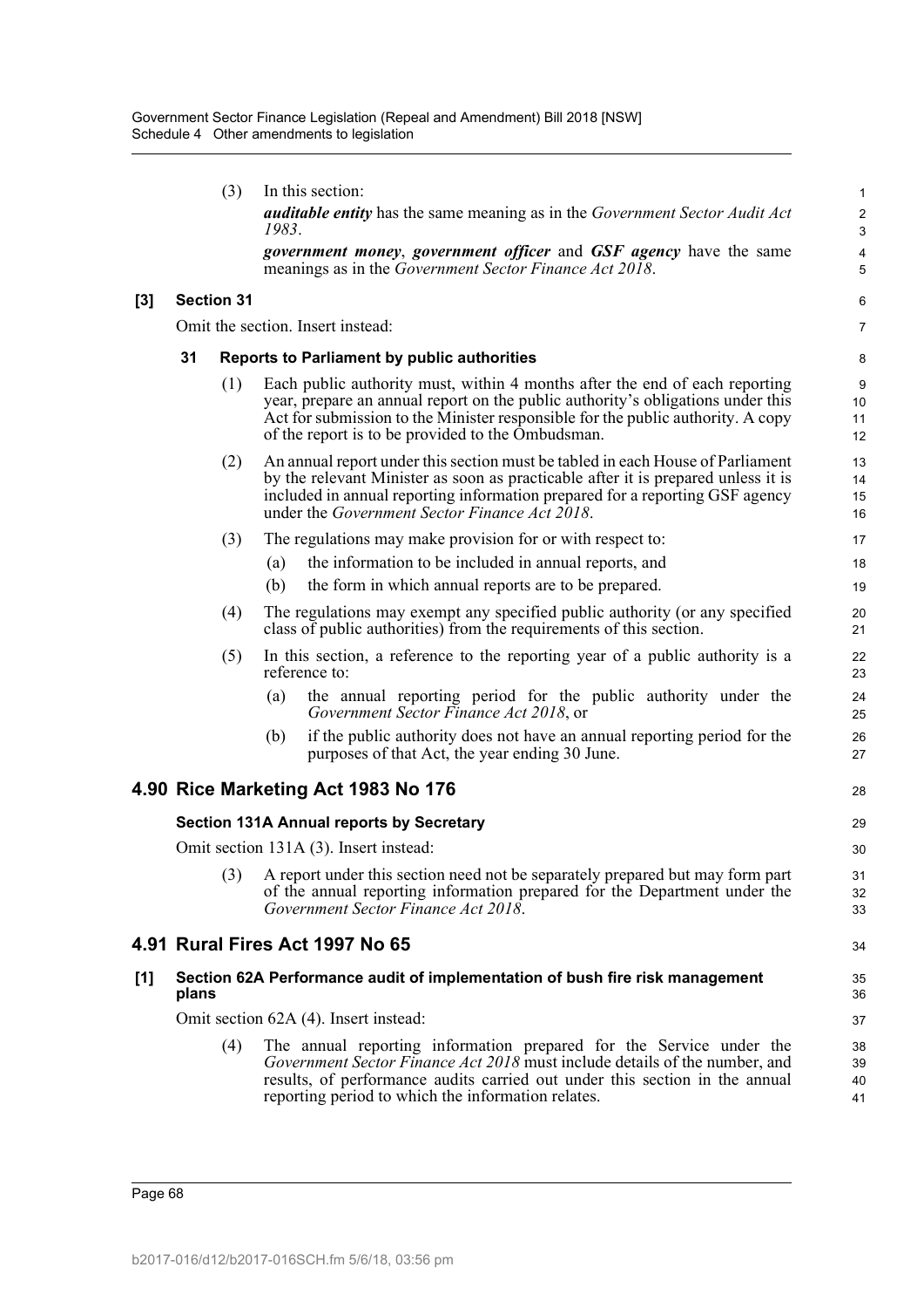(3) In this section:

***auditable entity*** has the same meaning as in the *Government Sector Audit Act 1983*.

***government money***, ***government officer*** and ***GSF agency*** have the same meanings as in the *Government Sector Finance Act 2018*.

**[3] Section 31**

Omit the section. Insert instead:

**31 Reports to Parliament by public authorities**

(1) Each public authority must, within 4 months after the end of each reporting year, prepare an annual report on the public authority's obligations under this Act for submission to the Minister responsible for the public authority. A copy of the report is to be provided to the Ombudsman.

(2) An annual report under this section must be tabled in each House of Parliament by the relevant Minister as soon as practicable after it is prepared unless it is included in annual reporting information prepared for a reporting GSF agency under the *Government Sector Finance Act 2018*.

(3) The regulations may make provision for or with respect to:

(a) the information to be included in annual reports, and

(b) the form in which annual reports are to be prepared.

(4) The regulations may exempt any specified public authority (or any specified class of public authorities) from the requirements of this section.

(5) In this section, a reference to the reporting year of a public authority is a reference to:

(a) the annual reporting period for the public authority under the *Government Sector Finance Act 2018*, or

(b) if the public authority does not have an annual reporting period for the purposes of that Act, the year ending 30 June.

## 4.90 Rice Marketing Act 1983 No 176

**Section 131A Annual reports by Secretary**

Omit section 131A (3). Insert instead:

(3) A report under this section need not be separately prepared but may form part of the annual reporting information prepared for the Department under the *Government Sector Finance Act 2018*.

## 4.91 Rural Fires Act 1997 No 65

**[1] Section 62A Performance audit of implementation of bush fire risk management plans**

Omit section 62A (4). Insert instead:

(4) The annual reporting information prepared for the Service under the *Government Sector Finance Act 2018* must include details of the number, and results, of performance audits carried out under this section in the annual reporting period to which the information relates.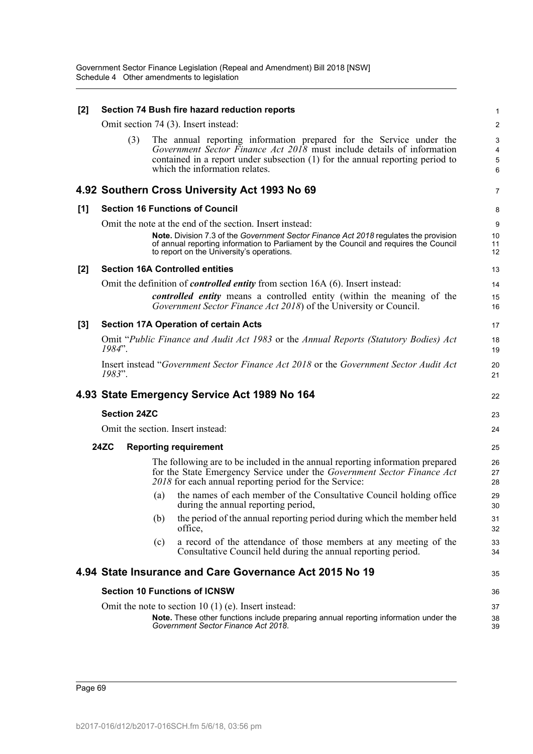**[2] Section 74 Bush fire hazard reduction reports**

Omit section 74 (3). Insert instead:

(3) The annual reporting information prepared for the Service under the *Government Sector Finance Act 2018* must include details of information contained in a report under subsection (1) for the annual reporting period to which the information relates.

## 4.92 Southern Cross University Act 1993 No 69

**[1] Section 16 Functions of Council**

Omit the note at the end of the section. Insert instead:

**Note.** Division 7.3 of the *Government Sector Finance Act 2018* regulates the provision of annual reporting information to Parliament by the Council and requires the Council to report on the University's operations.

**[2] Section 16A Controlled entities**

Omit the definition of ***controlled entity*** from section 16A (6). Insert instead:

***controlled entity*** means a controlled entity (within the meaning of the *Government Sector Finance Act 2018*) of the University or Council.

**[3] Section 17A Operation of certain Acts**

Omit "*Public Finance and Audit Act 1983* or the *Annual Reports (Statutory Bodies) Act 1984*".

Insert instead "*Government Sector Finance Act 2018* or the *Government Sector Audit Act 1983*".

## 4.93 State Emergency Service Act 1989 No 164

**Section 24ZC**

Omit the section. Insert instead:

**24ZC Reporting requirement**

The following are to be included in the annual reporting information prepared for the State Emergency Service under the *Government Sector Finance Act 2018* for each annual reporting period for the Service:

(a) the names of each member of the Consultative Council holding office during the annual reporting period,

(b) the period of the annual reporting period during which the member held office,

(c) a record of the attendance of those members at any meeting of the Consultative Council held during the annual reporting period.

## 4.94 State Insurance and Care Governance Act 2015 No 19

**Section 10 Functions of ICNSW**

Omit the note to section 10 (1) (e). Insert instead:

**Note.** These other functions include preparing annual reporting information under the *Government Sector Finance Act 2018*.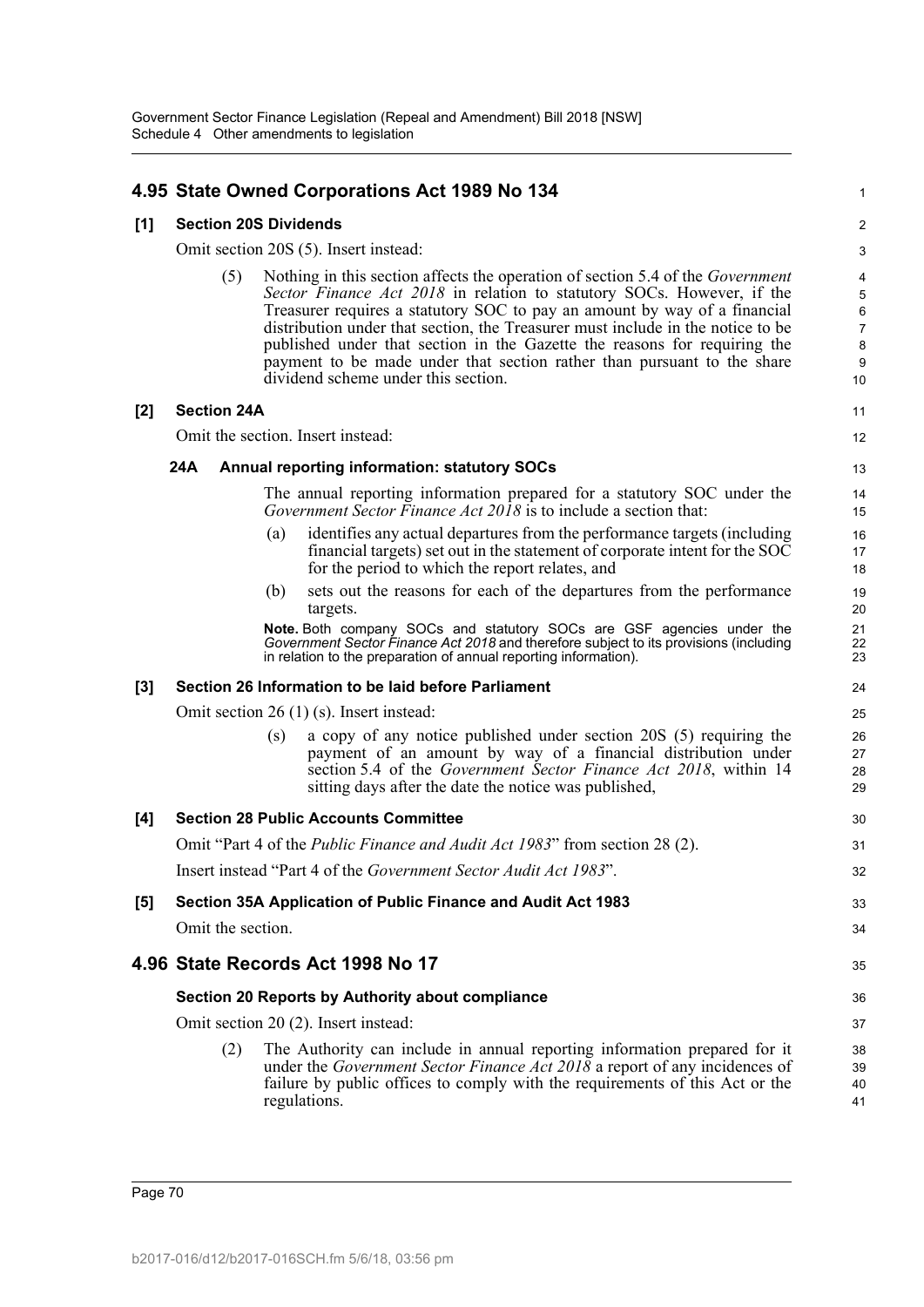## 4.95 State Owned Corporations Act 1989 No 134

**[1] Section 20S Dividends**

Omit section 20S (5). Insert instead:

(5) Nothing in this section affects the operation of section 5.4 of the *Government Sector Finance Act 2018* in relation to statutory SOCs. However, if the Treasurer requires a statutory SOC to pay an amount by way of a financial distribution under that section, the Treasurer must include in the notice to be published under that section in the Gazette the reasons for requiring the payment to be made under that section rather than pursuant to the share dividend scheme under this section.

**[2] Section 24A**

Omit the section. Insert instead:

**24A Annual reporting information: statutory SOCs**

The annual reporting information prepared for a statutory SOC under the *Government Sector Finance Act 2018* is to include a section that:

(a) identifies any actual departures from the performance targets (including financial targets) set out in the statement of corporate intent for the SOC for the period to which the report relates, and

(b) sets out the reasons for each of the departures from the performance targets.

**Note.** Both company SOCs and statutory SOCs are GSF agencies under the *Government Sector Finance Act 2018* and therefore subject to its provisions (including in relation to the preparation of annual reporting information).

**[3] Section 26 Information to be laid before Parliament**

Omit section 26 (1) (s). Insert instead:

(s) a copy of any notice published under section 20S (5) requiring the payment of an amount by way of a financial distribution under section 5.4 of the *Government Sector Finance Act 2018*, within 14 sitting days after the date the notice was published,

**[4] Section 28 Public Accounts Committee**

Omit "Part 4 of the *Public Finance and Audit Act 1983*" from section 28 (2).

Insert instead "Part 4 of the *Government Sector Audit Act 1983*".

**[5] Section 35A Application of Public Finance and Audit Act 1983**

Omit the section.

## 4.96 State Records Act 1998 No 17

**Section 20 Reports by Authority about compliance**

Omit section 20 (2). Insert instead:

(2) The Authority can include in annual reporting information prepared for it under the *Government Sector Finance Act 2018* a report of any incidences of failure by public offices to comply with the requirements of this Act or the regulations.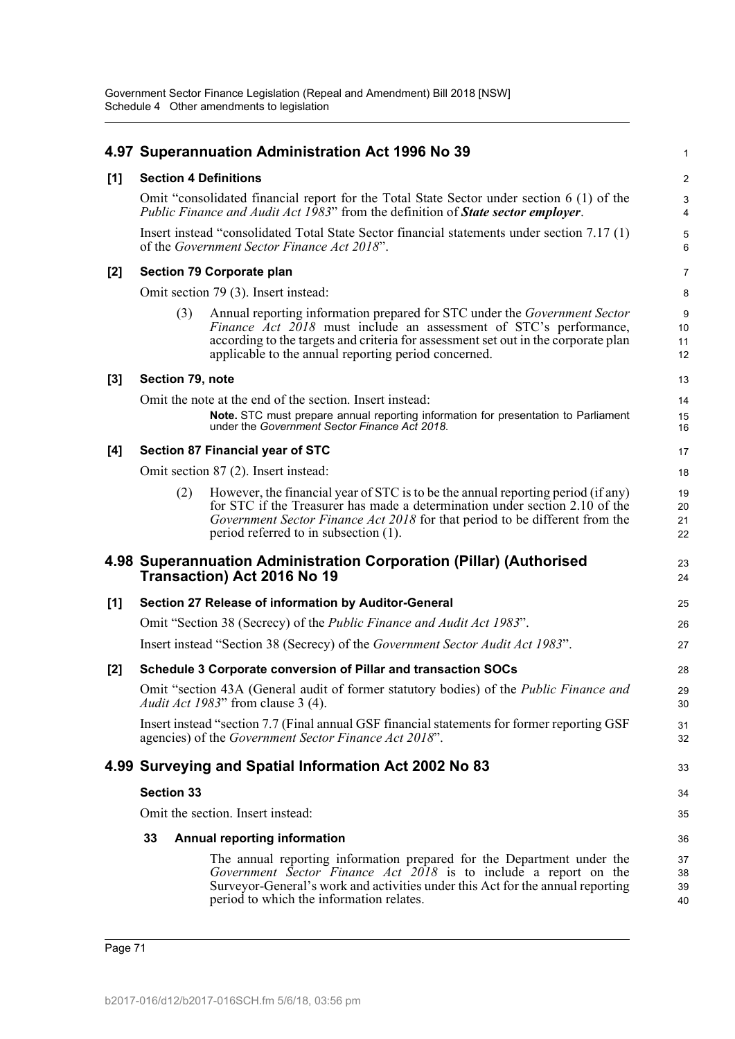## 4.97 Superannuation Administration Act 1996 No 39

**[1] Section 4 Definitions**

Omit "consolidated financial report for the Total State Sector under section 6 (1) of the *Public Finance and Audit Act 1983*" from the definition of ***State sector employer***.

Insert instead "consolidated Total State Sector financial statements under section 7.17 (1) of the *Government Sector Finance Act 2018*".

**[2] Section 79 Corporate plan**

Omit section 79 (3). Insert instead:

(3) Annual reporting information prepared for STC under the *Government Sector Finance Act 2018* must include an assessment of STC's performance, according to the targets and criteria for assessment set out in the corporate plan applicable to the annual reporting period concerned.

**[3] Section 79, note**

Omit the note at the end of the section. Insert instead:

**Note.** STC must prepare annual reporting information for presentation to Parliament under the *Government Sector Finance Act 2018*.

**[4] Section 87 Financial year of STC**

Omit section 87 (2). Insert instead:

(2) However, the financial year of STC is to be the annual reporting period (if any) for STC if the Treasurer has made a determination under section 2.10 of the *Government Sector Finance Act 2018* for that period to be different from the period referred to in subsection (1).

## 4.98 Superannuation Administration Corporation (Pillar) (Authorised Transaction) Act 2016 No 19

**[1] Section 27 Release of information by Auditor-General**

Omit "Section 38 (Secrecy) of the *Public Finance and Audit Act 1983*".

Insert instead "Section 38 (Secrecy) of the *Government Sector Audit Act 1983*".

**[2] Schedule 3 Corporate conversion of Pillar and transaction SOCs**

Omit "section 43A (General audit of former statutory bodies) of the *Public Finance and Audit Act 1983*" from clause 3 (4).

Insert instead "section 7.7 (Final annual GSF financial statements for former reporting GSF agencies) of the *Government Sector Finance Act 2018*".

## 4.99 Surveying and Spatial Information Act 2002 No 83

**Section 33**

Omit the section. Insert instead:

**33 Annual reporting information**

The annual reporting information prepared for the Department under the *Government Sector Finance Act 2018* is to include a report on the Surveyor-General's work and activities under this Act for the annual reporting period to which the information relates.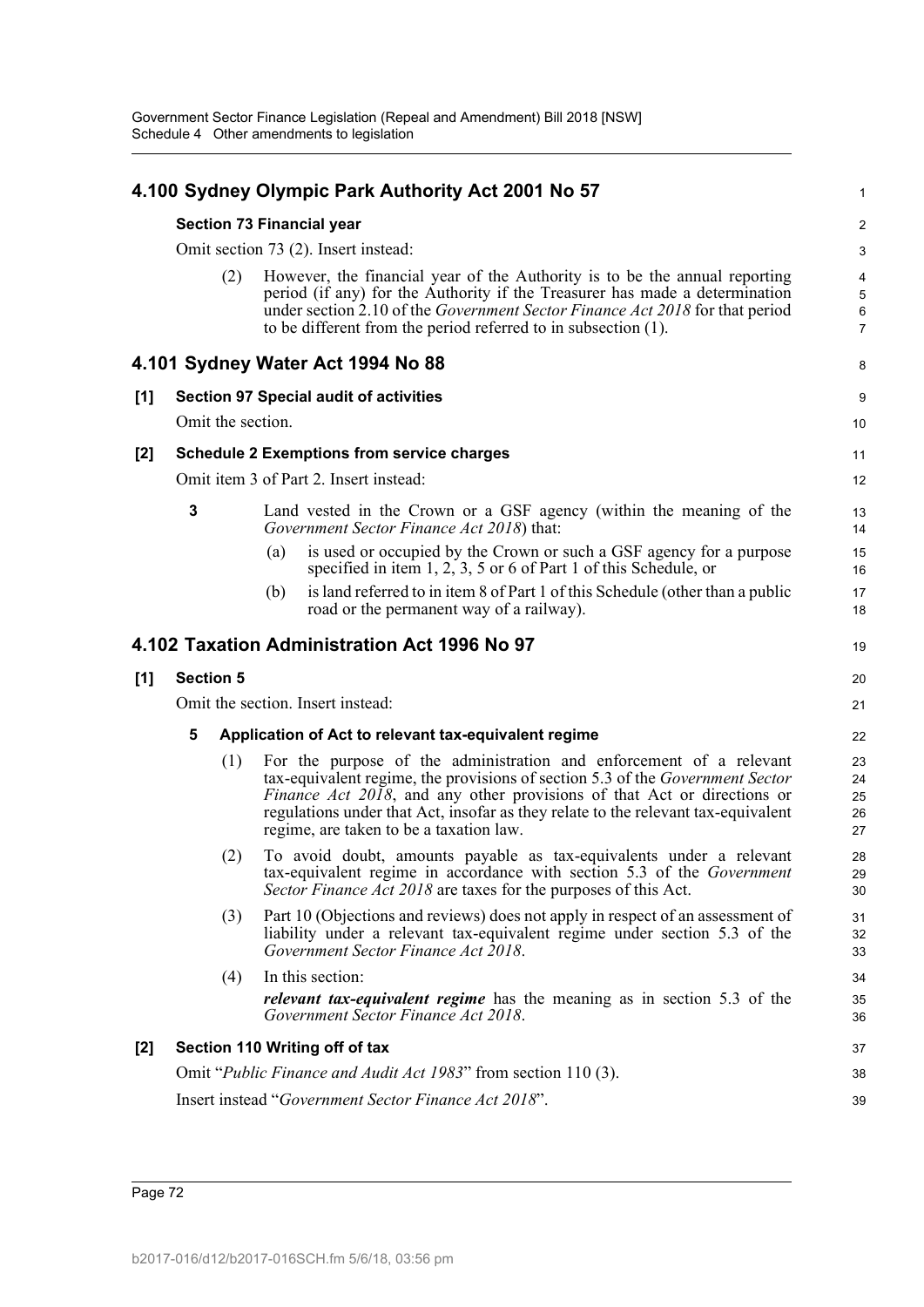## 4.100 Sydney Olympic Park Authority Act 2001 No 57

### Section 73 Financial year

Omit section 73 (2). Insert instead:

(2) However, the financial year of the Authority is to be the annual reporting period (if any) for the Authority if the Treasurer has made a determination under section 2.10 of the *Government Sector Finance Act 2018* for that period to be different from the period referred to in subsection (1).

## 4.101 Sydney Water Act 1994 No 88

### [1] Section 97 Special audit of activities

Omit the section.

### [2] Schedule 2 Exemptions from service charges

Omit item 3 of Part 2. Insert instead:

**3** Land vested in the Crown or a GSF agency (within the meaning of the *Government Sector Finance Act 2018*) that:

(a) is used or occupied by the Crown or such a GSF agency for a purpose specified in item 1, 2, 3, 5 or 6 of Part 1 of this Schedule, or

(b) is land referred to in item 8 of Part 1 of this Schedule (other than a public road or the permanent way of a railway).

## 4.102 Taxation Administration Act 1996 No 97

### [1] Section 5

Omit the section. Insert instead:

**5 Application of Act to relevant tax-equivalent regime**

(1) For the purpose of the administration and enforcement of a relevant tax-equivalent regime, the provisions of section 5.3 of the *Government Sector Finance Act 2018*, and any other provisions of that Act or directions or regulations under that Act, insofar as they relate to the relevant tax-equivalent regime, are taken to be a taxation law.

(2) To avoid doubt, amounts payable as tax-equivalents under a relevant tax-equivalent regime in accordance with section 5.3 of the *Government Sector Finance Act 2018* are taxes for the purposes of this Act.

(3) Part 10 (Objections and reviews) does not apply in respect of an assessment of liability under a relevant tax-equivalent regime under section 5.3 of the *Government Sector Finance Act 2018*.

(4) In this section:

***relevant tax-equivalent regime*** has the meaning as in section 5.3 of the *Government Sector Finance Act 2018*.

### [2] Section 110 Writing off of tax

Omit "*Public Finance and Audit Act 1983*" from section 110 (3).

Insert instead "*Government Sector Finance Act 2018*".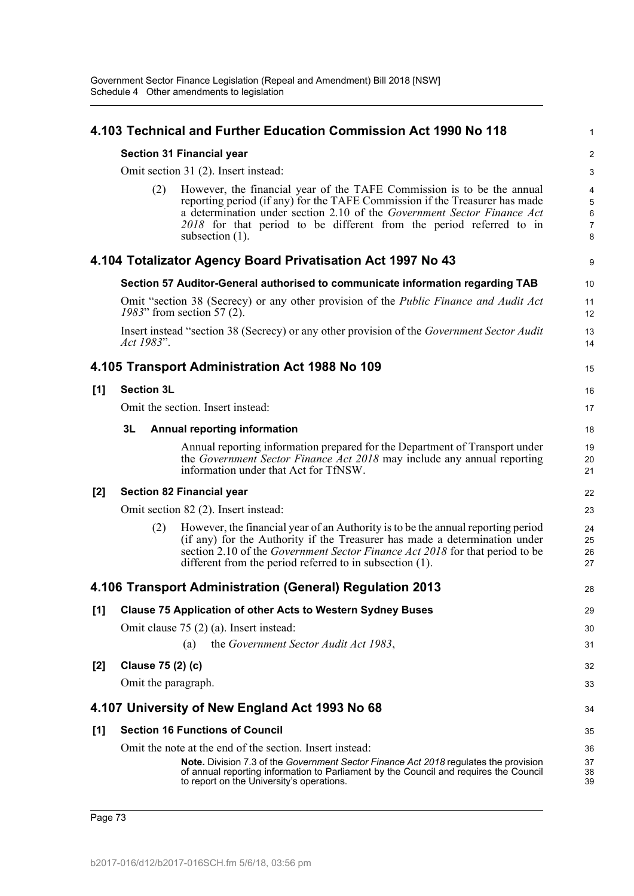## 4.103 Technical and Further Education Commission Act 1990 No 118

**Section 31 Financial year**

Omit section 31 (2). Insert instead:

> (2) However, the financial year of the TAFE Commission is to be the annual reporting period (if any) for the TAFE Commission if the Treasurer has made a determination under section 2.10 of the *Government Sector Finance Act 2018* for that period to be different from the period referred to in subsection (1).

## 4.104 Totalizator Agency Board Privatisation Act 1997 No 43

**Section 57 Auditor-General authorised to communicate information regarding TAB**

Omit "section 38 (Secrecy) or any other provision of the *Public Finance and Audit Act 1983*" from section 57 (2).

Insert instead "section 38 (Secrecy) or any other provision of the *Government Sector Audit Act 1983*".

## 4.105 Transport Administration Act 1988 No 109

**[1] Section 3L**

Omit the section. Insert instead:

> **3L Annual reporting information**
>
> Annual reporting information prepared for the Department of Transport under the *Government Sector Finance Act 2018* may include any annual reporting information under that Act for TfNSW.

**[2] Section 82 Financial year**

Omit section 82 (2). Insert instead:

> (2) However, the financial year of an Authority is to be the annual reporting period (if any) for the Authority if the Treasurer has made a determination under section 2.10 of the *Government Sector Finance Act 2018* for that period to be different from the period referred to in subsection (1).

## 4.106 Transport Administration (General) Regulation 2013

**[1] Clause 75 Application of other Acts to Western Sydney Buses**

Omit clause 75 (2) (a). Insert instead:

> (a) the *Government Sector Audit Act 1983*,

**[2] Clause 75 (2) (c)**

Omit the paragraph.

## 4.107 University of New England Act 1993 No 68

**[1] Section 16 Functions of Council**

Omit the note at the end of the section. Insert instead:

> **Note.** Division 7.3 of the *Government Sector Finance Act 2018* regulates the provision of annual reporting information to Parliament by the Council and requires the Council to report on the University's operations.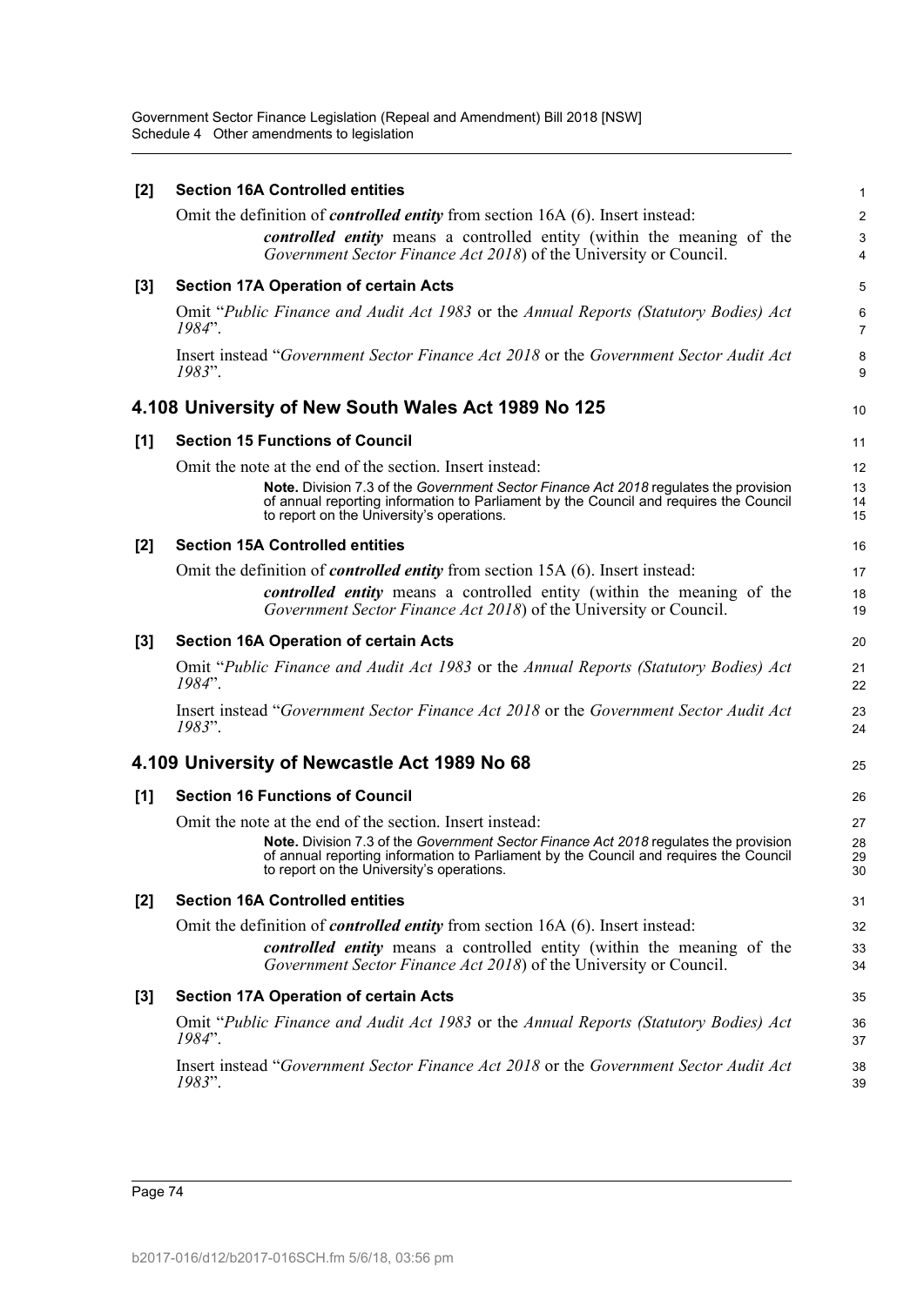**[2] Section 16A Controlled entities**

Omit the definition of ***controlled entity*** from section 16A (6). Insert instead:

> ***controlled entity*** means a controlled entity (within the meaning of the *Government Sector Finance Act 2018*) of the University or Council.

**[3] Section 17A Operation of certain Acts**

Omit "*Public Finance and Audit Act 1983* or the *Annual Reports (Statutory Bodies) Act 1984*".

Insert instead "*Government Sector Finance Act 2018* or the *Government Sector Audit Act 1983*".

## 4.108 University of New South Wales Act 1989 No 125

**[1] Section 15 Functions of Council**

Omit the note at the end of the section. Insert instead:

> **Note.** Division 7.3 of the *Government Sector Finance Act 2018* regulates the provision of annual reporting information to Parliament by the Council and requires the Council to report on the University's operations.

**[2] Section 15A Controlled entities**

Omit the definition of ***controlled entity*** from section 15A (6). Insert instead:

> ***controlled entity*** means a controlled entity (within the meaning of the *Government Sector Finance Act 2018*) of the University or Council.

**[3] Section 16A Operation of certain Acts**

Omit "*Public Finance and Audit Act 1983* or the *Annual Reports (Statutory Bodies) Act 1984*".

Insert instead "*Government Sector Finance Act 2018* or the *Government Sector Audit Act 1983*".

## 4.109 University of Newcastle Act 1989 No 68

**[1] Section 16 Functions of Council**

Omit the note at the end of the section. Insert instead:

> **Note.** Division 7.3 of the *Government Sector Finance Act 2018* regulates the provision of annual reporting information to Parliament by the Council and requires the Council to report on the University's operations.

**[2] Section 16A Controlled entities**

Omit the definition of ***controlled entity*** from section 16A (6). Insert instead:

> ***controlled entity*** means a controlled entity (within the meaning of the *Government Sector Finance Act 2018*) of the University or Council.

**[3] Section 17A Operation of certain Acts**

Omit "*Public Finance and Audit Act 1983* or the *Annual Reports (Statutory Bodies) Act 1984*".

Insert instead "*Government Sector Finance Act 2018* or the *Government Sector Audit Act 1983*".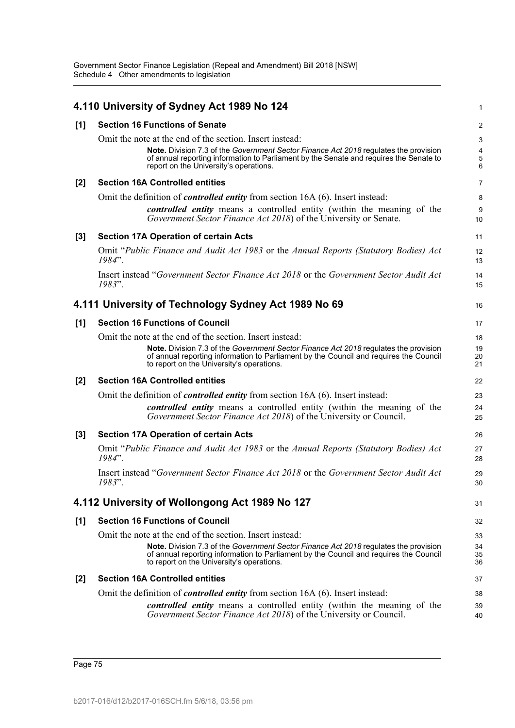## 4.110 University of Sydney Act 1989 No 124

### [1] Section 16 Functions of Senate

Omit the note at the end of the section. Insert instead:

> **Note.** Division 7.3 of the *Government Sector Finance Act 2018* regulates the provision of annual reporting information to Parliament by the Senate and requires the Senate to report on the University's operations.

### [2] Section 16A Controlled entities

Omit the definition of ***controlled entity*** from section 16A (6). Insert instead:

> ***controlled entity*** means a controlled entity (within the meaning of the *Government Sector Finance Act 2018*) of the University or Senate.

### [3] Section 17A Operation of certain Acts

Omit "*Public Finance and Audit Act 1983* or the *Annual Reports (Statutory Bodies) Act 1984*".

Insert instead "*Government Sector Finance Act 2018* or the *Government Sector Audit Act 1983*".

## 4.111 University of Technology Sydney Act 1989 No 69

### [1] Section 16 Functions of Council

Omit the note at the end of the section. Insert instead:

> **Note.** Division 7.3 of the *Government Sector Finance Act 2018* regulates the provision of annual reporting information to Parliament by the Council and requires the Council to report on the University's operations.

### [2] Section 16A Controlled entities

Omit the definition of ***controlled entity*** from section 16A (6). Insert instead:

> ***controlled entity*** means a controlled entity (within the meaning of the *Government Sector Finance Act 2018*) of the University or Council.

### [3] Section 17A Operation of certain Acts

Omit "*Public Finance and Audit Act 1983* or the *Annual Reports (Statutory Bodies) Act 1984*".

Insert instead "*Government Sector Finance Act 2018* or the *Government Sector Audit Act 1983*".

## 4.112 University of Wollongong Act 1989 No 127

### [1] Section 16 Functions of Council

Omit the note at the end of the section. Insert instead:

> **Note.** Division 7.3 of the *Government Sector Finance Act 2018* regulates the provision of annual reporting information to Parliament by the Council and requires the Council to report on the University's operations.

### [2] Section 16A Controlled entities

Omit the definition of ***controlled entity*** from section 16A (6). Insert instead:

> ***controlled entity*** means a controlled entity (within the meaning of the *Government Sector Finance Act 2018*) of the University or Council.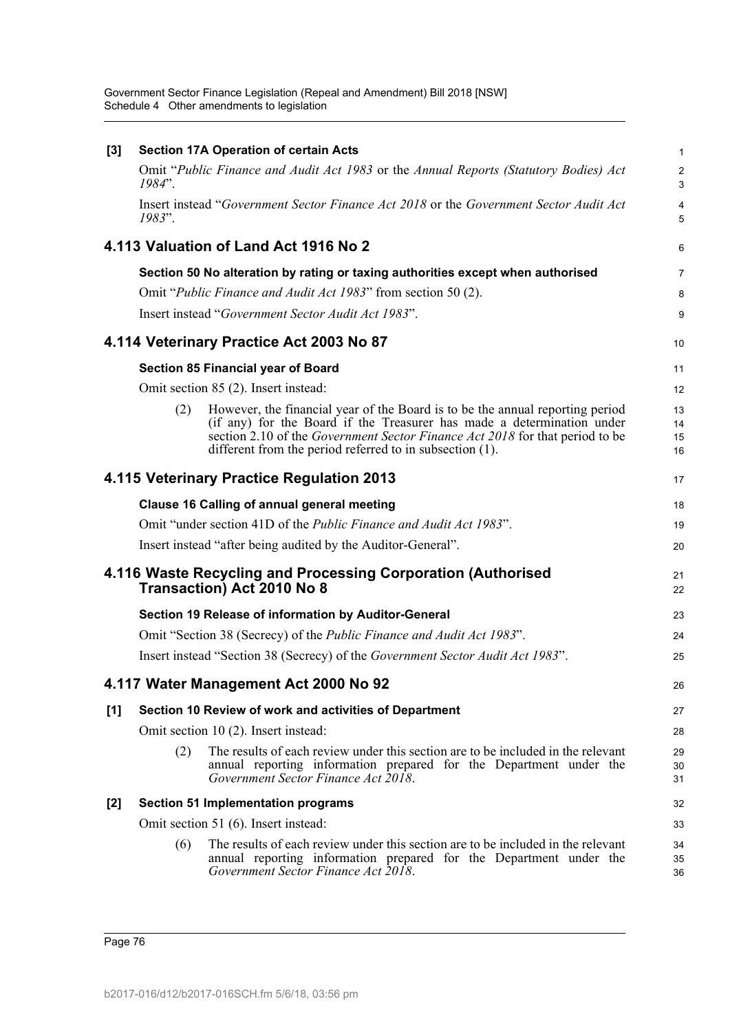**[3] Section 17A Operation of certain Acts**

Omit "*Public Finance and Audit Act 1983* or the *Annual Reports (Statutory Bodies) Act 1984*".

Insert instead "*Government Sector Finance Act 2018* or the *Government Sector Audit Act 1983*".

## 4.113 Valuation of Land Act 1916 No 2

**Section 50 No alteration by rating or taxing authorities except when authorised**

Omit "*Public Finance and Audit Act 1983*" from section 50 (2).

Insert instead "*Government Sector Audit Act 1983*".

## 4.114 Veterinary Practice Act 2003 No 87

**Section 85 Financial year of Board**

Omit section 85 (2). Insert instead:

(2) However, the financial year of the Board is to be the annual reporting period (if any) for the Board if the Treasurer has made a determination under section 2.10 of the *Government Sector Finance Act 2018* for that period to be different from the period referred to in subsection (1).

## 4.115 Veterinary Practice Regulation 2013

**Clause 16 Calling of annual general meeting**

Omit "under section 41D of the *Public Finance and Audit Act 1983*".

Insert instead "after being audited by the Auditor-General".

## 4.116 Waste Recycling and Processing Corporation (Authorised Transaction) Act 2010 No 8

**Section 19 Release of information by Auditor-General**

Omit "Section 38 (Secrecy) of the *Public Finance and Audit Act 1983*".

Insert instead "Section 38 (Secrecy) of the *Government Sector Audit Act 1983*".

## 4.117 Water Management Act 2000 No 92

**[1] Section 10 Review of work and activities of Department**

Omit section 10 (2). Insert instead:

(2) The results of each review under this section are to be included in the relevant annual reporting information prepared for the Department under the *Government Sector Finance Act 2018*.

**[2] Section 51 Implementation programs**

Omit section 51 (6). Insert instead:

(6) The results of each review under this section are to be included in the relevant annual reporting information prepared for the Department under the *Government Sector Finance Act 2018*.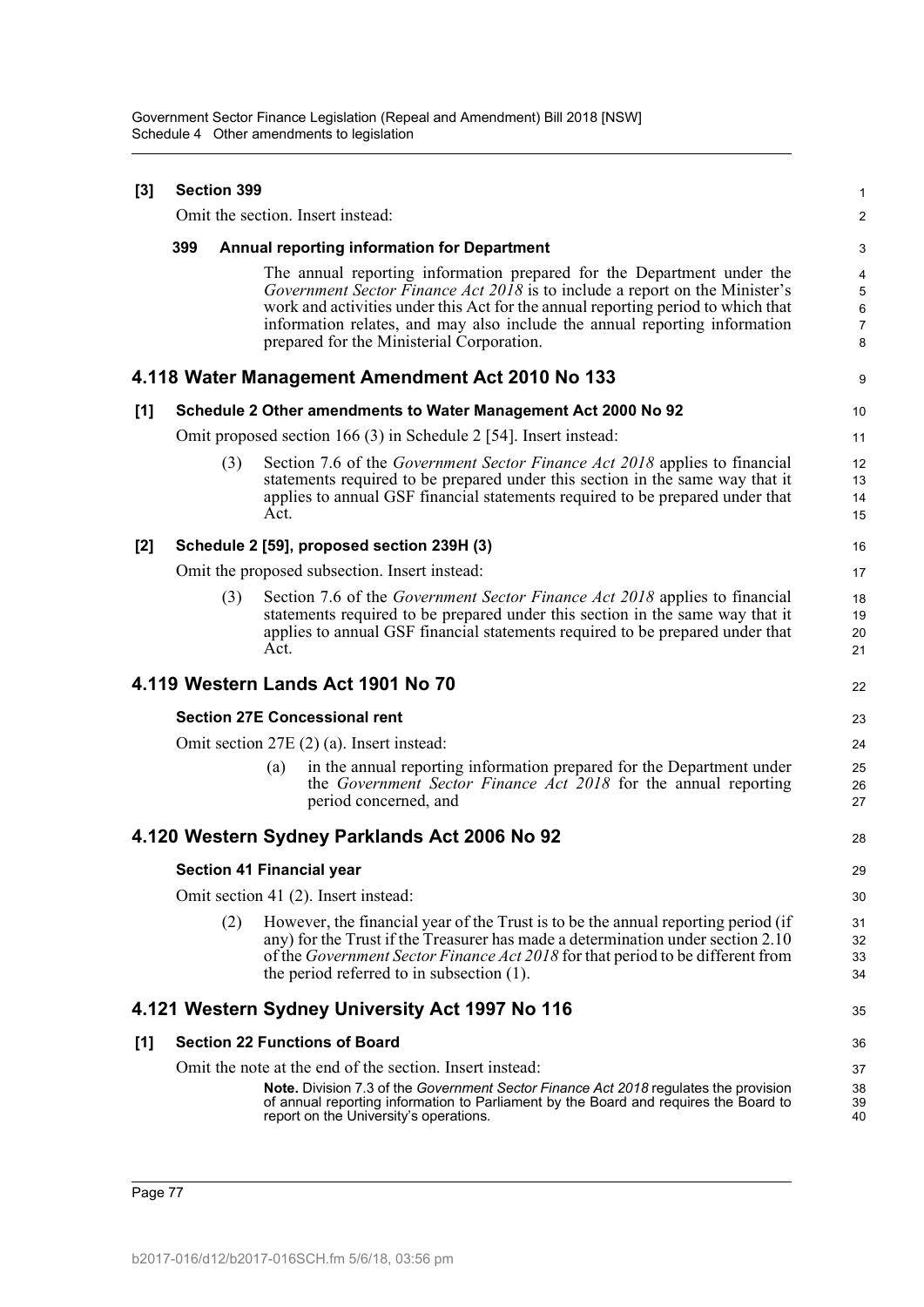### [3] Section 399

Omit the section. Insert instead:

#### 399 Annual reporting information for Department

The annual reporting information prepared for the Department under the *Government Sector Finance Act 2018* is to include a report on the Minister's work and activities under this Act for the annual reporting period to which that information relates, and may also include the annual reporting information prepared for the Ministerial Corporation.

## 4.118 Water Management Amendment Act 2010 No 133

### [1] Schedule 2 Other amendments to Water Management Act 2000 No 92

Omit proposed section 166 (3) in Schedule 2 [54]. Insert instead:

(3) Section 7.6 of the *Government Sector Finance Act 2018* applies to financial statements required to be prepared under this section in the same way that it applies to annual GSF financial statements required to be prepared under that Act.

### [2] Schedule 2 [59], proposed section 239H (3)

Omit the proposed subsection. Insert instead:

(3) Section 7.6 of the *Government Sector Finance Act 2018* applies to financial statements required to be prepared under this section in the same way that it applies to annual GSF financial statements required to be prepared under that Act.

## 4.119 Western Lands Act 1901 No 70

### Section 27E Concessional rent

Omit section 27E (2) (a). Insert instead:

(a) in the annual reporting information prepared for the Department under the *Government Sector Finance Act 2018* for the annual reporting period concerned, and

## 4.120 Western Sydney Parklands Act 2006 No 92

### Section 41 Financial year

Omit section 41 (2). Insert instead:

(2) However, the financial year of the Trust is to be the annual reporting period (if any) for the Trust if the Treasurer has made a determination under section 2.10 of the *Government Sector Finance Act 2018* for that period to be different from the period referred to in subsection (1).

## 4.121 Western Sydney University Act 1997 No 116

### [1] Section 22 Functions of Board

Omit the note at the end of the section. Insert instead:

**Note.** Division 7.3 of the *Government Sector Finance Act 2018* regulates the provision of annual reporting information to Parliament by the Board and requires the Board to report on the University's operations.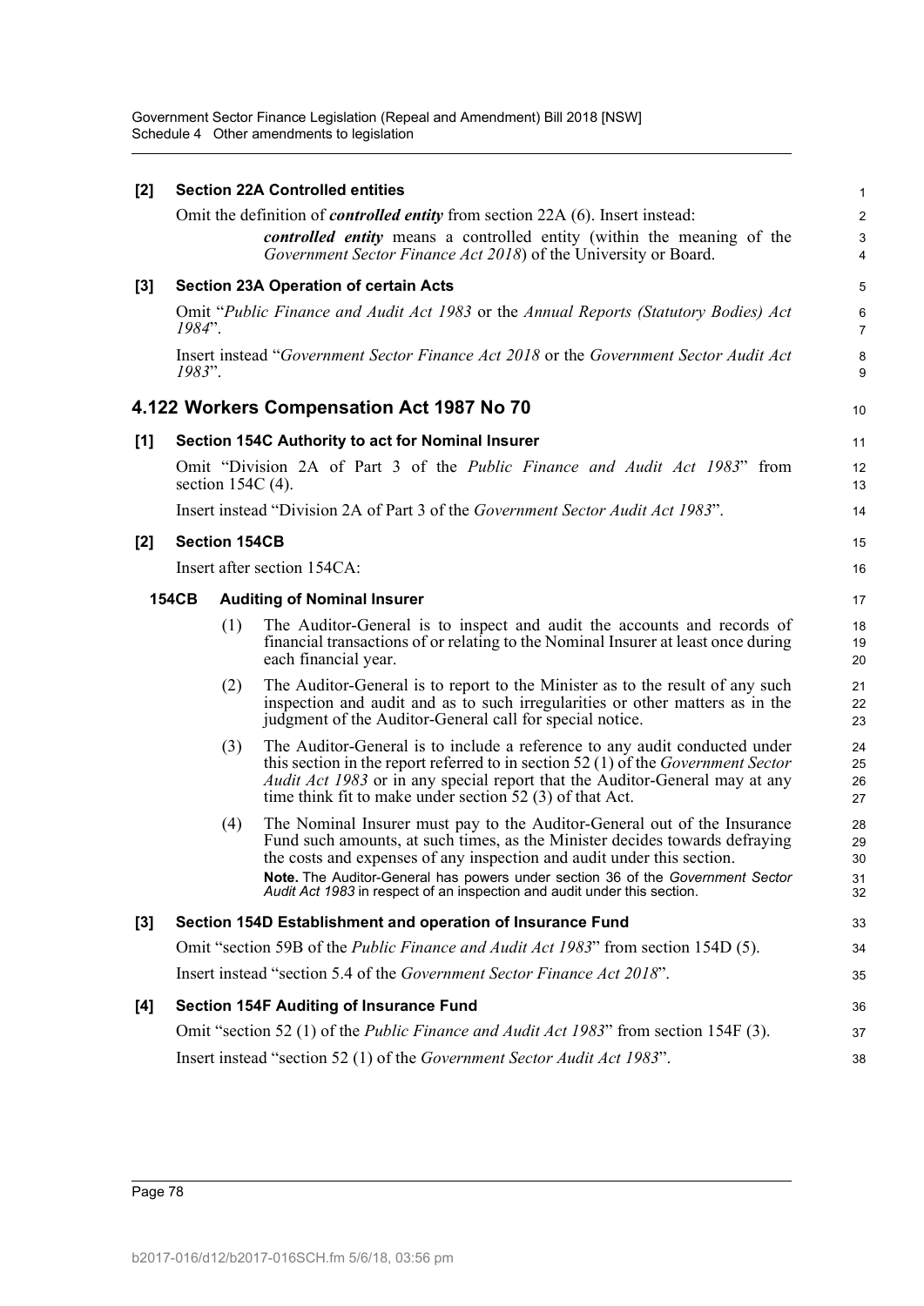**[2] Section 22A Controlled entities**

Omit the definition of ***controlled entity*** from section 22A (6). Insert instead:

> ***controlled entity*** means a controlled entity (within the meaning of the *Government Sector Finance Act 2018*) of the University or Board.

**[3] Section 23A Operation of certain Acts**

Omit "*Public Finance and Audit Act 1983* or the *Annual Reports (Statutory Bodies) Act 1984*".

Insert instead "*Government Sector Finance Act 2018* or the *Government Sector Audit Act 1983*".

## 4.122 Workers Compensation Act 1987 No 70

**[1] Section 154C Authority to act for Nominal Insurer**

Omit "Division 2A of Part 3 of the *Public Finance and Audit Act 1983*" from section 154C (4).

Insert instead "Division 2A of Part 3 of the *Government Sector Audit Act 1983*".

**[2] Section 154CB**

Insert after section 154CA:

**154CB Auditing of Nominal Insurer**

(1) The Auditor-General is to inspect and audit the accounts and records of financial transactions of or relating to the Nominal Insurer at least once during each financial year.

(2) The Auditor-General is to report to the Minister as to the result of any such inspection and audit and as to such irregularities or other matters as in the judgment of the Auditor-General call for special notice.

(3) The Auditor-General is to include a reference to any audit conducted under this section in the report referred to in section 52 (1) of the *Government Sector Audit Act 1983* or in any special report that the Auditor-General may at any time think fit to make under section 52 (3) of that Act.

(4) The Nominal Insurer must pay to the Auditor-General out of the Insurance Fund such amounts, at such times, as the Minister decides towards defraying the costs and expenses of any inspection and audit under this section.

**Note.** The Auditor-General has powers under section 36 of the *Government Sector Audit Act 1983* in respect of an inspection and audit under this section.

**[3] Section 154D Establishment and operation of Insurance Fund**

Omit "section 59B of the *Public Finance and Audit Act 1983*" from section 154D (5).

Insert instead "section 5.4 of the *Government Sector Finance Act 2018*".

**[4] Section 154F Auditing of Insurance Fund**

Omit "section 52 (1) of the *Public Finance and Audit Act 1983*" from section 154F (3).

Insert instead "section 52 (1) of the *Government Sector Audit Act 1983*".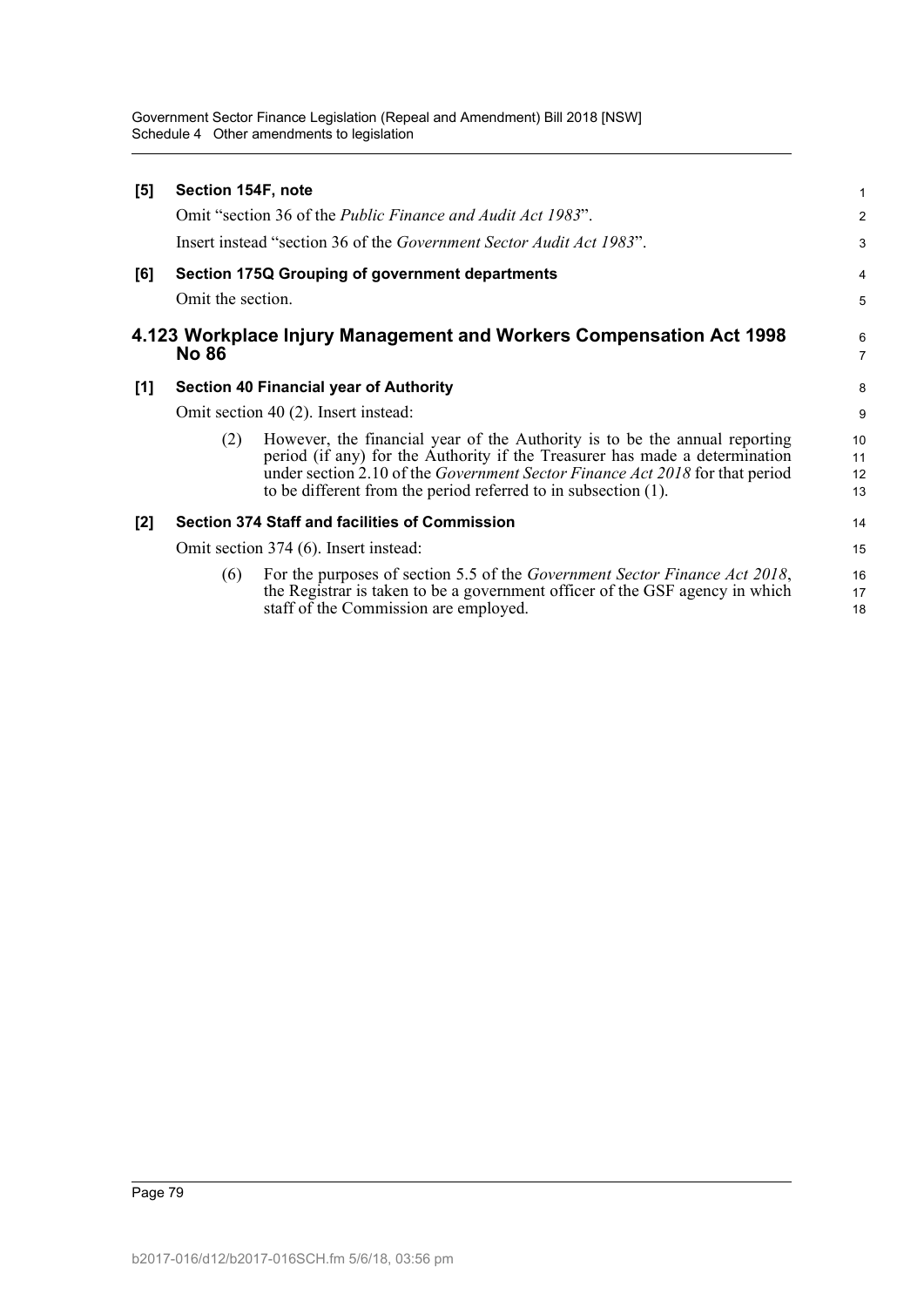**[5] Section 154F, note**

Omit "section 36 of the *Public Finance and Audit Act 1983*".

Insert instead "section 36 of the *Government Sector Audit Act 1983*".

**[6] Section 175Q Grouping of government departments**

Omit the section.

## 4.123 Workplace Injury Management and Workers Compensation Act 1998 No 86

**[1] Section 40 Financial year of Authority**

Omit section 40 (2). Insert instead:

> (2) However, the financial year of the Authority is to be the annual reporting period (if any) for the Authority if the Treasurer has made a determination under section 2.10 of the *Government Sector Finance Act 2018* for that period to be different from the period referred to in subsection (1).

**[2] Section 374 Staff and facilities of Commission**

Omit section 374 (6). Insert instead:

> (6) For the purposes of section 5.5 of the *Government Sector Finance Act 2018*, the Registrar is taken to be a government officer of the GSF agency in which staff of the Commission are employed.